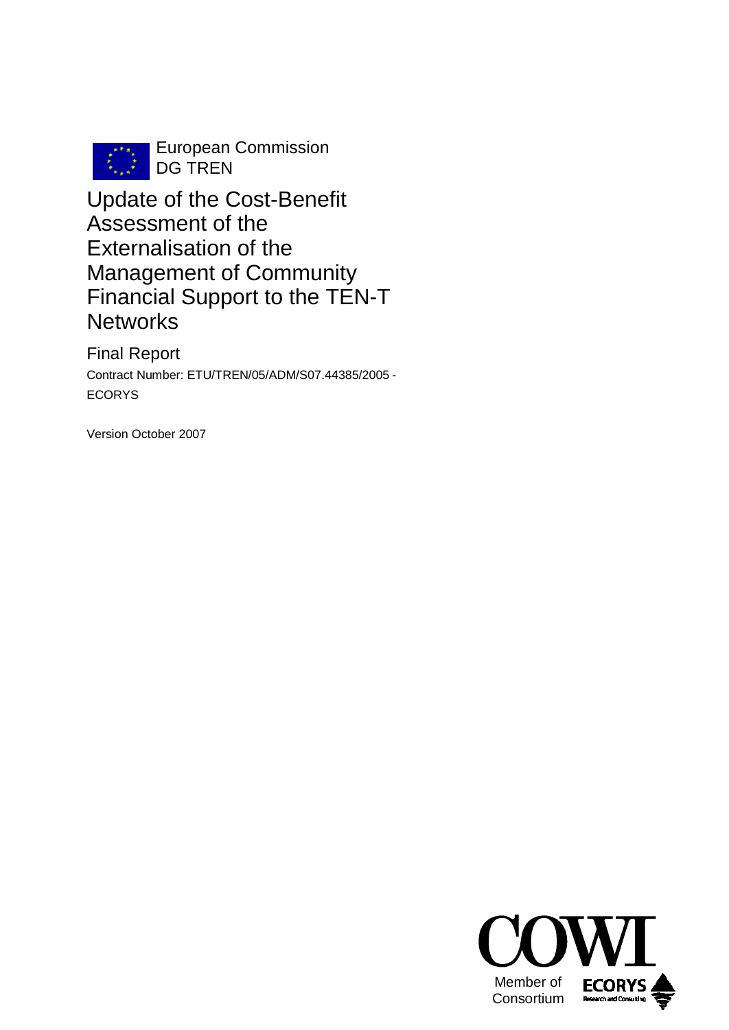European Commission
DG TREN

# Update of the Cost-Benefit Assessment of the Externalisation of the Management of Community Financial Support to the TEN-T Networks

## Final Report

Contract Number: ETU/TREN/05/ADM/S07.44385/2005 - ECORYS

Version October 2007

COWI

Member of Consortium

ECORYS Research and Consulting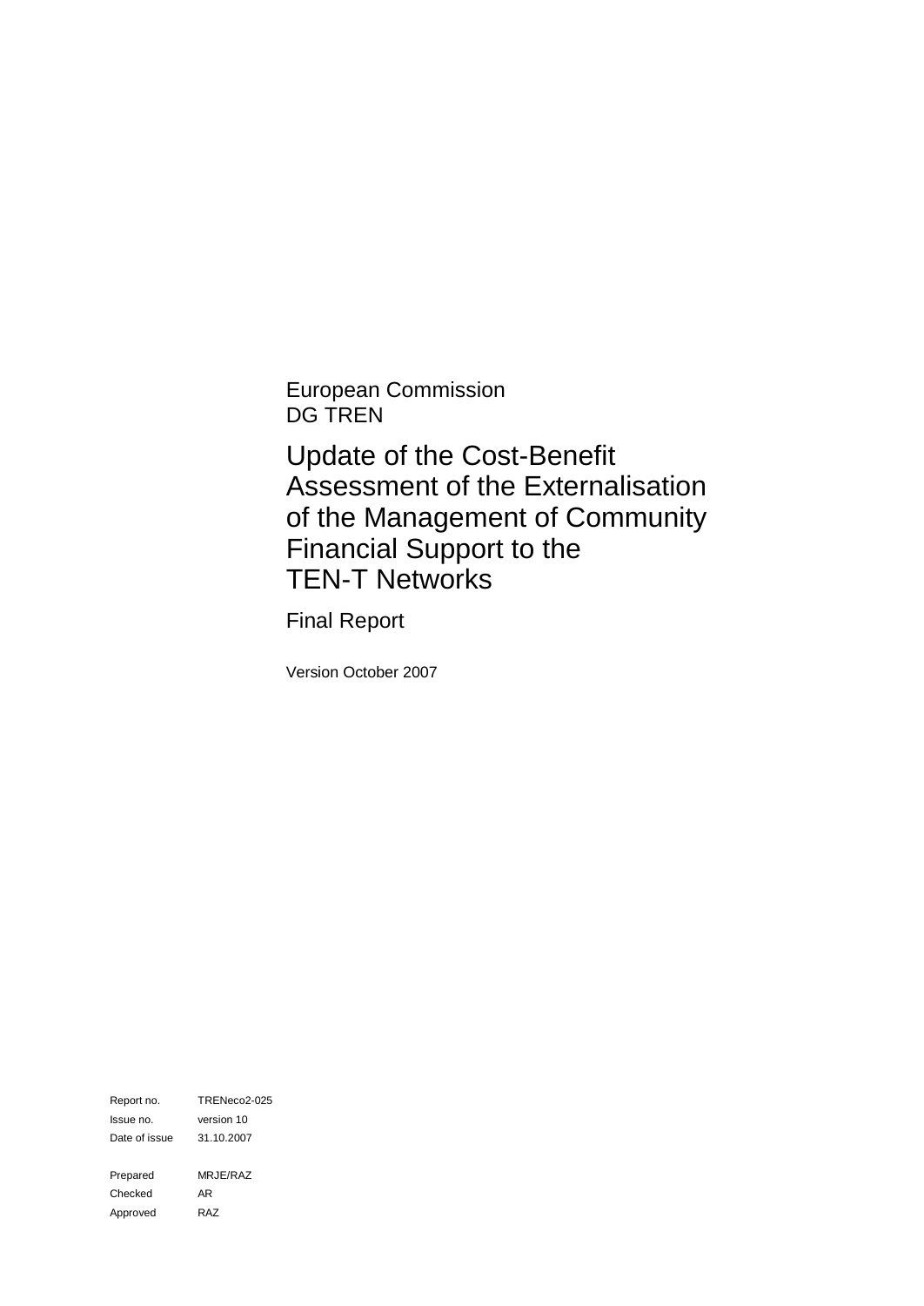European Commission
DG TREN

# Update of the Cost-Benefit Assessment of the Externalisation of the Management of Community Financial Support to the TEN-T Networks

Final Report

Version October 2007

| | |
|---|---|
| Report no. | TRENeco2-025 |
| Issue no. | version 10 |
| Date of issue | 31.10.2007 |
| | |
| Prepared | MRJE/RAZ |
| Checked | AR |
| Approved | RAZ |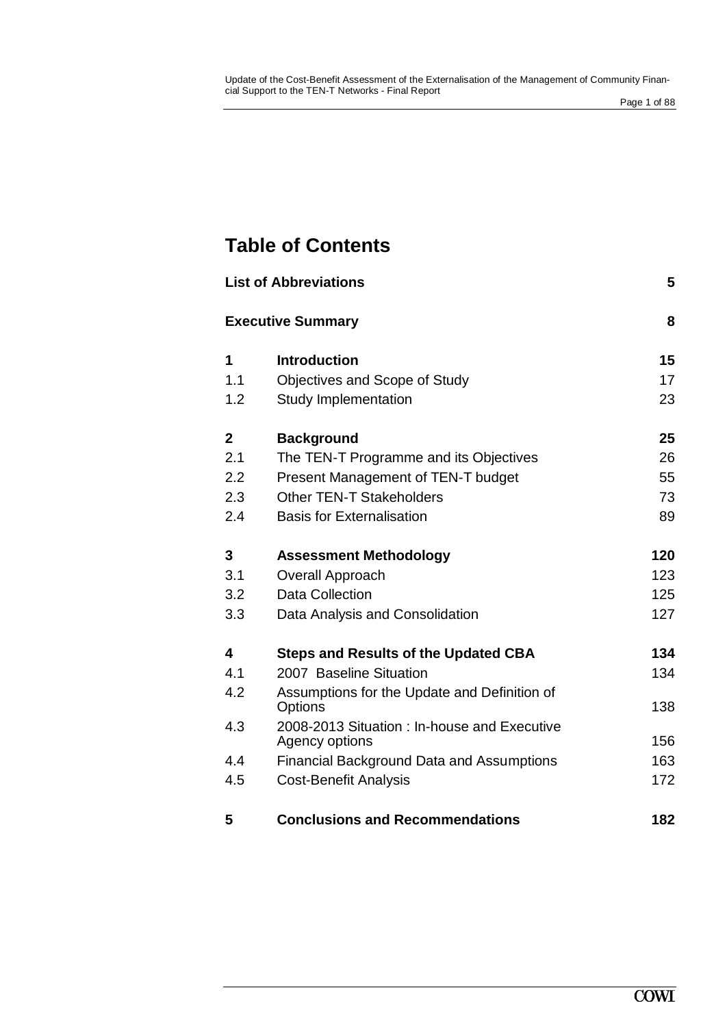# Table of Contents

| | | |
|---|---|---|
| **List of Abbreviations** | | **5** |
| **Executive Summary** | | **8** |
| **1** | **Introduction** | **15** |
| 1.1 | Objectives and Scope of Study | 17 |
| 1.2 | Study Implementation | 23 |
| **2** | **Background** | **25** |
| 2.1 | The TEN-T Programme and its Objectives | 26 |
| 2.2 | Present Management of TEN-T budget | 55 |
| 2.3 | Other TEN-T Stakeholders | 73 |
| 2.4 | Basis for Externalisation | 89 |
| **3** | **Assessment Methodology** | **120** |
| 3.1 | Overall Approach | 123 |
| 3.2 | Data Collection | 125 |
| 3.3 | Data Analysis and Consolidation | 127 |
| **4** | **Steps and Results of the Updated CBA** | **134** |
| 4.1 | 2007 Baseline Situation | 134 |
| 4.2 | Assumptions for the Update and Definition of Options | 138 |
| 4.3 | 2008-2013 Situation : In-house and Executive Agency options | 156 |
| 4.4 | Financial Background Data and Assumptions | 163 |
| 4.5 | Cost-Benefit Analysis | 172 |
| **5** | **Conclusions and Recommendations** | **182** |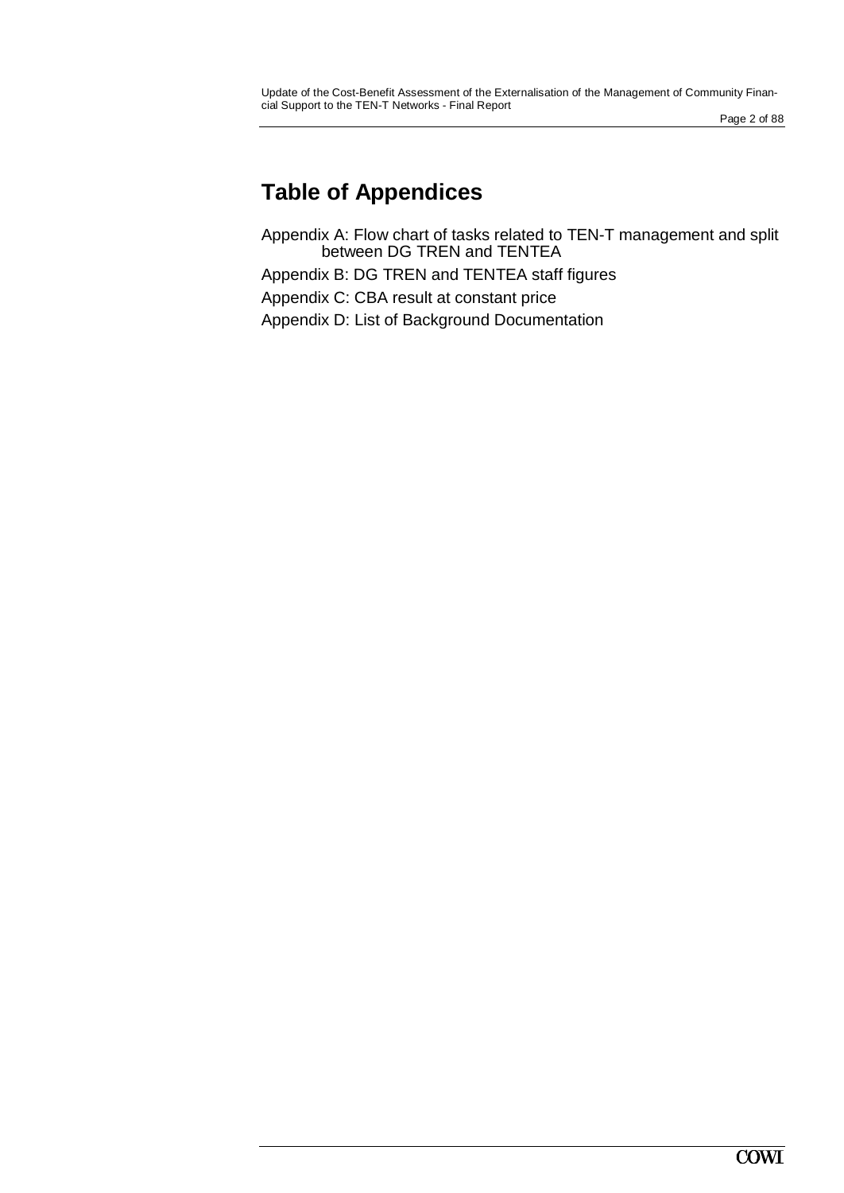# Table of Appendices

Appendix A: Flow chart of tasks related to TEN-T management and split between DG TREN and TENTEA

Appendix B: DG TREN and TENTEA staff figures

Appendix C: CBA result at constant price

Appendix D: List of Background Documentation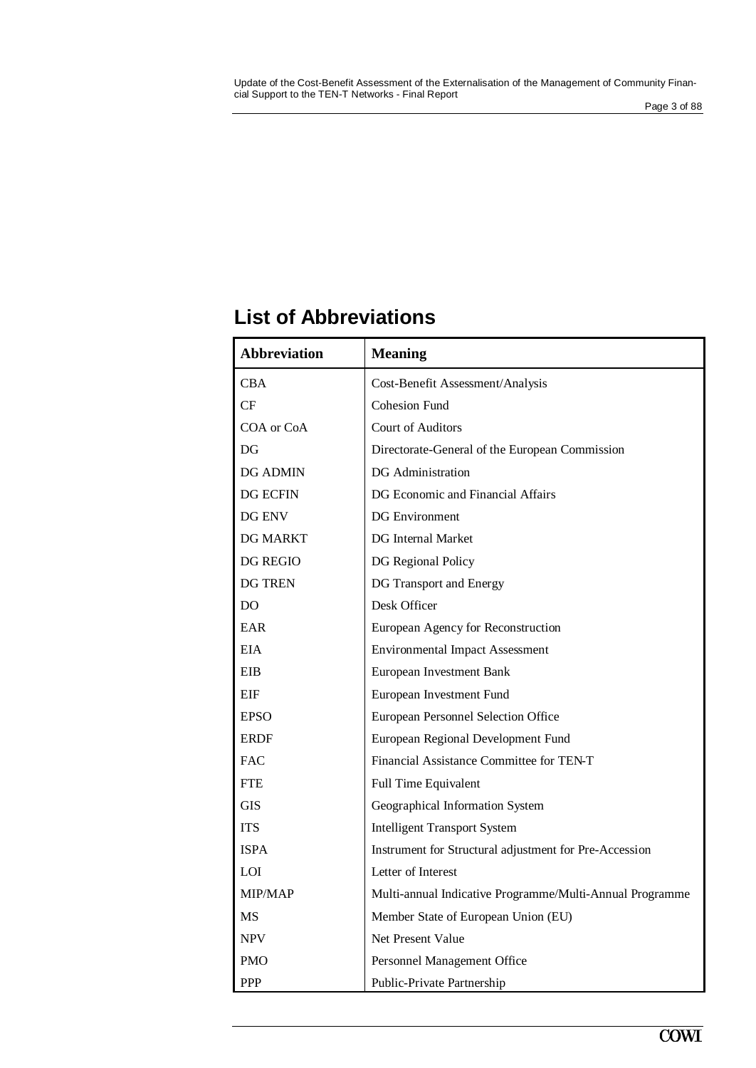# List of Abbreviations

| Abbreviation | Meaning |
|---|---|
| CBA | Cost-Benefit Assessment/Analysis |
| CF | Cohesion Fund |
| COA or CoA | Court of Auditors |
| DG | Directorate-General of the European Commission |
| DG ADMIN | DG Administration |
| DG ECFIN | DG Economic and Financial Affairs |
| DG ENV | DG Environment |
| DG MARKT | DG Internal Market |
| DG REGIO | DG Regional Policy |
| DG TREN | DG Transport and Energy |
| DO | Desk Officer |
| EAR | European Agency for Reconstruction |
| EIA | Environmental Impact Assessment |
| EIB | European Investment Bank |
| EIF | European Investment Fund |
| EPSO | European Personnel Selection Office |
| ERDF | European Regional Development Fund |
| FAC | Financial Assistance Committee for TEN-T |
| FTE | Full Time Equivalent |
| GIS | Geographical Information System |
| ITS | Intelligent Transport System |
| ISPA | Instrument for Structural adjustment for Pre-Accession |
| LOI | Letter of Interest |
| MIP/MAP | Multi-annual Indicative Programme/Multi-Annual Programme |
| MS | Member State of European Union (EU) |
| NPV | Net Present Value |
| PMO | Personnel Management Office |
| PPP | Public-Private Partnership |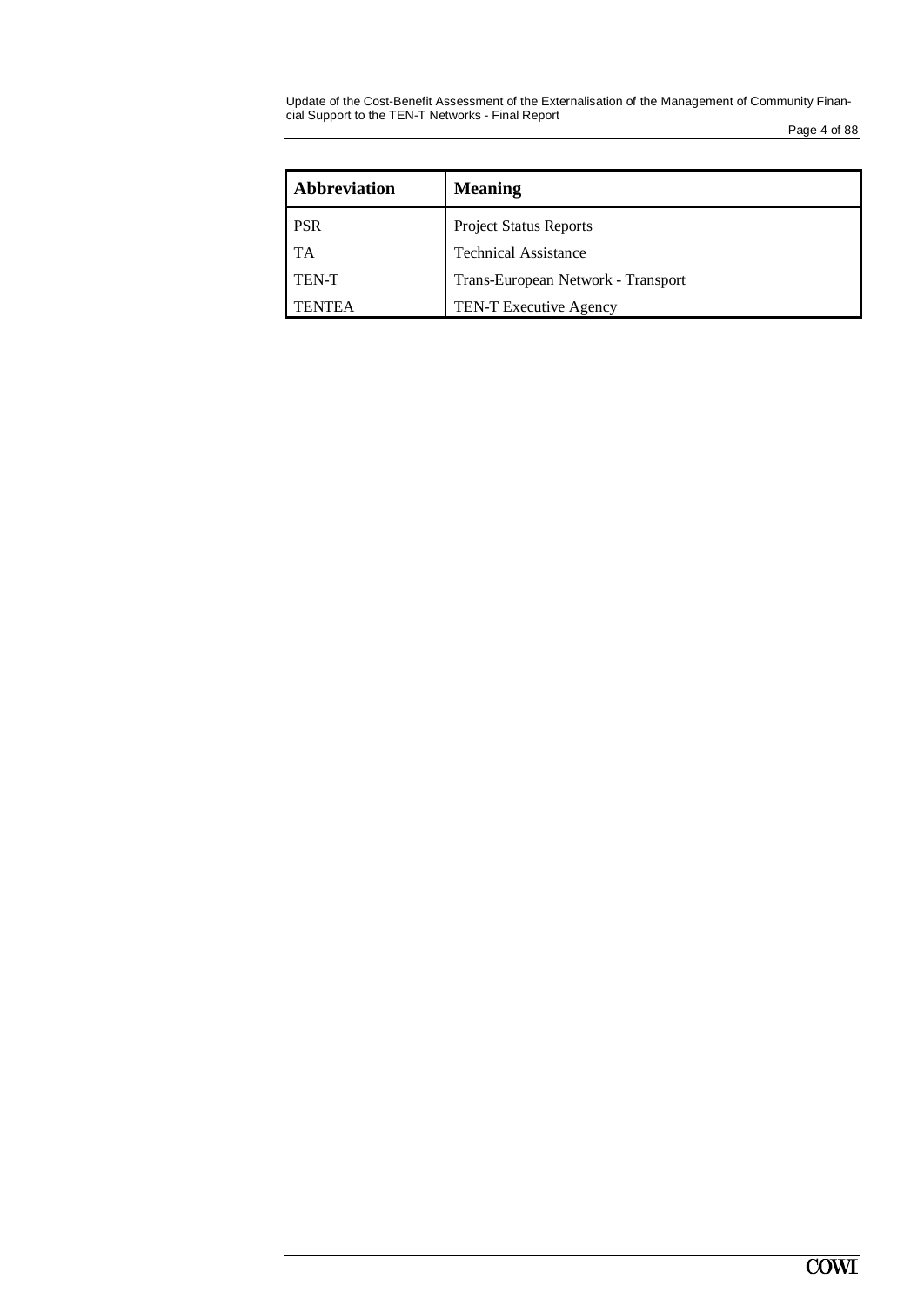| Abbreviation | Meaning |
|---|---|
| PSR | Project Status Reports |
| TA | Technical Assistance |
| TEN-T | Trans-European Network - Transport |
| TENTEA | TEN-T Executive Agency |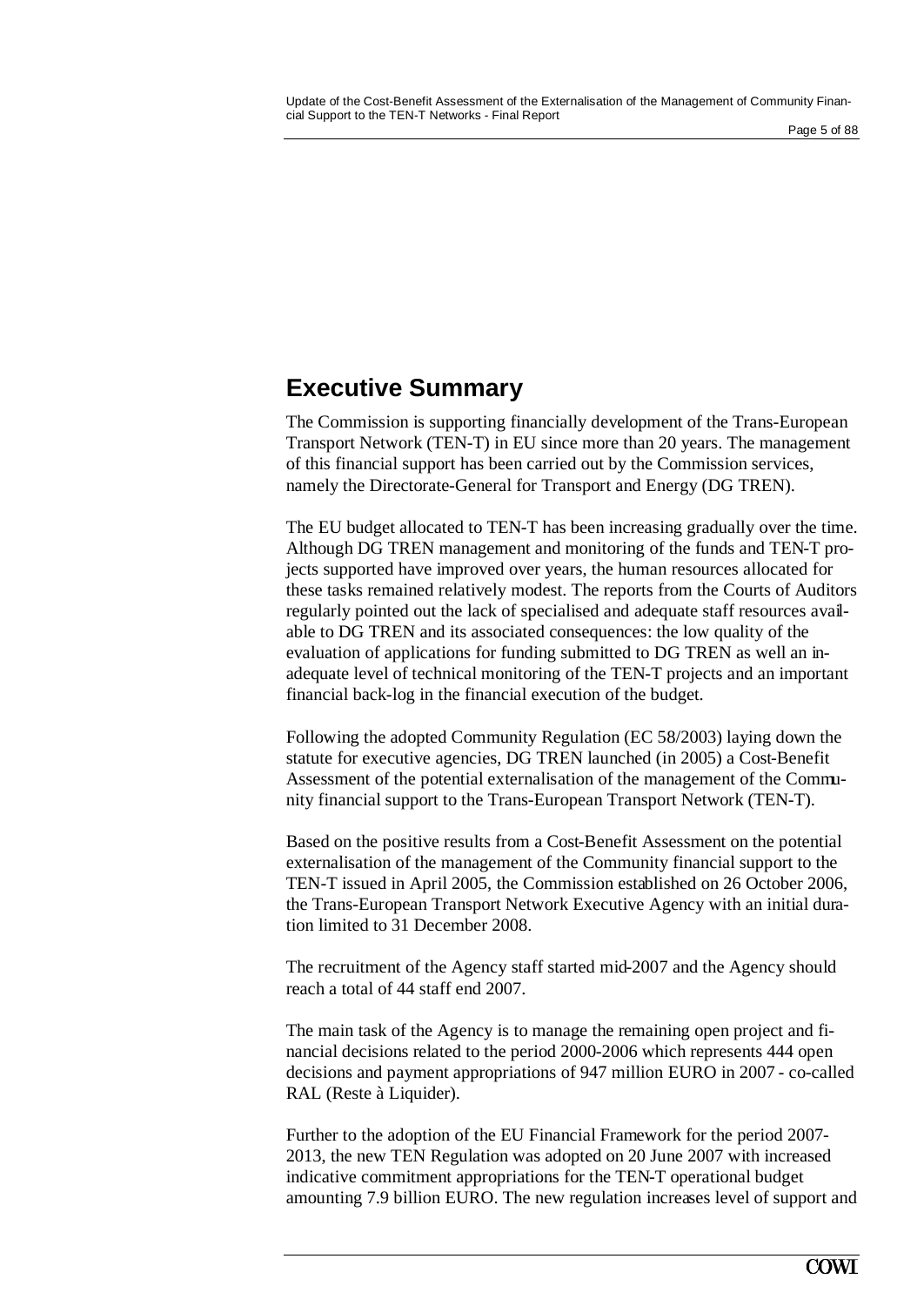# Executive Summary

The Commission is supporting financially development of the Trans-European Transport Network (TEN-T) in EU since more than 20 years. The management of this financial support has been carried out by the Commission services, namely the Directorate-General for Transport and Energy (DG TREN).

The EU budget allocated to TEN-T has been increasing gradually over the time. Although DG TREN management and monitoring of the funds and TEN-T projects supported have improved over years, the human resources allocated for these tasks remained relatively modest. The reports from the Courts of Auditors regularly pointed out the lack of specialised and adequate staff resources available to DG TREN and its associated consequences: the low quality of the evaluation of applications for funding submitted to DG TREN as well an inadequate level of technical monitoring of the TEN-T projects and an important financial back-log in the financial execution of the budget.

Following the adopted Community Regulation (EC 58/2003) laying down the statute for executive agencies, DG TREN launched (in 2005) a Cost-Benefit Assessment of the potential externalisation of the management of the Community financial support to the Trans-European Transport Network (TEN-T).

Based on the positive results from a Cost-Benefit Assessment on the potential externalisation of the management of the Community financial support to the TEN-T issued in April 2005, the Commission established on 26 October 2006, the Trans-European Transport Network Executive Agency with an initial duration limited to 31 December 2008.

The recruitment of the Agency staff started mid-2007 and the Agency should reach a total of 44 staff end 2007.

The main task of the Agency is to manage the remaining open project and financial decisions related to the period 2000-2006 which represents 444 open decisions and payment appropriations of 947 million EURO in 2007 - co-called RAL (Reste à Liquider).

Further to the adoption of the EU Financial Framework for the period 2007-2013, the new TEN Regulation was adopted on 20 June 2007 with increased indicative commitment appropriations for the TEN-T operational budget amounting 7.9 billion EURO. The new regulation increases level of support and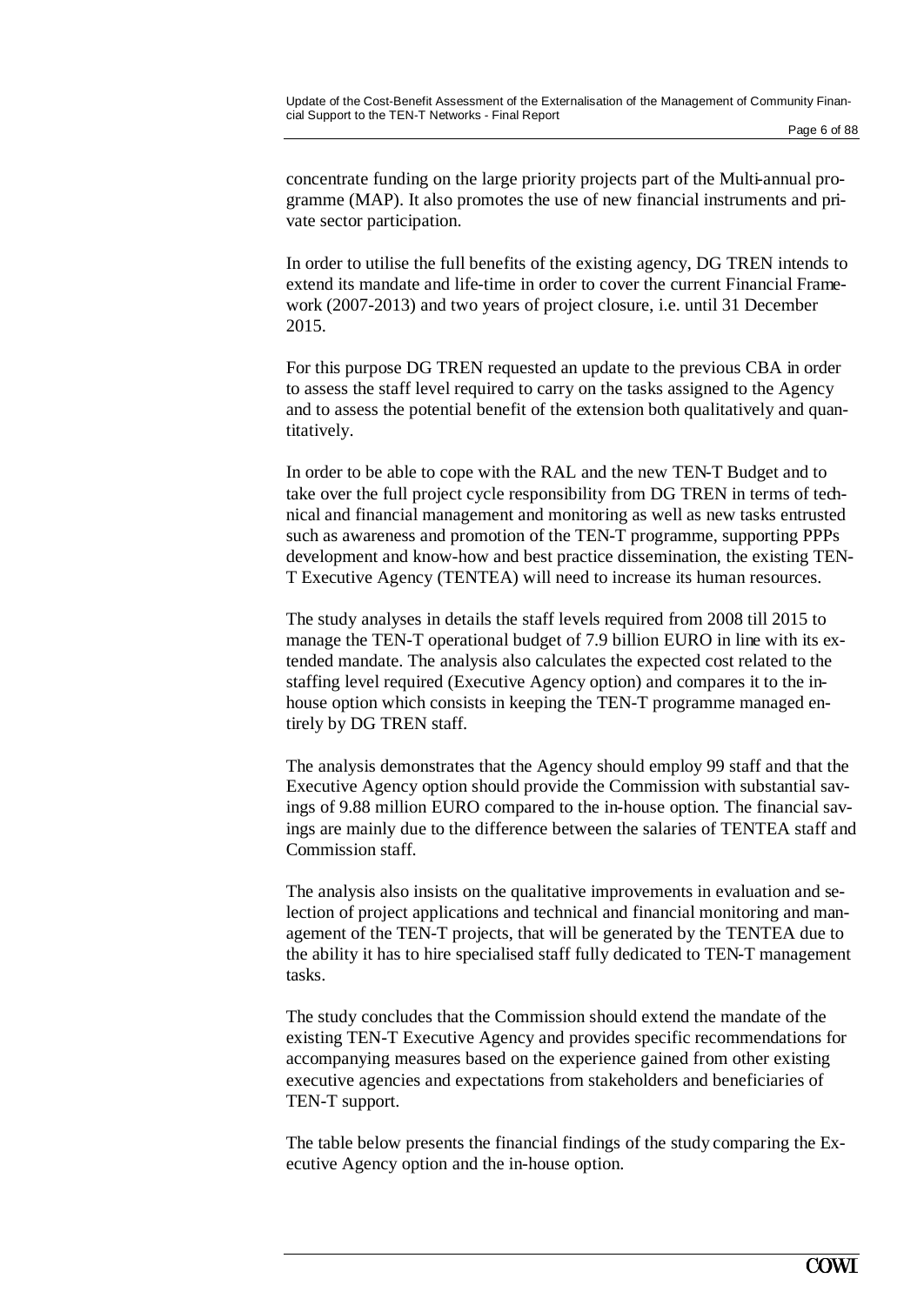concentrate funding on the large priority projects part of the Multi-annual programme (MAP). It also promotes the use of new financial instruments and private sector participation.

In order to utilise the full benefits of the existing agency, DG TREN intends to extend its mandate and life-time in order to cover the current Financial Framework (2007-2013) and two years of project closure, i.e. until 31 December 2015.

For this purpose DG TREN requested an update to the previous CBA in order to assess the staff level required to carry on the tasks assigned to the Agency and to assess the potential benefit of the extension both qualitatively and quantitatively.

In order to be able to cope with the RAL and the new TEN-T Budget and to take over the full project cycle responsibility from DG TREN in terms of technical and financial management and monitoring as well as new tasks entrusted such as awareness and promotion of the TEN-T programme, supporting PPPs development and know-how and best practice dissemination, the existing TEN-T Executive Agency (TENTEA) will need to increase its human resources.

The study analyses in details the staff levels required from 2008 till 2015 to manage the TEN-T operational budget of 7.9 billion EURO in line with its extended mandate. The analysis also calculates the expected cost related to the staffing level required (Executive Agency option) and compares it to the in-house option which consists in keeping the TEN-T programme managed entirely by DG TREN staff.

The analysis demonstrates that the Agency should employ 99 staff and that the Executive Agency option should provide the Commission with substantial savings of 9.88 million EURO compared to the in-house option. The financial savings are mainly due to the difference between the salaries of TENTEA staff and Commission staff.

The analysis also insists on the qualitative improvements in evaluation and selection of project applications and technical and financial monitoring and management of the TEN-T projects, that will be generated by the TENTEA due to the ability it has to hire specialised staff fully dedicated to TEN-T management tasks.

The study concludes that the Commission should extend the mandate of the existing TEN-T Executive Agency and provides specific recommendations for accompanying measures based on the experience gained from other existing executive agencies and expectations from stakeholders and beneficiaries of TEN-T support.

The table below presents the financial findings of the study comparing the Executive Agency option and the in-house option.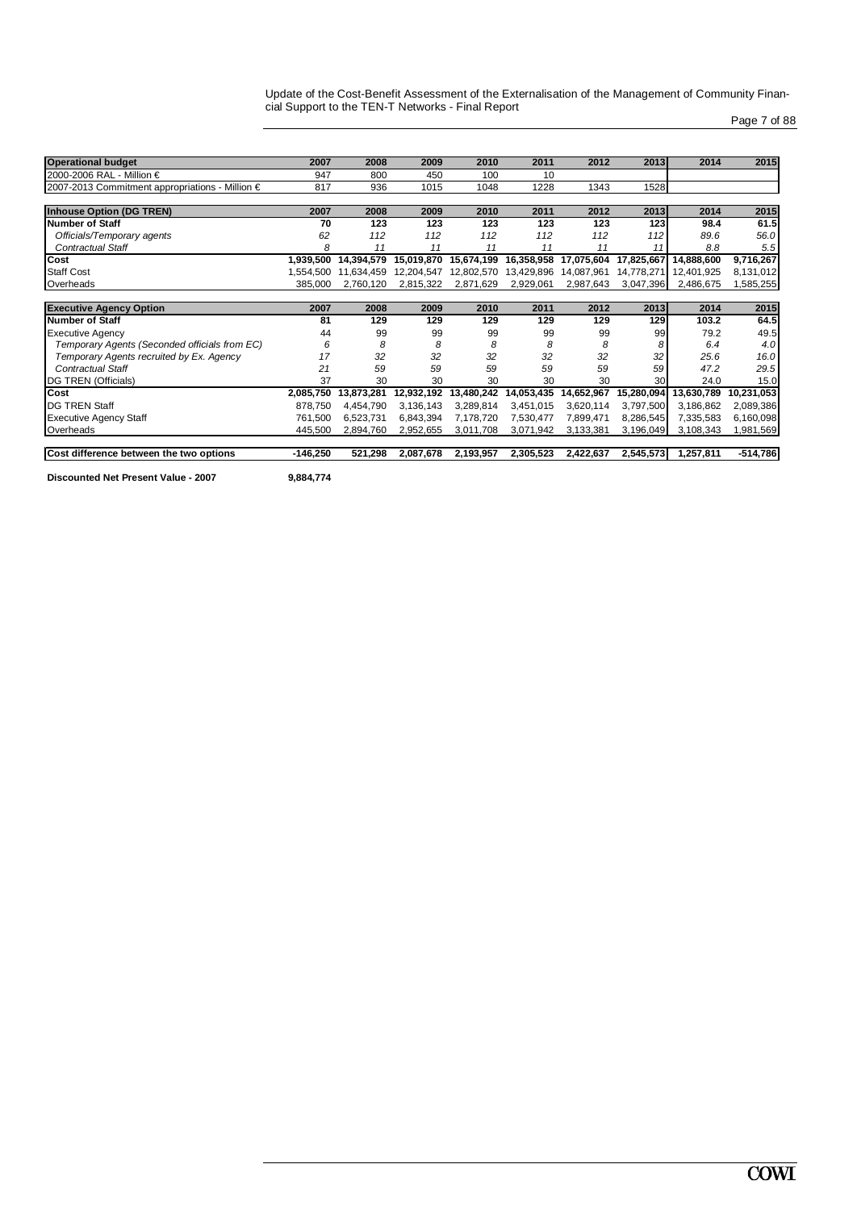| **Operational budget** | **2007** | **2008** | **2009** | **2010** | **2011** | **2012** | **2013** | **2014** | **2015** |
|---|---|---|---|---|---|---|---|---|---|
| 2000-2006 RAL - Million € | 947 | 800 | 450 | 100 | 10 | | | | |
| 2007-2013 Commitment appropriations - Million € | 817 | 936 | 1015 | 1048 | 1228 | 1343 | 1528 | | |

| **Inhouse Option (DG TREN)** | **2007** | **2008** | **2009** | **2010** | **2011** | **2012** | **2013** | **2014** | **2015** |
|---|---|---|---|---|---|---|---|---|---|
| **Number of Staff** | **70** | **123** | **123** | **123** | **123** | **123** | **123** | **98.4** | **61.5** |
| *Officials/Temporary agents* | *62* | *112* | *112* | *112* | *112* | *112* | *112* | *89.6* | *56.0* |
| *Contractual Staff* | *8* | *11* | *11* | *11* | *11* | *11* | *11* | *8.8* | *5.5* |
| **Cost** | **1,939,500** | **14,394,579** | **15,019,870** | **15,674,199** | **16,358,958** | **17,075,604** | **17,825,667** | **14,888,600** | **9,716,267** |
| Staff Cost | 1,554,500 | 11,634,459 | 12,204,547 | 12,802,570 | 13,429,896 | 14,087,961 | 14,778,271 | 12,401,925 | 8,131,012 |
| Overheads | 385,000 | 2,760,120 | 2,815,322 | 2,871,629 | 2,929,061 | 2,987,643 | 3,047,396 | 2,486,675 | 1,585,255 |

| **Executive Agency Option** | **2007** | **2008** | **2009** | **2010** | **2011** | **2012** | **2013** | **2014** | **2015** |
|---|---|---|---|---|---|---|---|---|---|
| **Number of Staff** | **81** | **129** | **129** | **129** | **129** | **129** | **129** | **103.2** | **64.5** |
| Executive Agency | 44 | 99 | 99 | 99 | 99 | 99 | 99 | 79.2 | 49.5 |
| *Temporary Agents (Seconded officials from EC)* | *6* | *8* | *8* | *8* | *8* | *8* | *8* | *6.4* | *4.0* |
| *Temporary Agents recruited by Ex. Agency* | *17* | *32* | *32* | *32* | *32* | *32* | *32* | *25.6* | *16.0* |
| *Contractual Staff* | *21* | *59* | *59* | *59* | *59* | *59* | *59* | *47.2* | *29.5* |
| DG TREN (Officials) | 37 | 30 | 30 | 30 | 30 | 30 | 30 | 24.0 | 15.0 |
| **Cost** | **2,085,750** | **13,873,281** | **12,932,192** | **13,480,242** | **14,053,435** | **14,652,967** | **15,280,094** | **13,630,789** | **10,231,053** |
| DG TREN Staff | 878,750 | 4,454,790 | 3,136,143 | 3,289,814 | 3,451,015 | 3,620,114 | 3,797,500 | 3,186,862 | 2,089,386 |
| Executive Agency Staff | 761,500 | 6,523,731 | 6,843,394 | 7,178,720 | 7,530,477 | 7,899,471 | 8,286,545 | 7,335,583 | 6,160,098 |
| Overheads | 445,500 | 2,894,760 | 2,952,655 | 3,011,708 | 3,071,942 | 3,133,381 | 3,196,049 | 3,108,343 | 1,981,569 |

| **Cost difference between the two options** | **-146,250** | **521,298** | **2,087,678** | **2,193,957** | **2,305,523** | **2,422,637** | **2,545,573** | **1,257,811** | **-514,786** |
|---|---|---|---|---|---|---|---|---|---|

**Discounted Net Present Value - 2007** **9,884,774**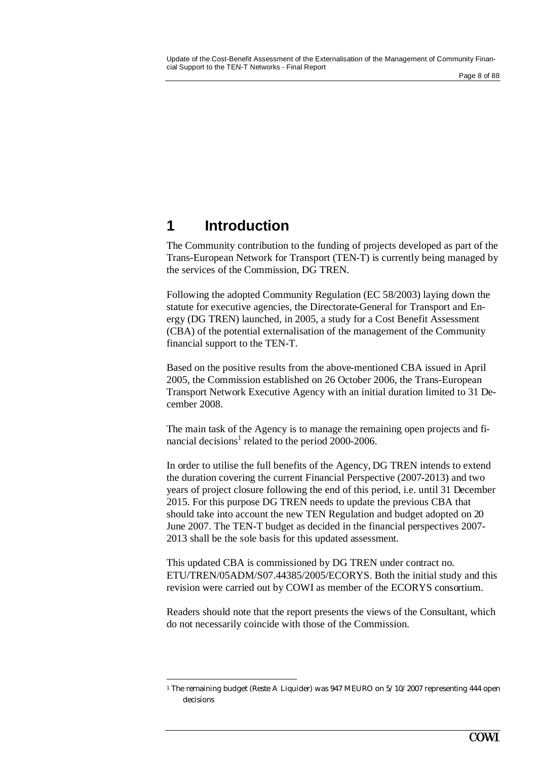# 1 Introduction

The Community contribution to the funding of projects developed as part of the Trans-European Network for Transport (TEN-T) is currently being managed by the services of the Commission, DG TREN.

Following the adopted Community Regulation (EC 58/2003) laying down the statute for executive agencies, the Directorate-General for Transport and Energy (DG TREN) launched, in 2005, a study for a Cost Benefit Assessment (CBA) of the potential externalisation of the management of the Community financial support to the TEN-T.

Based on the positive results from the above-mentioned CBA issued in April 2005, the Commission established on 26 October 2006, the Trans-European Transport Network Executive Agency with an initial duration limited to 31 December 2008.

The main task of the Agency is to manage the remaining open projects and financial decisions[1] related to the period 2000-2006.

In order to utilise the full benefits of the Agency, DG TREN intends to extend the duration covering the current Financial Perspective (2007-2013) and two years of project closure following the end of this period, i.e. until 31 December 2015. For this purpose DG TREN needs to update the previous CBA that should take into account the new TEN Regulation and budget adopted on 20 June 2007. The TEN-T budget as decided in the financial perspectives 2007-2013 shall be the sole basis for this updated assessment.

This updated CBA is commissioned by DG TREN under contract no. ETU/TREN/05ADM/S07.44385/2005/ECORYS. Both the initial study and this revision were carried out by COWI as member of the ECORYS consortium.

Readers should note that the report presents the views of the Consultant, which do not necessarily coincide with those of the Commission.

---

[1] The remaining budget (Reste A Liquider) was 947 MEURO on 5/10/2007 representing 444 open decisions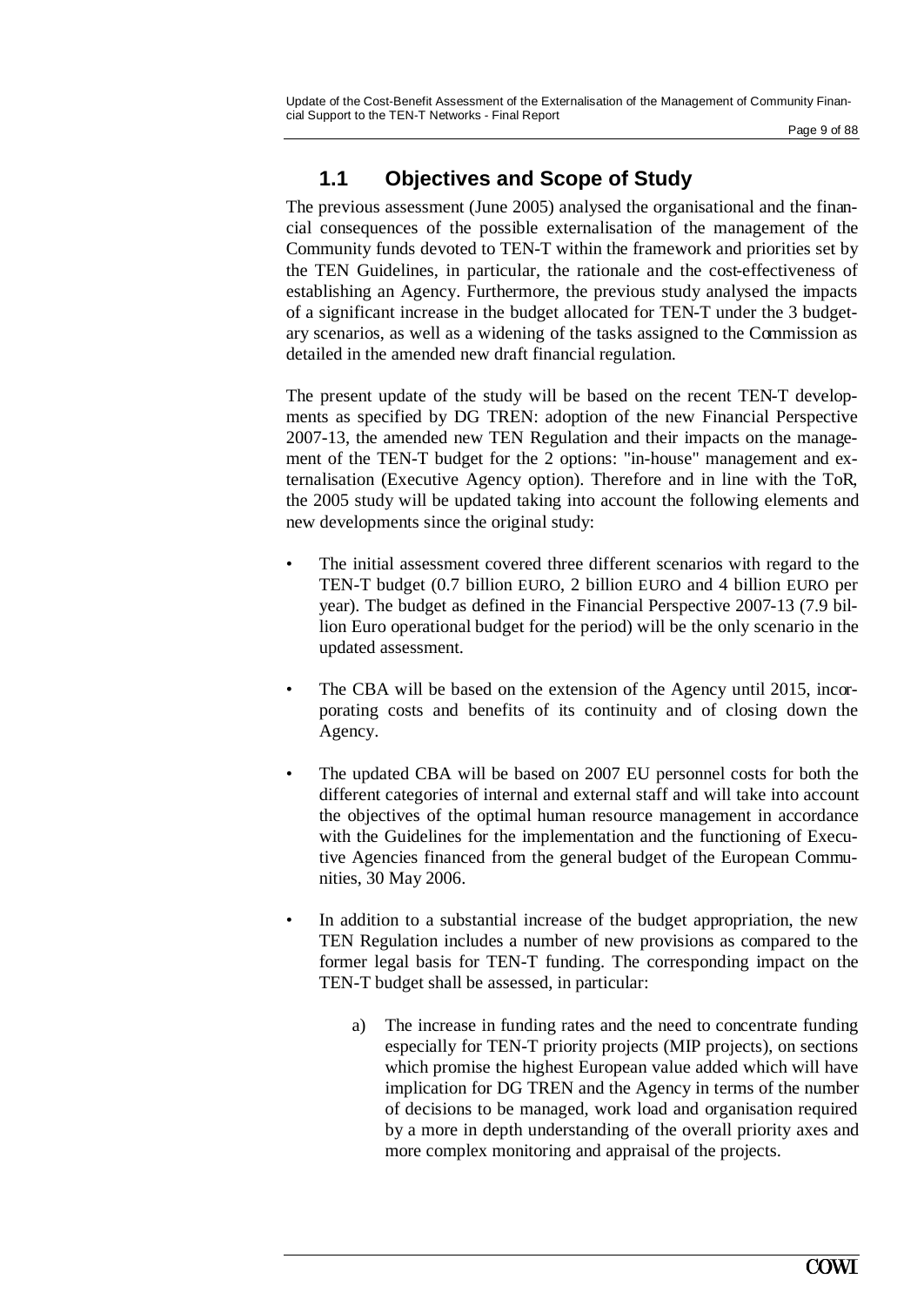## 1.1 Objectives and Scope of Study

The previous assessment (June 2005) analysed the organisational and the financial consequences of the possible externalisation of the management of the Community funds devoted to TEN-T within the framework and priorities set by the TEN Guidelines, in particular, the rationale and the cost-effectiveness of establishing an Agency. Furthermore, the previous study analysed the impacts of a significant increase in the budget allocated for TEN-T under the 3 budgetary scenarios, as well as a widening of the tasks assigned to the Commission as detailed in the amended new draft financial regulation.

The present update of the study will be based on the recent TEN-T developments as specified by DG TREN: adoption of the new Financial Perspective 2007-13, the amended new TEN Regulation and their impacts on the management of the TEN-T budget for the 2 options: "in-house" management and externalisation (Executive Agency option). Therefore and in line with the ToR, the 2005 study will be updated taking into account the following elements and new developments since the original study:

- The initial assessment covered three different scenarios with regard to the TEN-T budget (0.7 billion EURO, 2 billion EURO and 4 billion EURO per year). The budget as defined in the Financial Perspective 2007-13 (7.9 billion Euro operational budget for the period) will be the only scenario in the updated assessment.

- The CBA will be based on the extension of the Agency until 2015, incorporating costs and benefits of its continuity and of closing down the Agency.

- The updated CBA will be based on 2007 EU personnel costs for both the different categories of internal and external staff and will take into account the objectives of the optimal human resource management in accordance with the Guidelines for the implementation and the functioning of Executive Agencies financed from the general budget of the European Communities, 30 May 2006.

- In addition to a substantial increase of the budget appropriation, the new TEN Regulation includes a number of new provisions as compared to the former legal basis for TEN-T funding. The corresponding impact on the TEN-T budget shall be assessed, in particular:

    a) The increase in funding rates and the need to concentrate funding especially for TEN-T priority projects (MIP projects), on sections which promise the highest European value added which will have implication for DG TREN and the Agency in terms of the number of decisions to be managed, work load and organisation required by a more in depth understanding of the overall priority axes and more complex monitoring and appraisal of the projects.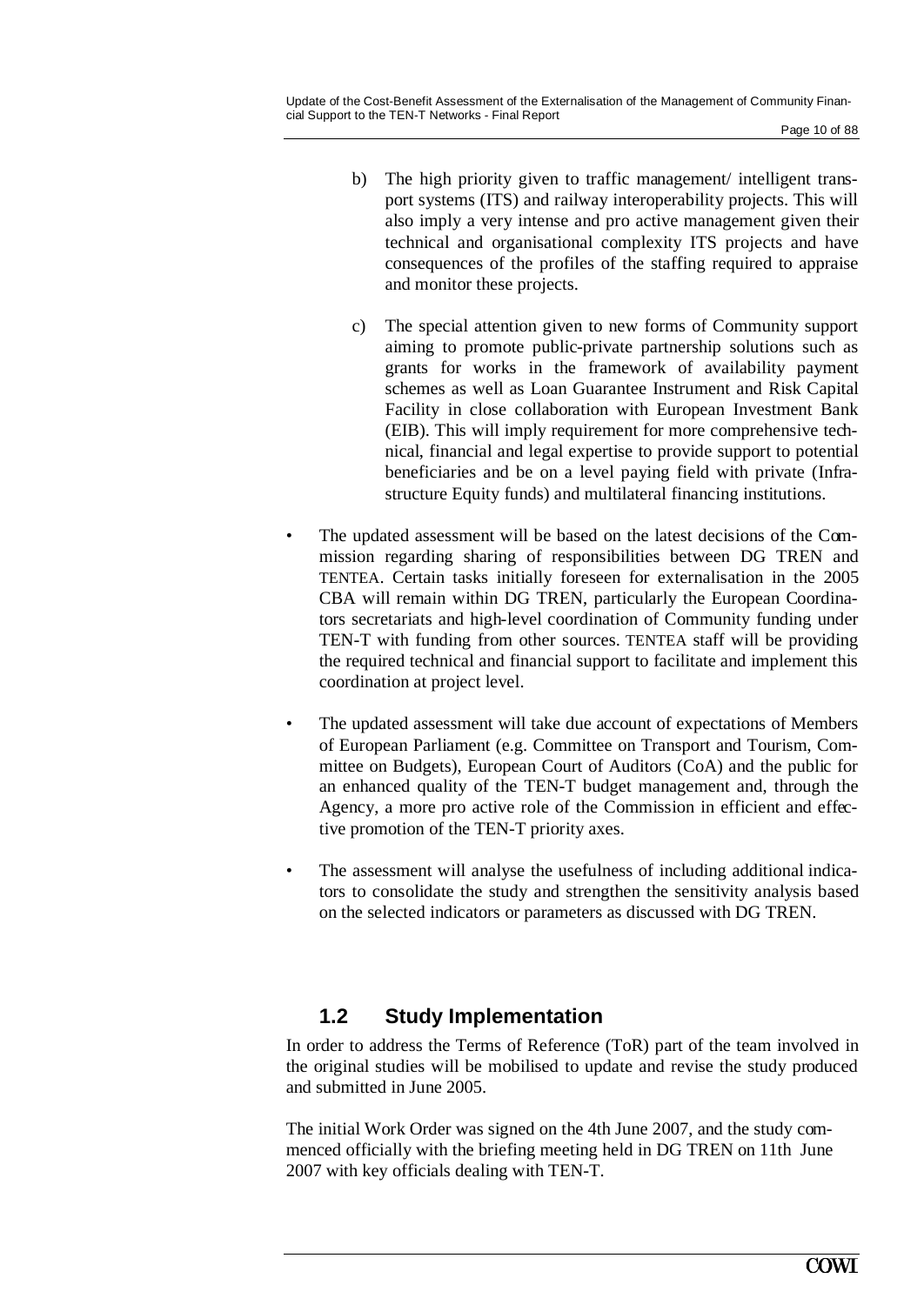b) The high priority given to traffic management/ intelligent transport systems (ITS) and railway interoperability projects. This will also imply a very intense and pro active management given their technical and organisational complexity ITS projects and have consequences of the profiles of the staffing required to appraise and monitor these projects.

c) The special attention given to new forms of Community support aiming to promote public-private partnership solutions such as grants for works in the framework of availability payment schemes as well as Loan Guarantee Instrument and Risk Capital Facility in close collaboration with European Investment Bank (EIB). This will imply requirement for more comprehensive technical, financial and legal expertise to provide support to potential beneficiaries and be on a level paying field with private (Infrastructure Equity funds) and multilateral financing institutions.

- The updated assessment will be based on the latest decisions of the Commission regarding sharing of responsibilities between DG TREN and TENTEA. Certain tasks initially foreseen for externalisation in the 2005 CBA will remain within DG TREN, particularly the European Coordinators secretariats and high-level coordination of Community funding under TEN-T with funding from other sources. TENTEA staff will be providing the required technical and financial support to facilitate and implement this coordination at project level.

- The updated assessment will take due account of expectations of Members of European Parliament (e.g. Committee on Transport and Tourism, Committee on Budgets), European Court of Auditors (CoA) and the public for an enhanced quality of the TEN-T budget management and, through the Agency, a more pro active role of the Commission in efficient and effective promotion of the TEN-T priority axes.

- The assessment will analyse the usefulness of including additional indicators to consolidate the study and strengthen the sensitivity analysis based on the selected indicators or parameters as discussed with DG TREN.

## 1.2 Study Implementation

In order to address the Terms of Reference (ToR) part of the team involved in the original studies will be mobilised to update and revise the study produced and submitted in June 2005.

The initial Work Order was signed on the 4th June 2007, and the study commenced officially with the briefing meeting held in DG TREN on 11th June 2007 with key officials dealing with TEN-T.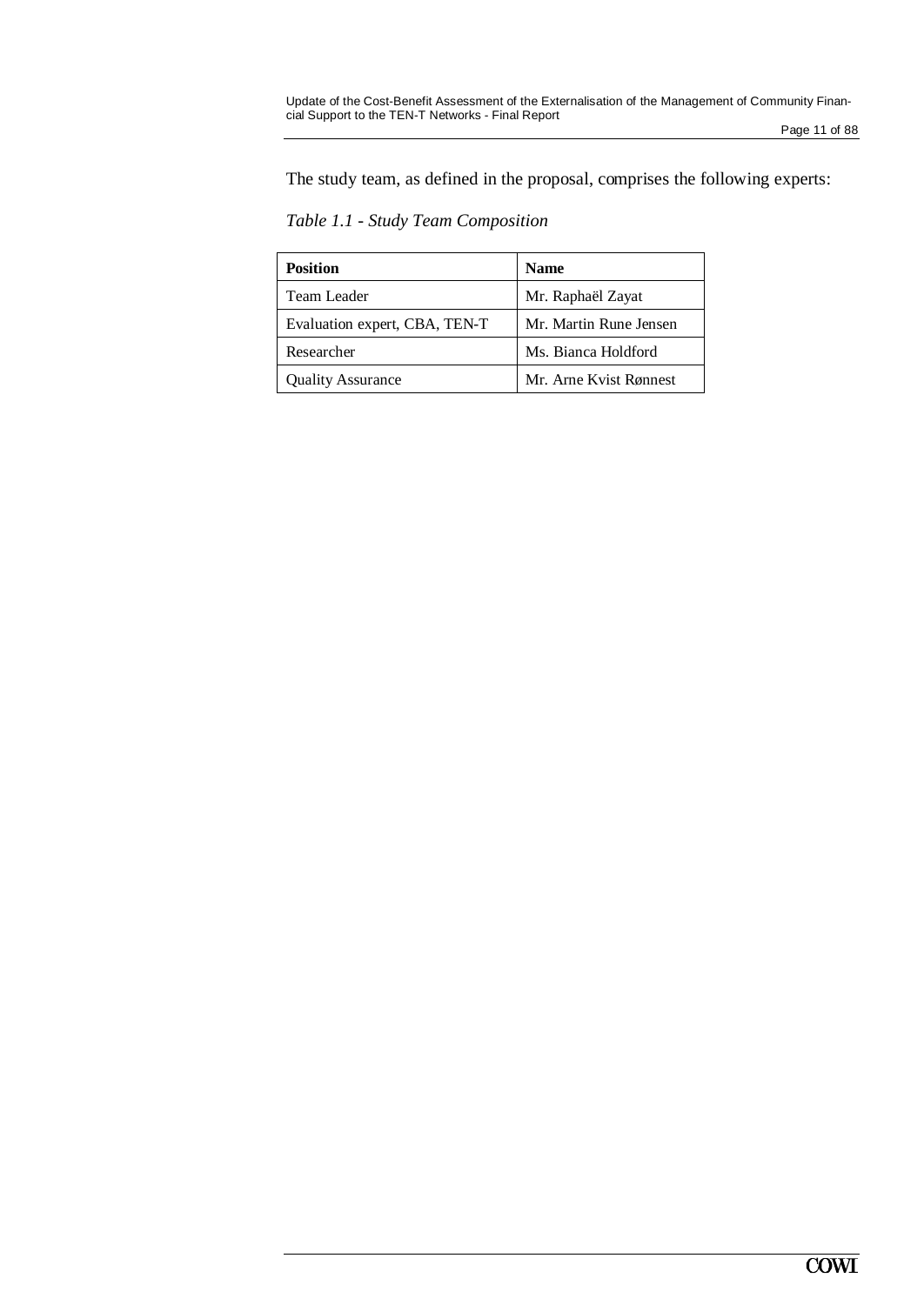The study team, as defined in the proposal, comprises the following experts:

*Table 1.1 - Study Team Composition*

| Position | Name |
|---|---|
| Team Leader | Mr. Raphaël Zayat |
| Evaluation expert, CBA, TEN-T | Mr. Martin Rune Jensen |
| Researcher | Ms. Bianca Holdford |
| Quality Assurance | Mr. Arne Kvist Rønnest |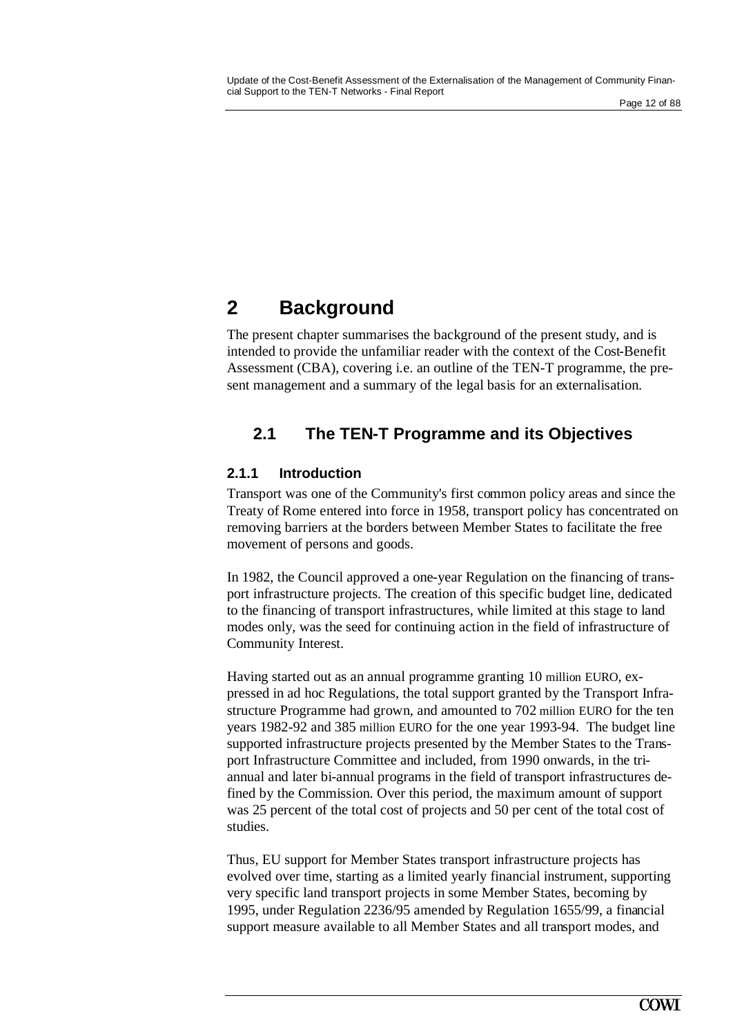# 2 Background

The present chapter summarises the background of the present study, and is intended to provide the unfamiliar reader with the context of the Cost-Benefit Assessment (CBA), covering i.e. an outline of the TEN-T programme, the present management and a summary of the legal basis for an externalisation.

## 2.1 The TEN-T Programme and its Objectives

### 2.1.1 Introduction

Transport was one of the Community's first common policy areas and since the Treaty of Rome entered into force in 1958, transport policy has concentrated on removing barriers at the borders between Member States to facilitate the free movement of persons and goods.

In 1982, the Council approved a one-year Regulation on the financing of transport infrastructure projects. The creation of this specific budget line, dedicated to the financing of transport infrastructures, while limited at this stage to land modes only, was the seed for continuing action in the field of infrastructure of Community Interest.

Having started out as an annual programme granting 10 million EURO, expressed in ad hoc Regulations, the total support granted by the Transport Infrastructure Programme had grown, and amounted to 702 million EURO for the ten years 1982-92 and 385 million EURO for the one year 1993-94. The budget line supported infrastructure projects presented by the Member States to the Transport Infrastructure Committee and included, from 1990 onwards, in the tri-annual and later bi-annual programs in the field of transport infrastructures defined by the Commission. Over this period, the maximum amount of support was 25 percent of the total cost of projects and 50 per cent of the total cost of studies.

Thus, EU support for Member States transport infrastructure projects has evolved over time, starting as a limited yearly financial instrument, supporting very specific land transport projects in some Member States, becoming by 1995, under Regulation 2236/95 amended by Regulation 1655/99, a financial support measure available to all Member States and all transport modes, and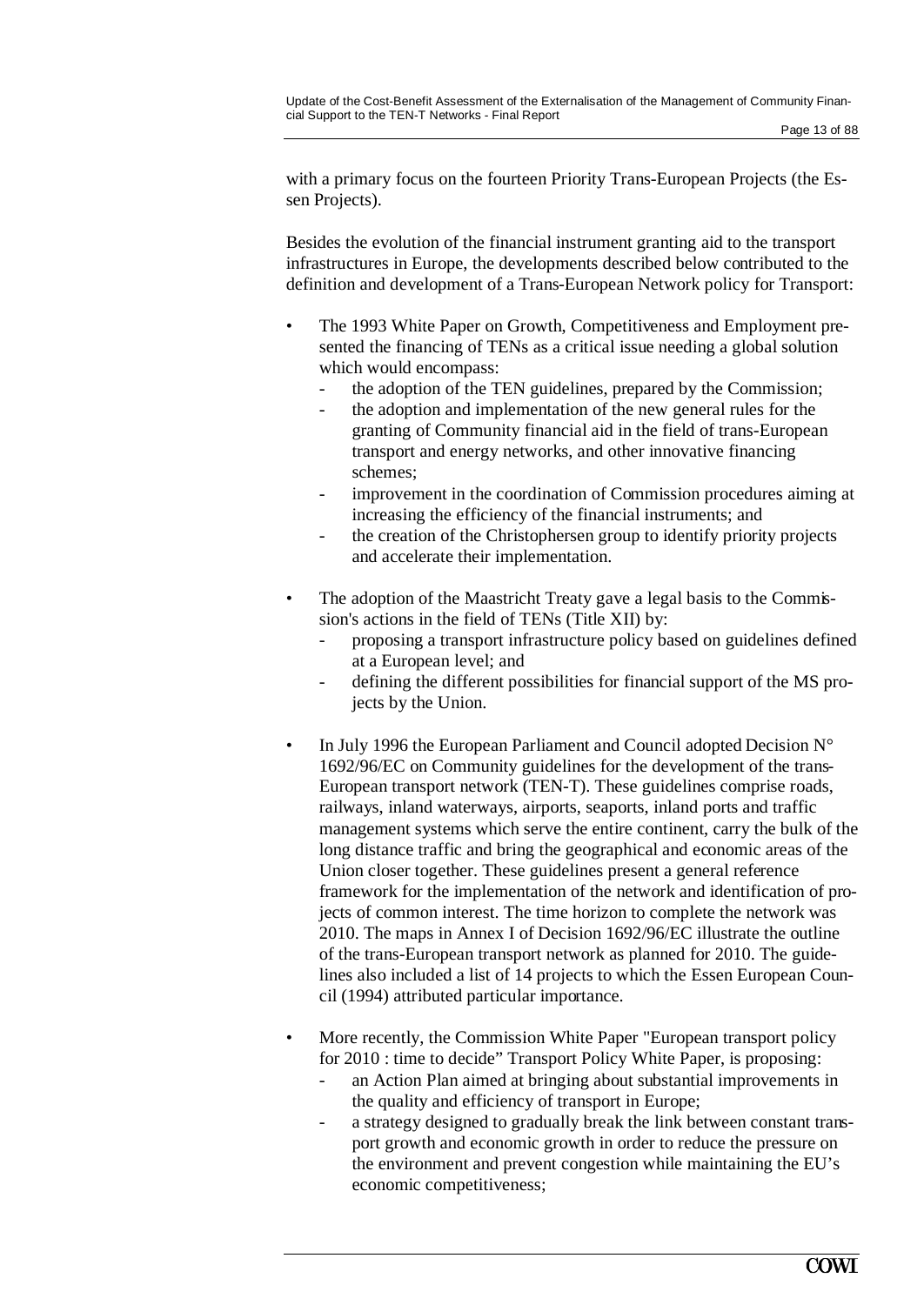with a primary focus on the fourteen Priority Trans-European Projects (the Essen Projects).

Besides the evolution of the financial instrument granting aid to the transport infrastructures in Europe, the developments described below contributed to the definition and development of a Trans-European Network policy for Transport:

- The 1993 White Paper on Growth, Competitiveness and Employment presented the financing of TENs as a critical issue needing a global solution which would encompass:
  - the adoption of the TEN guidelines, prepared by the Commission;
  - the adoption and implementation of the new general rules for the granting of Community financial aid in the field of trans-European transport and energy networks, and other innovative financing schemes;
  - improvement in the coordination of Commission procedures aiming at increasing the efficiency of the financial instruments; and
  - the creation of the Christophersen group to identify priority projects and accelerate their implementation.

- The adoption of the Maastricht Treaty gave a legal basis to the Commission's actions in the field of TENs (Title XII) by:
  - proposing a transport infrastructure policy based on guidelines defined at a European level; and
  - defining the different possibilities for financial support of the MS projects by the Union.

- In July 1996 the European Parliament and Council adopted Decision N° 1692/96/EC on Community guidelines for the development of the trans-European transport network (TEN-T). These guidelines comprise roads, railways, inland waterways, airports, seaports, inland ports and traffic management systems which serve the entire continent, carry the bulk of the long distance traffic and bring the geographical and economic areas of the Union closer together. These guidelines present a general reference framework for the implementation of the network and identification of projects of common interest. The time horizon to complete the network was 2010. The maps in Annex I of Decision 1692/96/EC illustrate the outline of the trans-European transport network as planned for 2010. The guidelines also included a list of 14 projects to which the Essen European Council (1994) attributed particular importance.

- More recently, the Commission White Paper "European transport policy for 2010 : time to decide" Transport Policy White Paper, is proposing:
  - an Action Plan aimed at bringing about substantial improvements in the quality and efficiency of transport in Europe;
  - a strategy designed to gradually break the link between constant transport growth and economic growth in order to reduce the pressure on the environment and prevent congestion while maintaining the EU's economic competitiveness;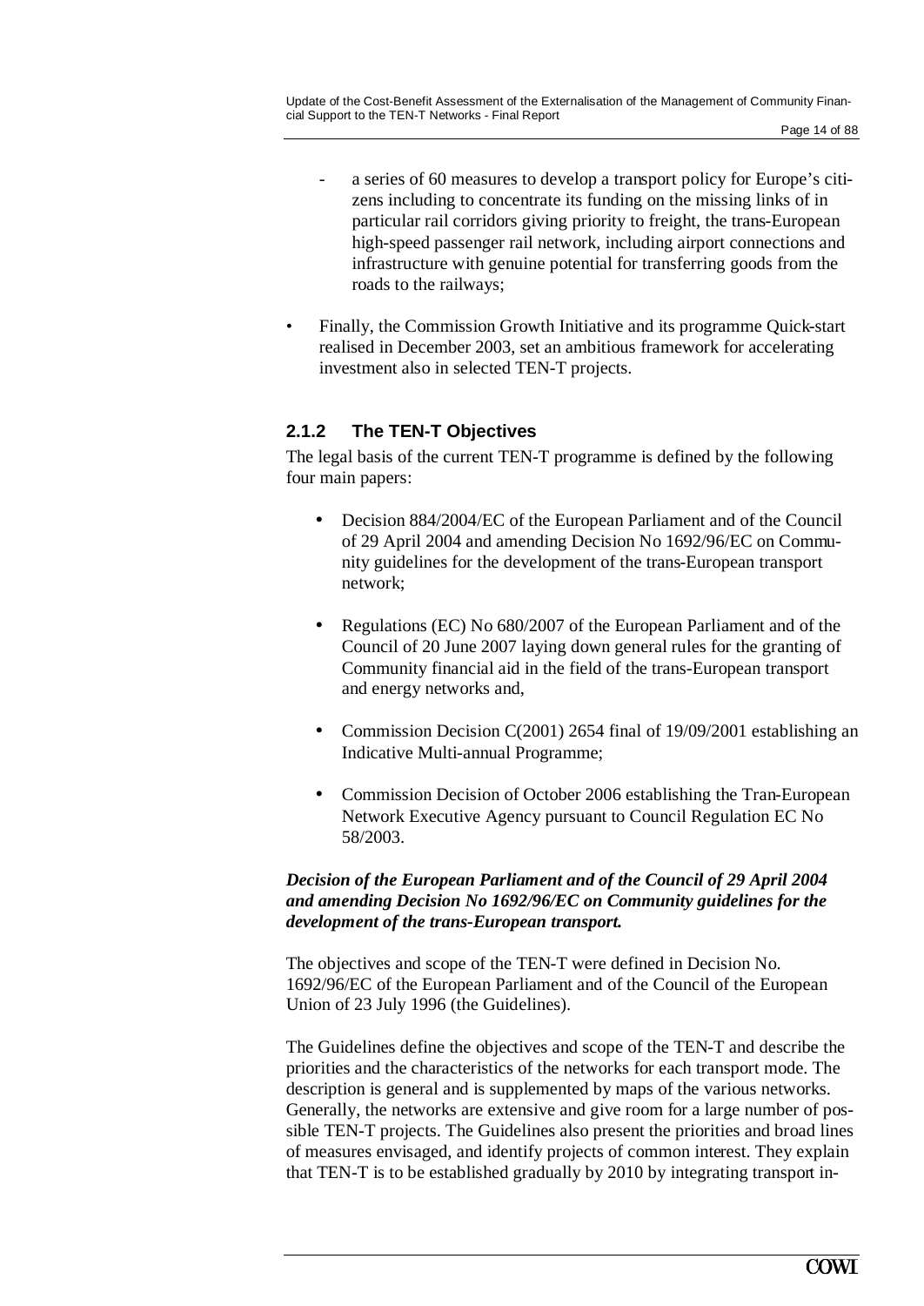- a series of 60 measures to develop a transport policy for Europe's citizens including to concentrate its funding on the missing links of in particular rail corridors giving priority to freight, the trans-European high-speed passenger rail network, including airport connections and infrastructure with genuine potential for transferring goods from the roads to the railways;

- Finally, the Commission Growth Initiative and its programme Quick-start realised in December 2003, set an ambitious framework for accelerating investment also in selected TEN-T projects.

### 2.1.2 The TEN-T Objectives

The legal basis of the current TEN-T programme is defined by the following four main papers:

- Decision 884/2004/EC of the European Parliament and of the Council of 29 April 2004 and amending Decision No 1692/96/EC on Community guidelines for the development of the trans-European transport network;

- Regulations (EC) No 680/2007 of the European Parliament and of the Council of 20 June 2007 laying down general rules for the granting of Community financial aid in the field of the trans-European transport and energy networks and,

- Commission Decision C(2001) 2654 final of 19/09/2001 establishing an Indicative Multi-annual Programme;

- Commission Decision of October 2006 establishing the Tran-European Network Executive Agency pursuant to Council Regulation EC No 58/2003.

***Decision of the European Parliament and of the Council of 29 April 2004 and amending Decision No 1692/96/EC on Community guidelines for the development of the trans-European transport.***

The objectives and scope of the TEN-T were defined in Decision No. 1692/96/EC of the European Parliament and of the Council of the European Union of 23 July 1996 (the Guidelines).

The Guidelines define the objectives and scope of the TEN-T and describe the priorities and the characteristics of the networks for each transport mode. The description is general and is supplemented by maps of the various networks. Generally, the networks are extensive and give room for a large number of possible TEN-T projects. The Guidelines also present the priorities and broad lines of measures envisaged, and identify projects of common interest. They explain that TEN-T is to be established gradually by 2010 by integrating transport in-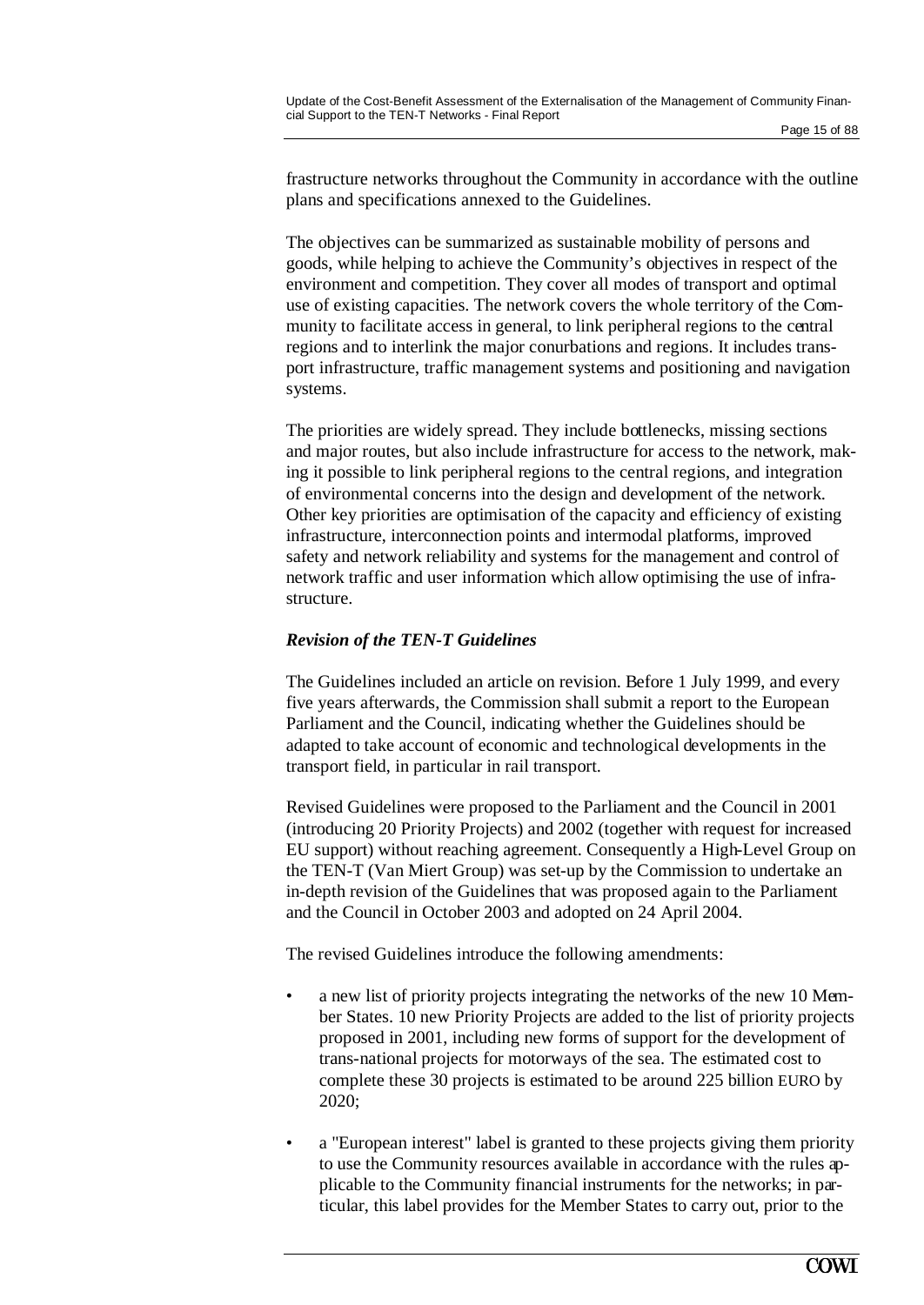frastructure networks throughout the Community in accordance with the outline plans and specifications annexed to the Guidelines.

The objectives can be summarized as sustainable mobility of persons and goods, while helping to achieve the Community's objectives in respect of the environment and competition. They cover all modes of transport and optimal use of existing capacities. The network covers the whole territory of the Community to facilitate access in general, to link peripheral regions to the central regions and to interlink the major conurbations and regions. It includes transport infrastructure, traffic management systems and positioning and navigation systems.

The priorities are widely spread. They include bottlenecks, missing sections and major routes, but also include infrastructure for access to the network, making it possible to link peripheral regions to the central regions, and integration of environmental concerns into the design and development of the network. Other key priorities are optimisation of the capacity and efficiency of existing infrastructure, interconnection points and intermodal platforms, improved safety and network reliability and systems for the management and control of network traffic and user information which allow optimising the use of infrastructure.

***Revision of the TEN-T Guidelines***

The Guidelines included an article on revision. Before 1 July 1999, and every five years afterwards, the Commission shall submit a report to the European Parliament and the Council, indicating whether the Guidelines should be adapted to take account of economic and technological developments in the transport field, in particular in rail transport.

Revised Guidelines were proposed to the Parliament and the Council in 2001 (introducing 20 Priority Projects) and 2002 (together with request for increased EU support) without reaching agreement. Consequently a High-Level Group on the TEN-T (Van Miert Group) was set-up by the Commission to undertake an in-depth revision of the Guidelines that was proposed again to the Parliament and the Council in October 2003 and adopted on 24 April 2004.

The revised Guidelines introduce the following amendments:

- a new list of priority projects integrating the networks of the new 10 Member States. 10 new Priority Projects are added to the list of priority projects proposed in 2001, including new forms of support for the development of trans-national projects for motorways of the sea. The estimated cost to complete these 30 projects is estimated to be around 225 billion EURO by 2020;
- a "European interest" label is granted to these projects giving them priority to use the Community resources available in accordance with the rules applicable to the Community financial instruments for the networks; in particular, this label provides for the Member States to carry out, prior to the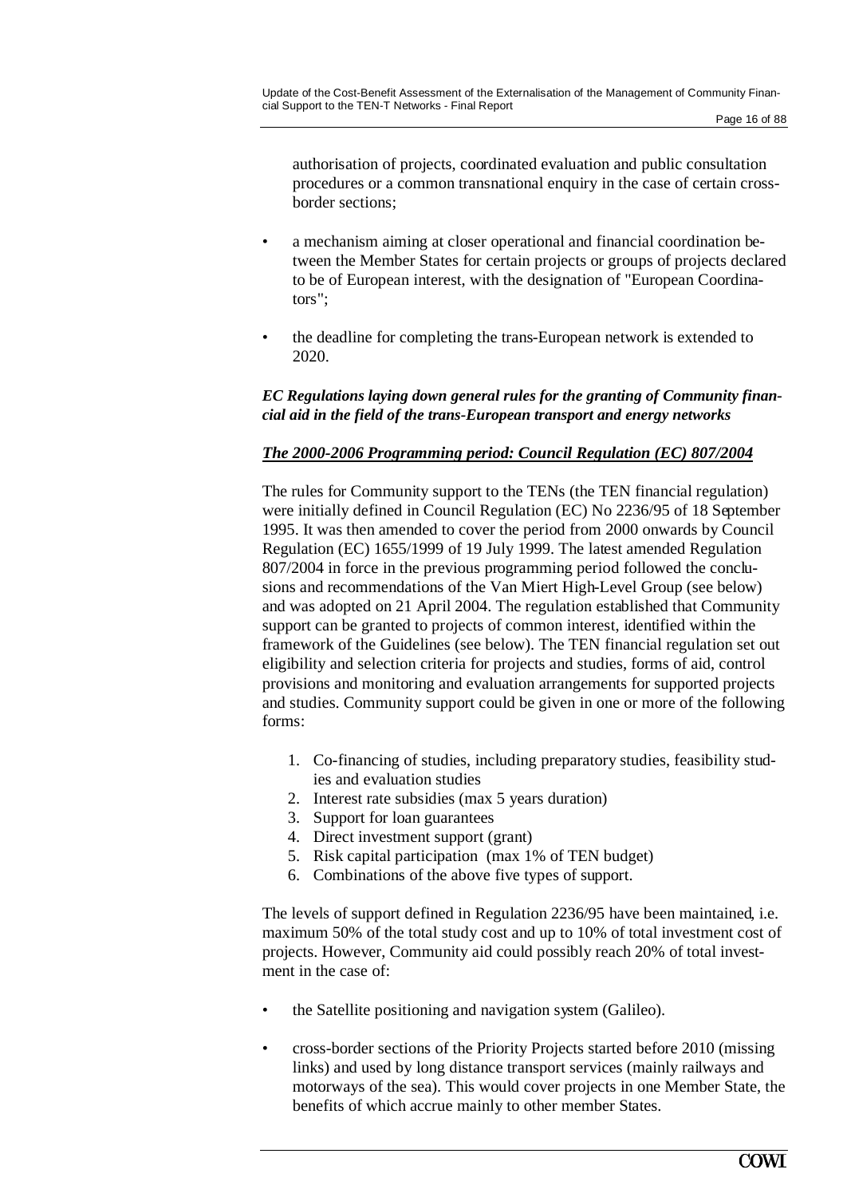authorisation of projects, coordinated evaluation and public consultation procedures or a common transnational enquiry in the case of certain cross-border sections;

- a mechanism aiming at closer operational and financial coordination between the Member States for certain projects or groups of projects declared to be of European interest, with the designation of "European Coordinators";
- the deadline for completing the trans-European network is extended to 2020.

***EC Regulations laying down general rules for the granting of Community financial aid in the field of the trans-European transport and energy networks***

***<u>The 2000-2006 Programming period: Council Regulation (EC) 807/2004</u>***

The rules for Community support to the TENs (the TEN financial regulation) were initially defined in Council Regulation (EC) No 2236/95 of 18 September 1995. It was then amended to cover the period from 2000 onwards by Council Regulation (EC) 1655/1999 of 19 July 1999. The latest amended Regulation 807/2004 in force in the previous programming period followed the conclusions and recommendations of the Van Miert High-Level Group (see below) and was adopted on 21 April 2004. The regulation established that Community support can be granted to projects of common interest, identified within the framework of the Guidelines (see below). The TEN financial regulation set out eligibility and selection criteria for projects and studies, forms of aid, control provisions and monitoring and evaluation arrangements for supported projects and studies. Community support could be given in one or more of the following forms:

1. Co-financing of studies, including preparatory studies, feasibility studies and evaluation studies
2. Interest rate subsidies (max 5 years duration)
3. Support for loan guarantees
4. Direct investment support (grant)
5. Risk capital participation (max 1% of TEN budget)
6. Combinations of the above five types of support.

The levels of support defined in Regulation 2236/95 have been maintained, i.e. maximum 50% of the total study cost and up to 10% of total investment cost of projects. However, Community aid could possibly reach 20% of total investment in the case of:

- the Satellite positioning and navigation system (Galileo).
- cross-border sections of the Priority Projects started before 2010 (missing links) and used by long distance transport services (mainly railways and motorways of the sea). This would cover projects in one Member State, the benefits of which accrue mainly to other member States.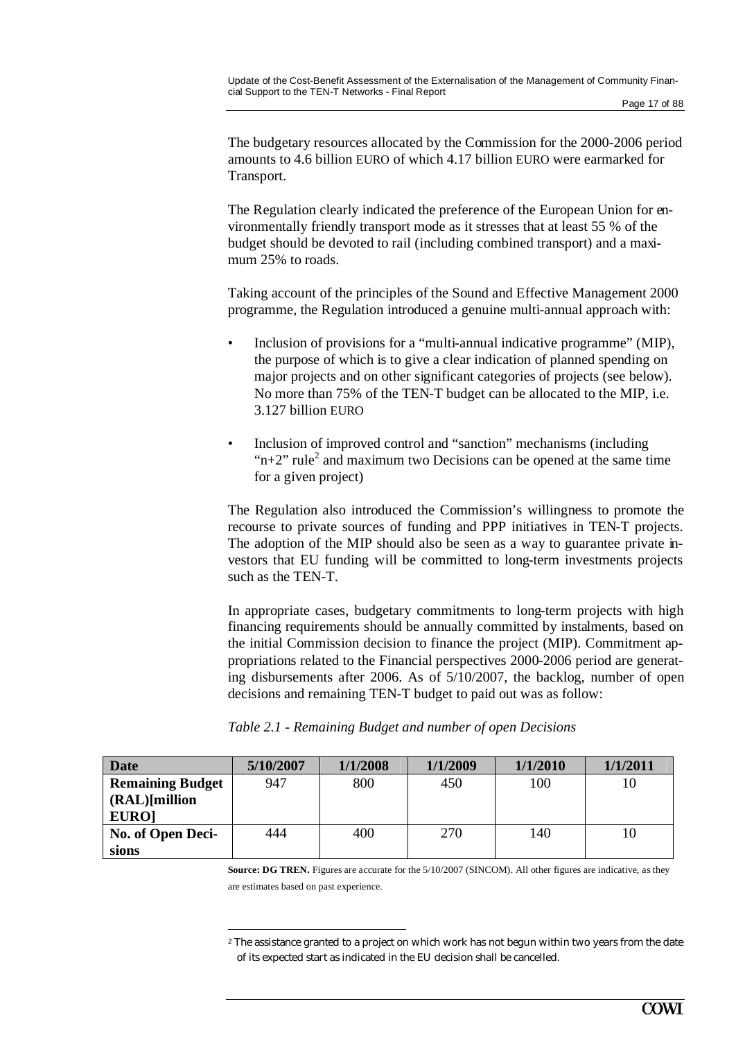The budgetary resources allocated by the Commission for the 2000-2006 period amounts to 4.6 billion EURO of which 4.17 billion EURO were earmarked for Transport.

The Regulation clearly indicated the preference of the European Union for environmentally friendly transport mode as it stresses that at least 55 % of the budget should be devoted to rail (including combined transport) and a maximum 25% to roads.

Taking account of the principles of the Sound and Effective Management 2000 programme, the Regulation introduced a genuine multi-annual approach with:

- Inclusion of provisions for a "multi-annual indicative programme" (MIP), the purpose of which is to give a clear indication of planned spending on major projects and on other significant categories of projects (see below). No more than 75% of the TEN-T budget can be allocated to the MIP, i.e. 3.127 billion EURO
- Inclusion of improved control and "sanction" mechanisms (including "n+2" rule[2] and maximum two Decisions can be opened at the same time for a given project)

The Regulation also introduced the Commission's willingness to promote the recourse to private sources of funding and PPP initiatives in TEN-T projects. The adoption of the MIP should also be seen as a way to guarantee private investors that EU funding will be committed to long-term investments projects such as the TEN-T.

In appropriate cases, budgetary commitments to long-term projects with high financing requirements should be annually committed by instalments, based on the initial Commission decision to finance the project (MIP). Commitment appropriations related to the Financial perspectives 2000-2006 period are generating disbursements after 2006. As of 5/10/2007, the backlog, number of open decisions and remaining TEN-T budget to paid out was as follow:

*Table 2.1 - Remaining Budget and number of open Decisions*

| **Date** | **5/10/2007** | **1/1/2008** | **1/1/2009** | **1/1/2010** | **1/1/2011** |
|---|---|---|---|---|---|
| **Remaining Budget (RAL)[million EURO]** | 947 | 800 | 450 | 100 | 10 |
| **No. of Open Decisions** | 444 | 400 | 270 | 140 | 10 |

**Source: DG TREN.** Figures are accurate for the 5/10/2007 (SINCOM). All other figures are indicative, as they are estimates based on past experience.

[2] The assistance granted to a project on which work has not begun within two years from the date of its expected start as indicated in the EU decision shall be cancelled.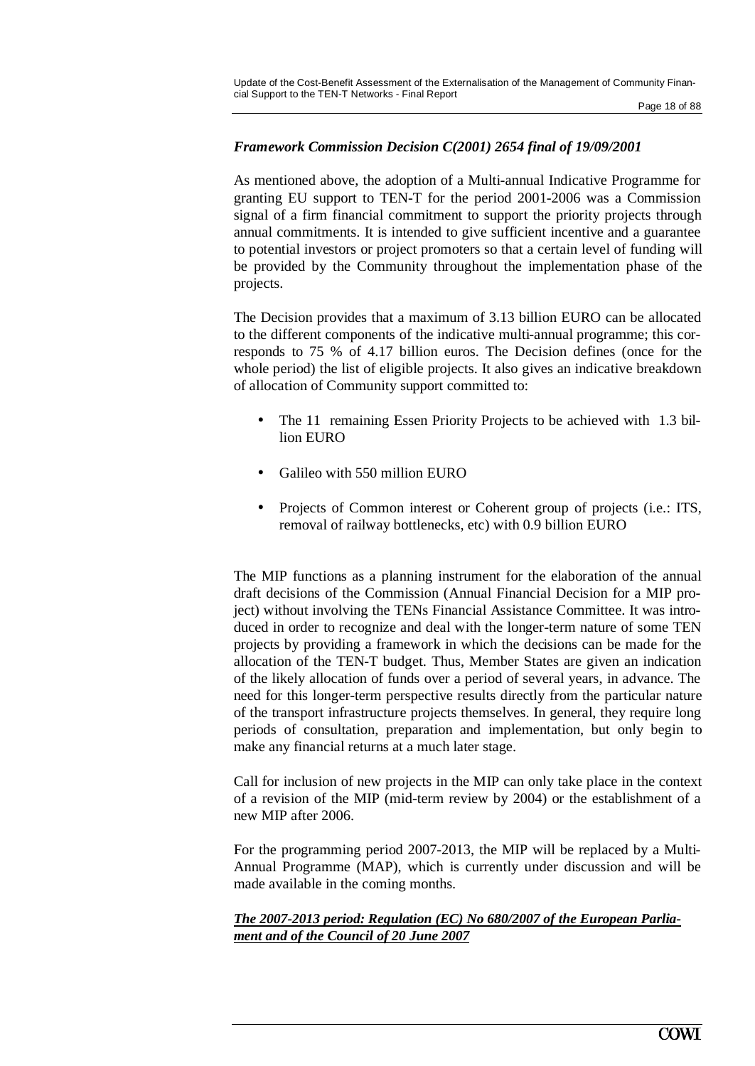***Framework Commission Decision C(2001) 2654 final of 19/09/2001***

As mentioned above, the adoption of a Multi-annual Indicative Programme for granting EU support to TEN-T for the period 2001-2006 was a Commission signal of a firm financial commitment to support the priority projects through annual commitments. It is intended to give sufficient incentive and a guarantee to potential investors or project promoters so that a certain level of funding will be provided by the Community throughout the implementation phase of the projects.

The Decision provides that a maximum of 3.13 billion EURO can be allocated to the different components of the indicative multi-annual programme; this corresponds to 75 % of 4.17 billion euros. The Decision defines (once for the whole period) the list of eligible projects. It also gives an indicative breakdown of allocation of Community support committed to:

- The 11 remaining Essen Priority Projects to be achieved with 1.3 billion EURO
- Galileo with 550 million EURO
- Projects of Common interest or Coherent group of projects (i.e.: ITS, removal of railway bottlenecks, etc) with 0.9 billion EURO

The MIP functions as a planning instrument for the elaboration of the annual draft decisions of the Commission (Annual Financial Decision for a MIP project) without involving the TENs Financial Assistance Committee. It was introduced in order to recognize and deal with the longer-term nature of some TEN projects by providing a framework in which the decisions can be made for the allocation of the TEN-T budget. Thus, Member States are given an indication of the likely allocation of funds over a period of several years, in advance. The need for this longer-term perspective results directly from the particular nature of the transport infrastructure projects themselves. In general, they require long periods of consultation, preparation and implementation, but only begin to make any financial returns at a much later stage.

Call for inclusion of new projects in the MIP can only take place in the context of a revision of the MIP (mid-term review by 2004) or the establishment of a new MIP after 2006.

For the programming period 2007-2013, the MIP will be replaced by a Multi-Annual Programme (MAP), which is currently under discussion and will be made available in the coming months.

***The 2007-2013 period: Regulation (EC) No 680/2007 of the European Parliament and of the Council of 20 June 2007***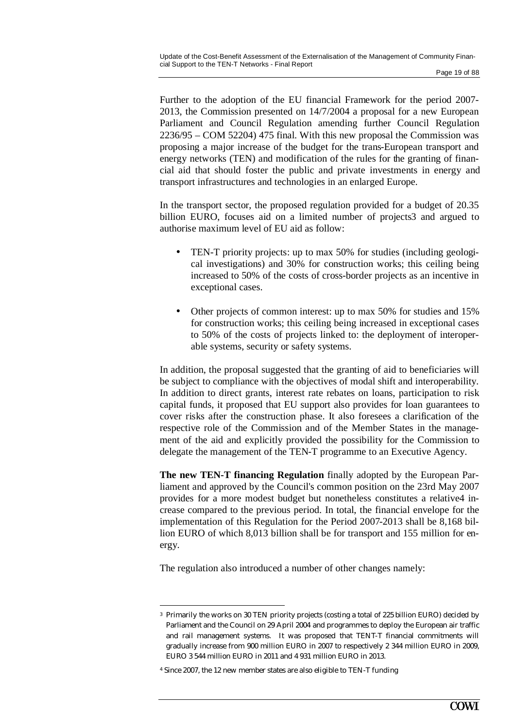Further to the adoption of the EU financial Framework for the period 2007-2013, the Commission presented on 14/7/2004 a proposal for a new European Parliament and Council Regulation amending further Council Regulation 2236/95 – COM 52204) 475 final. With this new proposal the Commission was proposing a major increase of the budget for the trans-European transport and energy networks (TEN) and modification of the rules for the granting of financial aid that should foster the public and private investments in energy and transport infrastructures and technologies in an enlarged Europe.

In the transport sector, the proposed regulation provided for a budget of 20.35 billion EURO, focuses aid on a limited number of projects[3] and argued to authorise maximum level of EU aid as follow:

- TEN-T priority projects: up to max 50% for studies (including geological investigations) and 30% for construction works; this ceiling being increased to 50% of the costs of cross-border projects as an incentive in exceptional cases.
- Other projects of common interest: up to max 50% for studies and 15% for construction works; this ceiling being increased in exceptional cases to 50% of the costs of projects linked to: the deployment of interoperable systems, security or safety systems.

In addition, the proposal suggested that the granting of aid to beneficiaries will be subject to compliance with the objectives of modal shift and interoperability. In addition to direct grants, interest rate rebates on loans, participation to risk capital funds, it proposed that EU support also provides for loan guarantees to cover risks after the construction phase. It also foresees a clarification of the respective role of the Commission and of the Member States in the management of the aid and explicitly provided the possibility for the Commission to delegate the management of the TEN-T programme to an Executive Agency.

**The new TEN-T financing Regulation** finally adopted by the European Parliament and approved by the Council's common position on the 23rd May 2007 provides for a more modest budget but nonetheless constitutes a relative[4] increase compared to the previous period. In total, the financial envelope for the implementation of this Regulation for the Period 2007-2013 shall be 8,168 billion EURO of which 8,013 billion shall be for transport and 155 million for energy.

The regulation also introduced a number of other changes namely:

---

[3] Primarily the works on 30 TEN priority projects (costing a total of 225 billion EURO) decided by Parliament and the Council on 29 April 2004 and programmes to deploy the European air traffic and rail management systems. It was proposed that TENT-T financial commitments will gradually increase from 900 million EURO in 2007 to respectively 2 344 million EURO in 2009, EURO 3 544 million EURO in 2011 and 4 931 million EURO in 2013.

[4] Since 2007, the 12 new member states are also eligible to TEN-T funding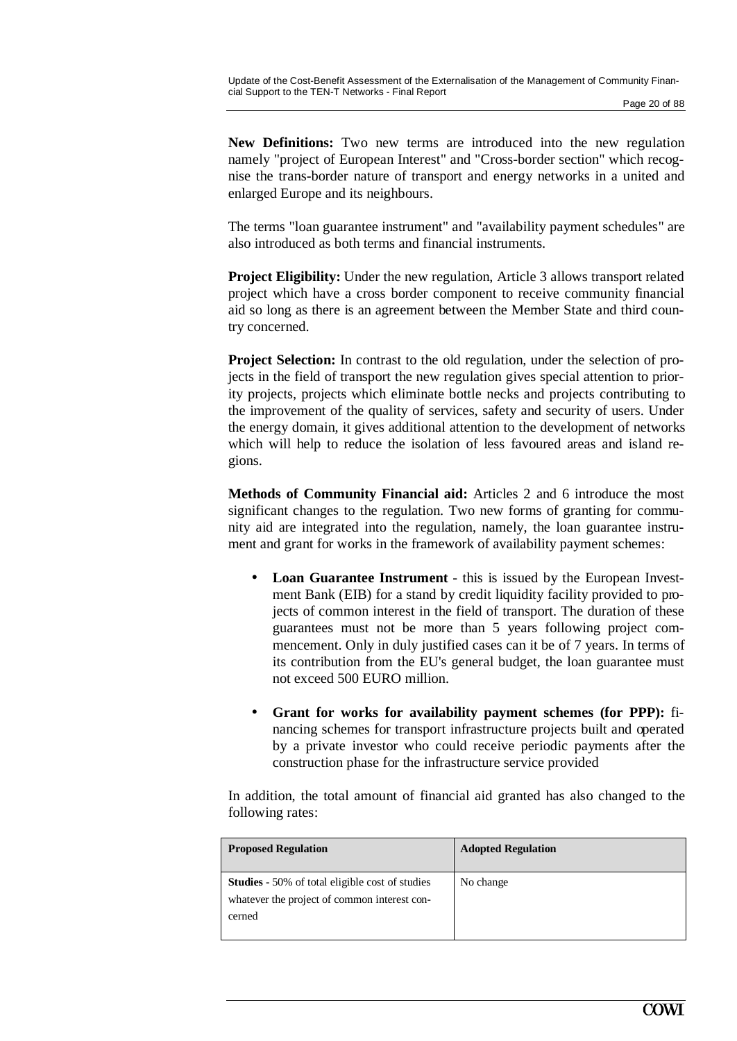**New Definitions:** Two new terms are introduced into the new regulation namely "project of European Interest" and "Cross-border section" which recognise the trans-border nature of transport and energy networks in a united and enlarged Europe and its neighbours.

The terms "loan guarantee instrument" and "availability payment schedules" are also introduced as both terms and financial instruments.

**Project Eligibility:** Under the new regulation, Article 3 allows transport related project which have a cross border component to receive community financial aid so long as there is an agreement between the Member State and third country concerned.

**Project Selection:** In contrast to the old regulation, under the selection of projects in the field of transport the new regulation gives special attention to priority projects, projects which eliminate bottle necks and projects contributing to the improvement of the quality of services, safety and security of users. Under the energy domain, it gives additional attention to the development of networks which will help to reduce the isolation of less favoured areas and island regions.

**Methods of Community Financial aid:** Articles 2 and 6 introduce the most significant changes to the regulation. Two new forms of granting for community aid are integrated into the regulation, namely, the loan guarantee instrument and grant for works in the framework of availability payment schemes:

- **Loan Guarantee Instrument** - this is issued by the European Investment Bank (EIB) for a stand by credit liquidity facility provided to projects of common interest in the field of transport. The duration of these guarantees must not be more than 5 years following project commencement. Only in duly justified cases can it be of 7 years. In terms of its contribution from the EU's general budget, the loan guarantee must not exceed 500 EURO million.

- **Grant for works for availability payment schemes (for PPP):** financing schemes for transport infrastructure projects built and operated by a private investor who could receive periodic payments after the construction phase for the infrastructure service provided

In addition, the total amount of financial aid granted has also changed to the following rates:

| Proposed Regulation | Adopted Regulation |
| --- | --- |
| **Studies** - 50% of total eligible cost of studies whatever the project of common interest concerned | No change |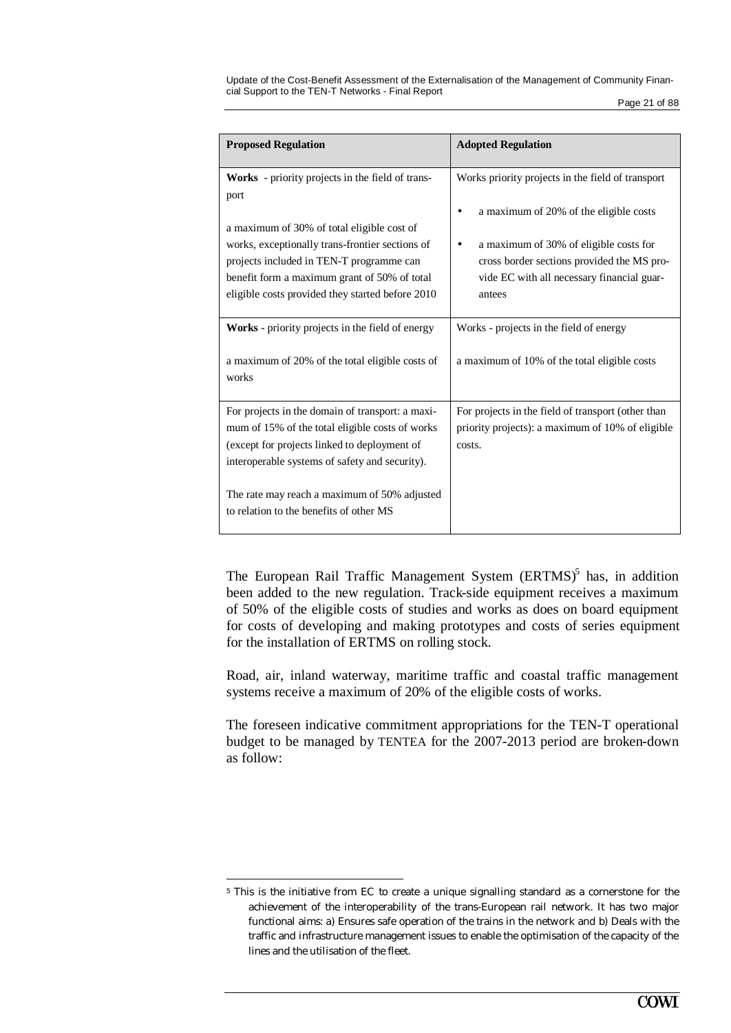| Proposed Regulation | Adopted Regulation |
|---|---|
| **Works** - priority projects in the field of transport<br><br>a maximum of 30% of total eligible cost of works, exceptionally trans-frontier sections of projects included in TEN-T programme can benefit form a maximum grant of 50% of total eligible costs provided they started before 2010 | Works priority projects in the field of transport<br><br>• a maximum of 20% of the eligible costs<br><br>• a maximum of 30% of eligible costs for cross border sections provided the MS provide EC with all necessary financial guarantees |
| **Works** - priority projects in the field of energy<br><br>a maximum of 20% of the total eligible costs of works | Works - projects in the field of energy<br><br>a maximum of 10% of the total eligible costs |
| For projects in the domain of transport: a maximum of 15% of the total eligible costs of works (except for projects linked to deployment of interoperable systems of safety and security).<br><br>The rate may reach a maximum of 50% adjusted to relation to the benefits of other MS | For projects in the field of transport (other than priority projects): a maximum of 10% of eligible costs. |

The European Rail Traffic Management System (ERTMS)[5] has, in addition been added to the new regulation. Track-side equipment receives a maximum of 50% of the eligible costs of studies and works as does on board equipment for costs of developing and making prototypes and costs of series equipment for the installation of ERTMS on rolling stock.

Road, air, inland waterway, maritime traffic and coastal traffic management systems receive a maximum of 20% of the eligible costs of works.

The foreseen indicative commitment appropriations for the TEN-T operational budget to be managed by TENTEA for the 2007-2013 period are broken-down as follow:

[5] This is the initiative from EC to create a unique signalling standard as a cornerstone for the achievement of the interoperability of the trans-European rail network. It has two major functional aims: a) Ensures safe operation of the trains in the network and b) Deals with the traffic and infrastructure management issues to enable the optimisation of the capacity of the lines and the utilisation of the fleet.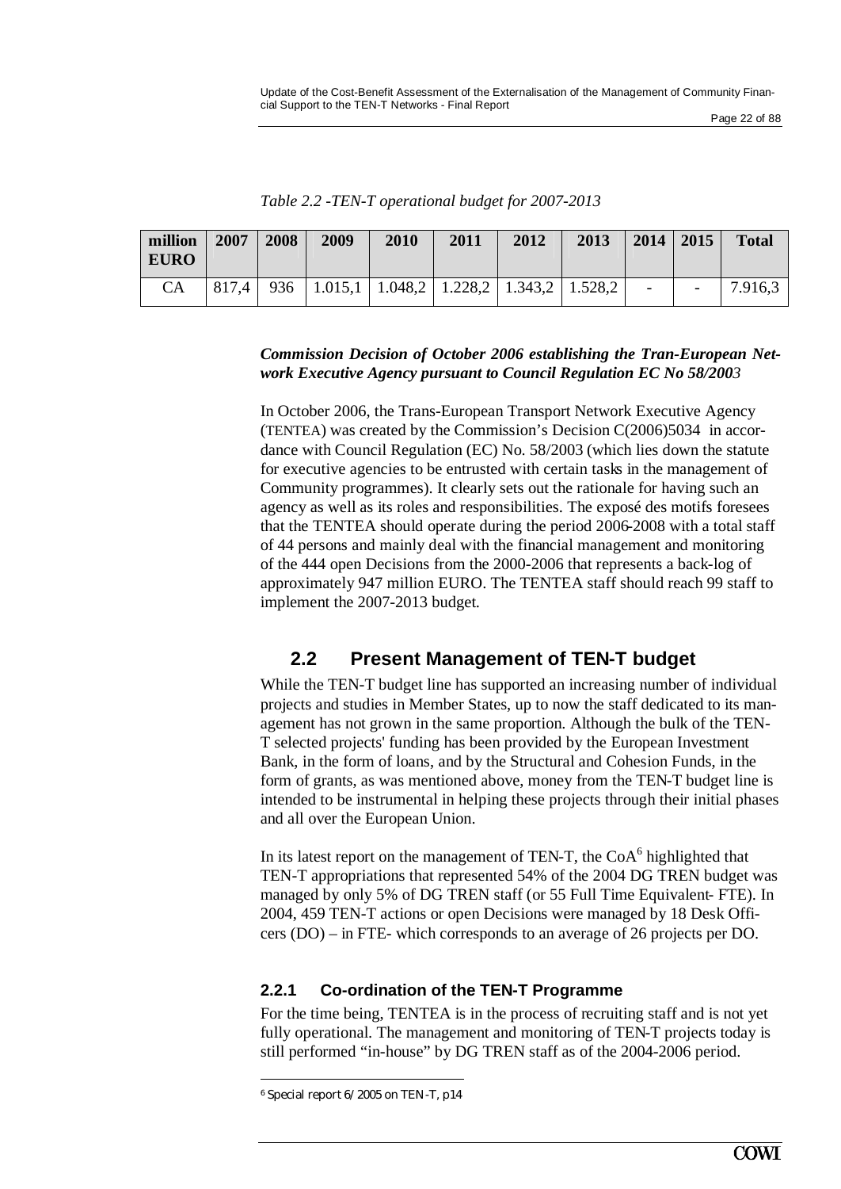*Table 2.2 -TEN-T operational budget for 2007-2013*

| million EURO | 2007 | 2008 | 2009 | 2010 | 2011 | 2012 | 2013 | 2014 | 2015 | Total |
|---|---|---|---|---|---|---|---|---|---|---|
| CA | 817,4 | 936 | 1.015,1 | 1.048,2 | 1.228,2 | 1.343,2 | 1.528,2 | - | - | 7.916,3 |

***Commission Decision of October 2006 establishing the Tran-European Network Executive Agency pursuant to Council Regulation EC No 58/2003***

In October 2006, the Trans-European Transport Network Executive Agency (TENTEA) was created by the Commission's Decision C(2006)5034 in accordance with Council Regulation (EC) No. 58/2003 (which lies down the statute for executive agencies to be entrusted with certain tasks in the management of Community programmes). It clearly sets out the rationale for having such an agency as well as its roles and responsibilities. The exposé des motifs foresees that the TENTEA should operate during the period 2006-2008 with a total staff of 44 persons and mainly deal with the financial management and monitoring of the 444 open Decisions from the 2000-2006 that represents a back-log of approximately 947 million EURO. The TENTEA staff should reach 99 staff to implement the 2007-2013 budget.

## 2.2 Present Management of TEN-T budget

While the TEN-T budget line has supported an increasing number of individual projects and studies in Member States, up to now the staff dedicated to its management has not grown in the same proportion. Although the bulk of the TEN-T selected projects' funding has been provided by the European Investment Bank, in the form of loans, and by the Structural and Cohesion Funds, in the form of grants, as was mentioned above, money from the TEN-T budget line is intended to be instrumental in helping these projects through their initial phases and all over the European Union.

In its latest report on the management of TEN-T, the CoA[6] highlighted that TEN-T appropriations that represented 54% of the 2004 DG TREN budget was managed by only 5% of DG TREN staff (or 55 Full Time Equivalent- FTE). In 2004, 459 TEN-T actions or open Decisions were managed by 18 Desk Officers (DO) – in FTE- which corresponds to an average of 26 projects per DO.

### 2.2.1 Co-ordination of the TEN-T Programme

For the time being, TENTEA is in the process of recruiting staff and is not yet fully operational. The management and monitoring of TEN-T projects today is still performed "in-house" by DG TREN staff as of the 2004-2006 period.

[6] Special report 6/2005 on TEN-T, p14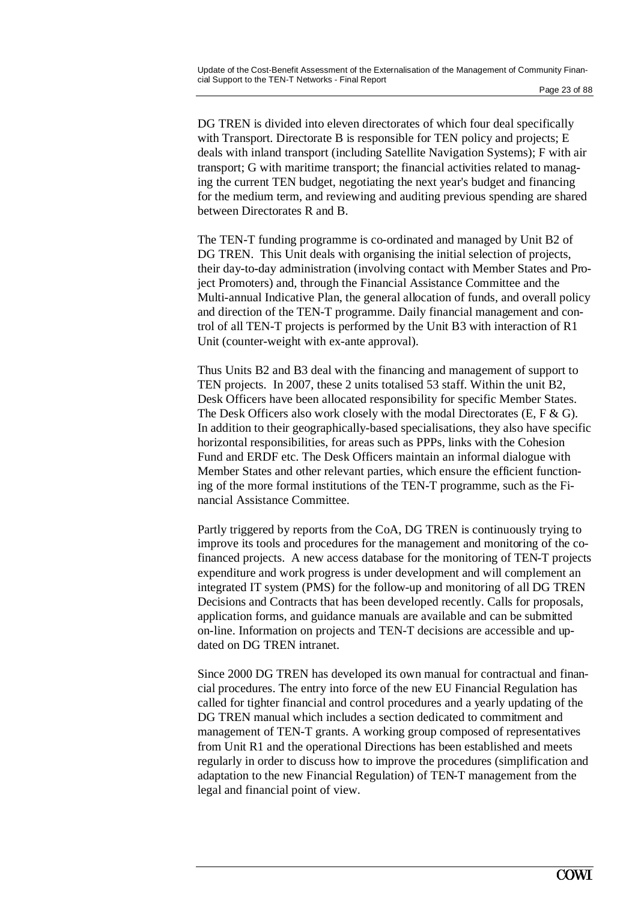DG TREN is divided into eleven directorates of which four deal specifically with Transport. Directorate B is responsible for TEN policy and projects; E deals with inland transport (including Satellite Navigation Systems); F with air transport; G with maritime transport; the financial activities related to managing the current TEN budget, negotiating the next year's budget and financing for the medium term, and reviewing and auditing previous spending are shared between Directorates R and B.

The TEN-T funding programme is co-ordinated and managed by Unit B2 of DG TREN. This Unit deals with organising the initial selection of projects, their day-to-day administration (involving contact with Member States and Project Promoters) and, through the Financial Assistance Committee and the Multi-annual Indicative Plan, the general allocation of funds, and overall policy and direction of the TEN-T programme. Daily financial management and control of all TEN-T projects is performed by the Unit B3 with interaction of R1 Unit (counter-weight with ex-ante approval).

Thus Units B2 and B3 deal with the financing and management of support to TEN projects. In 2007, these 2 units totalised 53 staff. Within the unit B2, Desk Officers have been allocated responsibility for specific Member States. The Desk Officers also work closely with the modal Directorates (E, F & G). In addition to their geographically-based specialisations, they also have specific horizontal responsibilities, for areas such as PPPs, links with the Cohesion Fund and ERDF etc. The Desk Officers maintain an informal dialogue with Member States and other relevant parties, which ensure the efficient functioning of the more formal institutions of the TEN-T programme, such as the Financial Assistance Committee.

Partly triggered by reports from the CoA, DG TREN is continuously trying to improve its tools and procedures for the management and monitoring of the co-financed projects. A new access database for the monitoring of TEN-T projects expenditure and work progress is under development and will complement an integrated IT system (PMS) for the follow-up and monitoring of all DG TREN Decisions and Contracts that has been developed recently. Calls for proposals, application forms, and guidance manuals are available and can be submitted on-line. Information on projects and TEN-T decisions are accessible and updated on DG TREN intranet.

Since 2000 DG TREN has developed its own manual for contractual and financial procedures. The entry into force of the new EU Financial Regulation has called for tighter financial and control procedures and a yearly updating of the DG TREN manual which includes a section dedicated to commitment and management of TEN-T grants. A working group composed of representatives from Unit R1 and the operational Directions has been established and meets regularly in order to discuss how to improve the procedures (simplification and adaptation to the new Financial Regulation) of TEN-T management from the legal and financial point of view.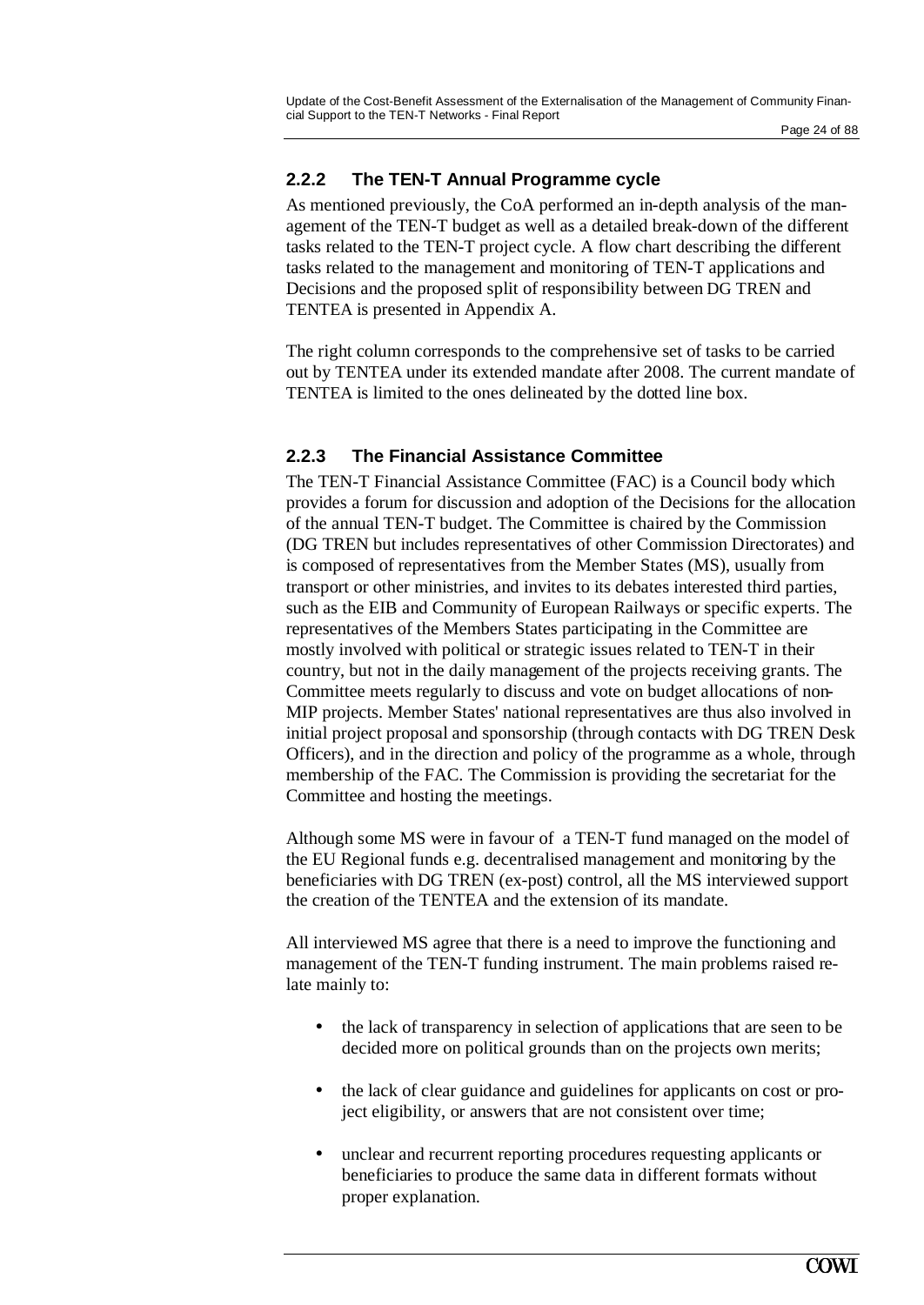### 2.2.2 The TEN-T Annual Programme cycle

As mentioned previously, the CoA performed an in-depth analysis of the management of the TEN-T budget as well as a detailed break-down of the different tasks related to the TEN-T project cycle. A flow chart describing the different tasks related to the management and monitoring of TEN-T applications and Decisions and the proposed split of responsibility between DG TREN and TENTEA is presented in Appendix A.

The right column corresponds to the comprehensive set of tasks to be carried out by TENTEA under its extended mandate after 2008. The current mandate of TENTEA is limited to the ones delineated by the dotted line box.

### 2.2.3 The Financial Assistance Committee

The TEN-T Financial Assistance Committee (FAC) is a Council body which provides a forum for discussion and adoption of the Decisions for the allocation of the annual TEN-T budget. The Committee is chaired by the Commission (DG TREN but includes representatives of other Commission Directorates) and is composed of representatives from the Member States (MS), usually from transport or other ministries, and invites to its debates interested third parties, such as the EIB and Community of European Railways or specific experts. The representatives of the Members States participating in the Committee are mostly involved with political or strategic issues related to TEN-T in their country, but not in the daily management of the projects receiving grants. The Committee meets regularly to discuss and vote on budget allocations of non-MIP projects. Member States' national representatives are thus also involved in initial project proposal and sponsorship (through contacts with DG TREN Desk Officers), and in the direction and policy of the programme as a whole, through membership of the FAC. The Commission is providing the secretariat for the Committee and hosting the meetings.

Although some MS were in favour of a TEN-T fund managed on the model of the EU Regional funds e.g. decentralised management and monitoring by the beneficiaries with DG TREN (ex-post) control, all the MS interviewed support the creation of the TENTEA and the extension of its mandate.

All interviewed MS agree that there is a need to improve the functioning and management of the TEN-T funding instrument. The main problems raised relate mainly to:

- the lack of transparency in selection of applications that are seen to be decided more on political grounds than on the projects own merits;
- the lack of clear guidance and guidelines for applicants on cost or project eligibility, or answers that are not consistent over time;
- unclear and recurrent reporting procedures requesting applicants or beneficiaries to produce the same data in different formats without proper explanation.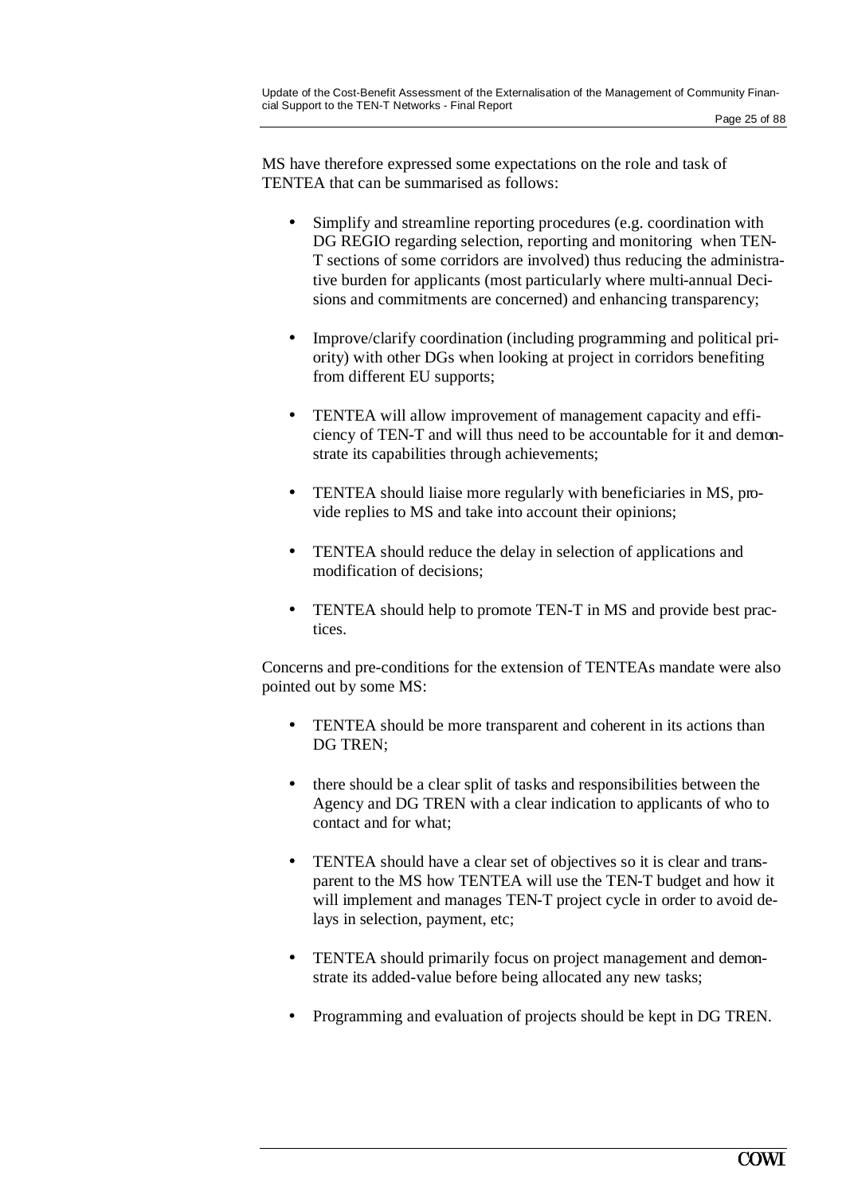MS have therefore expressed some expectations on the role and task of TENTEA that can be summarised as follows:

- Simplify and streamline reporting procedures (e.g. coordination with DG REGIO regarding selection, reporting and monitoring when TEN-T sections of some corridors are involved) thus reducing the administrative burden for applicants (most particularly where multi-annual Decisions and commitments are concerned) and enhancing transparency;

- Improve/clarify coordination (including programming and political priority) with other DGs when looking at project in corridors benefiting from different EU supports;

- TENTEA will allow improvement of management capacity and efficiency of TEN-T and will thus need to be accountable for it and demonstrate its capabilities through achievements;

- TENTEA should liaise more regularly with beneficiaries in MS, provide replies to MS and take into account their opinions;

- TENTEA should reduce the delay in selection of applications and modification of decisions;

- TENTEA should help to promote TEN-T in MS and provide best practices.

Concerns and pre-conditions for the extension of TENTEAs mandate were also pointed out by some MS:

- TENTEA should be more transparent and coherent in its actions than DG TREN;

- there should be a clear split of tasks and responsibilities between the Agency and DG TREN with a clear indication to applicants of who to contact and for what;

- TENTEA should have a clear set of objectives so it is clear and transparent to the MS how TENTEA will use the TEN-T budget and how it will implement and manages TEN-T project cycle in order to avoid delays in selection, payment, etc;

- TENTEA should primarily focus on project management and demonstrate its added-value before being allocated any new tasks;

- Programming and evaluation of projects should be kept in DG TREN.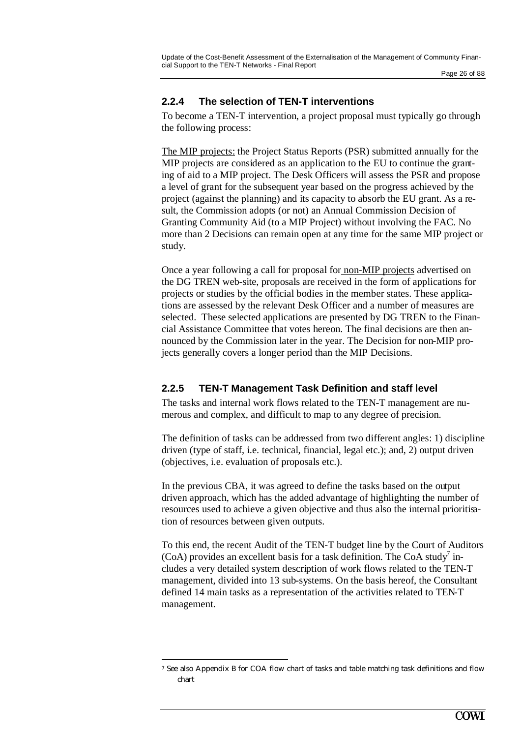### 2.2.4 The selection of TEN-T interventions

To become a TEN-T intervention, a project proposal must typically go through the following process:

The MIP projects: the Project Status Reports (PSR) submitted annually for the MIP projects are considered as an application to the EU to continue the granting of aid to a MIP project. The Desk Officers will assess the PSR and propose a level of grant for the subsequent year based on the progress achieved by the project (against the planning) and its capacity to absorb the EU grant. As a result, the Commission adopts (or not) an Annual Commission Decision of Granting Community Aid (to a MIP Project) without involving the FAC. No more than 2 Decisions can remain open at any time for the same MIP project or study.

Once a year following a call for proposal for non-MIP projects advertised on the DG TREN web-site, proposals are received in the form of applications for projects or studies by the official bodies in the member states. These applications are assessed by the relevant Desk Officer and a number of measures are selected. These selected applications are presented by DG TREN to the Financial Assistance Committee that votes hereon. The final decisions are then announced by the Commission later in the year. The Decision for non-MIP projects generally covers a longer period than the MIP Decisions.

### 2.2.5 TEN-T Management Task Definition and staff level

The tasks and internal work flows related to the TEN-T management are numerous and complex, and difficult to map to any degree of precision.

The definition of tasks can be addressed from two different angles: 1) discipline driven (type of staff, i.e. technical, financial, legal etc.); and, 2) output driven (objectives, i.e. evaluation of proposals etc.).

In the previous CBA, it was agreed to define the tasks based on the output driven approach, which has the added advantage of highlighting the number of resources used to achieve a given objective and thus also the internal prioritisation of resources between given outputs.

To this end, the recent Audit of the TEN-T budget line by the Court of Auditors (CoA) provides an excellent basis for a task definition. The CoA study[7] includes a very detailed system description of work flows related to the TEN-T management, divided into 13 sub-systems. On the basis hereof, the Consultant defined 14 main tasks as a representation of the activities related to TEN-T management.

---

[7] See also Appendix B for COA flow chart of tasks and table matching task definitions and flow chart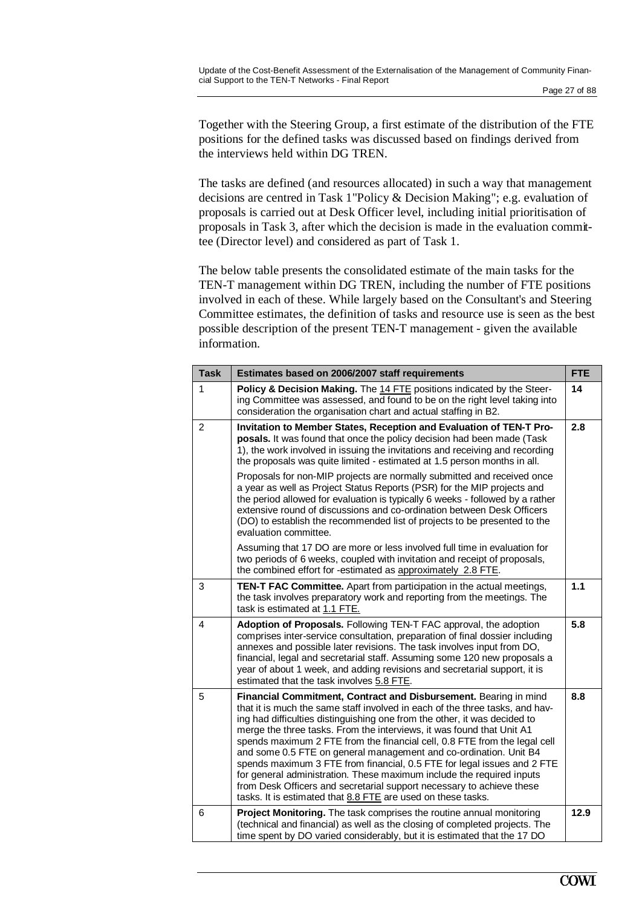Together with the Steering Group, a first estimate of the distribution of the FTE positions for the defined tasks was discussed based on findings derived from the interviews held within DG TREN.

The tasks are defined (and resources allocated) in such a way that management decisions are centred in Task 1"Policy & Decision Making"; e.g. evaluation of proposals is carried out at Desk Officer level, including initial prioritisation of proposals in Task 3, after which the decision is made in the evaluation committee (Director level) and considered as part of Task 1.

The below table presents the consolidated estimate of the main tasks for the TEN-T management within DG TREN, including the number of FTE positions involved in each of these. While largely based on the Consultant's and Steering Committee estimates, the definition of tasks and resource use is seen as the best possible description of the present TEN-T management - given the available information.

| Task | Estimates based on 2006/2007 staff requirements | FTE |
|---|---|---|
| 1 | **Policy & Decision Making.** The 14 FTE positions indicated by the Steering Committee was assessed, and found to be on the right level taking into consideration the organisation chart and actual staffing in B2. | 14 |
| 2 | **Invitation to Member States, Reception and Evaluation of TEN-T Proposals.** It was found that once the policy decision had been made (Task 1), the work involved in issuing the invitations and receiving and recording the proposals was quite limited - estimated at 1.5 person months in all. Proposals for non-MIP projects are normally submitted and received once a year as well as Project Status Reports (PSR) for the MIP projects and the period allowed for evaluation is typically 6 weeks - followed by a rather extensive round of discussions and co-ordination between Desk Officers (DO) to establish the recommended list of projects to be presented to the evaluation committee. Assuming that 17 DO are more or less involved full time in evaluation for two periods of 6 weeks, coupled with invitation and receipt of proposals, the combined effort for -estimated as approximately 2.8 FTE. | 2.8 |
| 3 | **TEN-T FAC Committee.** Apart from participation in the actual meetings, the task involves preparatory work and reporting from the meetings. The task is estimated at 1.1 FTE. | 1.1 |
| 4 | **Adoption of Proposals.** Following TEN-T FAC approval, the adoption comprises inter-service consultation, preparation of final dossier including annexes and possible later revisions. The task involves input from DO, financial, legal and secretarial staff. Assuming some 120 new proposals a year of about 1 week, and adding revisions and secretarial support, it is estimated that the task involves 5.8 FTE. | 5.8 |
| 5 | **Financial Commitment, Contract and Disbursement.** Bearing in mind that it is much the same staff involved in each of the three tasks, and having had difficulties distinguishing one from the other, it was decided to merge the three tasks. From the interviews, it was found that Unit A1 spends maximum 2 FTE from the financial cell, 0.8 FTE from the legal cell and some 0.5 FTE on general management and co-ordination. Unit B4 spends maximum 3 FTE from financial, 0.5 FTE for legal issues and 2 FTE for general administration. These maximum include the required inputs from Desk Officers and secretarial support necessary to achieve these tasks. It is estimated that 8.8 FTE are used on these tasks. | 8.8 |
| 6 | **Project Monitoring.** The task comprises the routine annual monitoring (technical and financial) as well as the closing of completed projects. The time spent by DO varied considerably, but it is estimated that the 17 DO | 12.9 |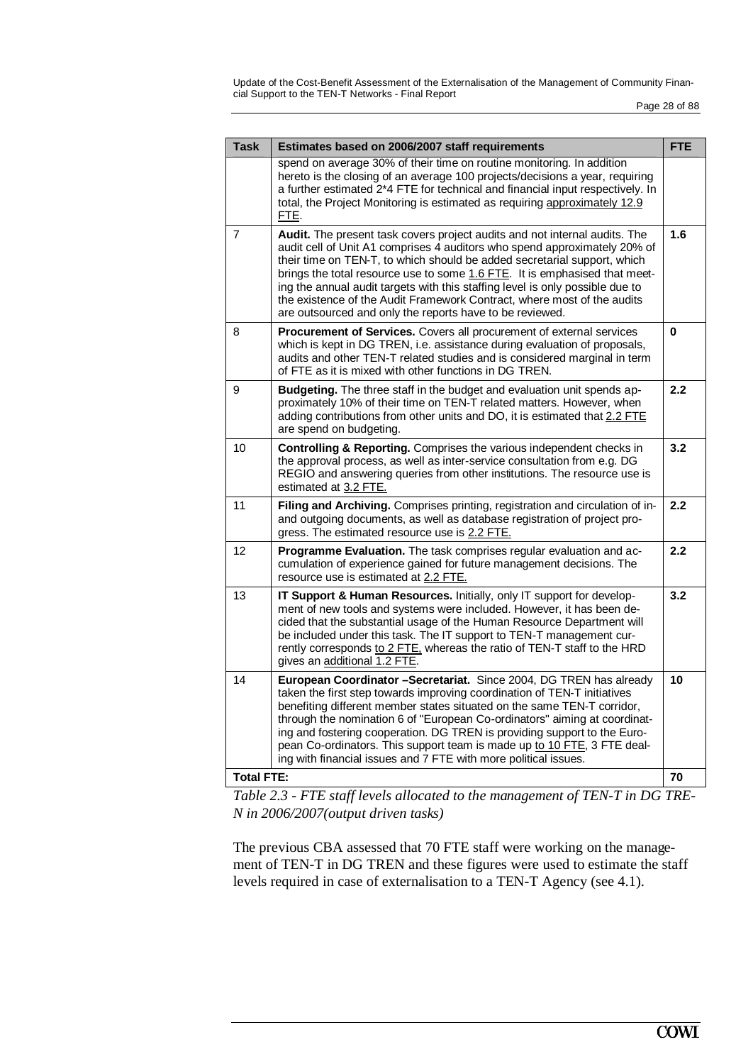| Task | Estimates based on 2006/2007 staff requirements | FTE |
|---|---|---|
| | spend on average 30% of their time on routine monitoring. In addition hereto is the closing of an average 100 projects/decisions a year, requiring a further estimated 2*4 FTE for technical and financial input respectively. In total, the Project Monitoring is estimated as requiring approximately 12.9 FTE. | |
| 7 | **Audit.** The present task covers project audits and not internal audits. The audit cell of Unit A1 comprises 4 auditors who spend approximately 20% of their time on TEN-T, to which should be added secretarial support, which brings the total resource use to some 1.6 FTE. It is emphasised that meeting the annual audit targets with this staffing level is only possible due to the existence of the Audit Framework Contract, where most of the audits are outsourced and only the reports have to be reviewed. | 1.6 |
| 8 | **Procurement of Services.** Covers all procurement of external services which is kept in DG TREN, i.e. assistance during evaluation of proposals, audits and other TEN-T related studies and is considered marginal in term of FTE as it is mixed with other functions in DG TREN. | 0 |
| 9 | **Budgeting.** The three staff in the budget and evaluation unit spends approximately 10% of their time on TEN-T related matters. However, when adding contributions from other units and DO, it is estimated that 2.2 FTE are spend on budgeting. | 2.2 |
| 10 | **Controlling & Reporting.** Comprises the various independent checks in the approval process, as well as inter-service consultation from e.g. DG REGIO and answering queries from other institutions. The resource use is estimated at 3.2 FTE. | 3.2 |
| 11 | **Filing and Archiving.** Comprises printing, registration and circulation of in- and outgoing documents, as well as database registration of project progress. The estimated resource use is 2.2 FTE. | 2.2 |
| 12 | **Programme Evaluation.** The task comprises regular evaluation and accumulation of experience gained for future management decisions. The resource use is estimated at 2.2 FTE. | 2.2 |
| 13 | **IT Support & Human Resources.** Initially, only IT support for development of new tools and systems were included. However, it has been decided that the substantial usage of the Human Resource Department will be included under this task. The IT support to TEN-T management currently corresponds to 2 FTE, whereas the ratio of TEN-T staff to the HRD gives an additional 1.2 FTE. | 3.2 |
| 14 | **European Coordinator –Secretariat.** Since 2004, DG TREN has already taken the first step towards improving coordination of TEN-T initiatives benefiting different member states situated on the same TEN-T corridor, through the nomination 6 of "European Co-ordinators" aiming at coordinating and fostering cooperation. DG TREN is providing support to the European Co-ordinators. This support team is made up to 10 FTE, 3 FTE dealing with financial issues and 7 FTE with more political issues. | 10 |
| **Total FTE:** | | **70** |

*Table 2.3 - FTE staff levels allocated to the management of TEN-T in DG TREN in 2006/2007(output driven tasks)*

The previous CBA assessed that 70 FTE staff were working on the management of TEN-T in DG TREN and these figures were used to estimate the staff levels required in case of externalisation to a TEN-T Agency (see 4.1).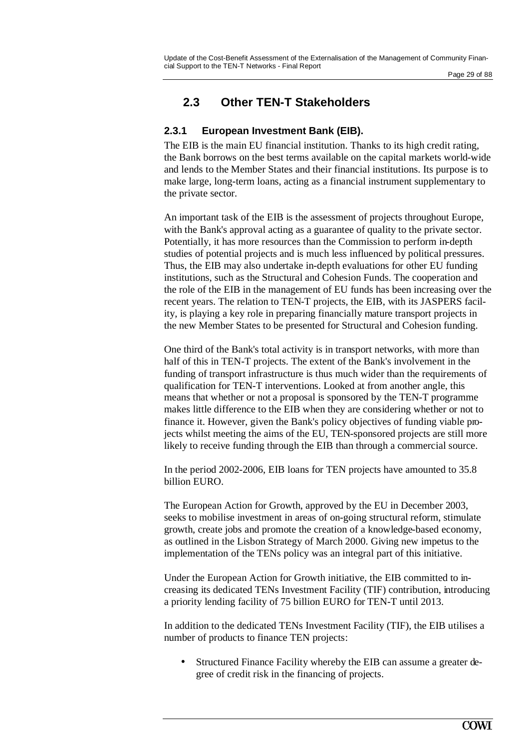## 2.3 Other TEN-T Stakeholders

### 2.3.1 European Investment Bank (EIB).

The EIB is the main EU financial institution. Thanks to its high credit rating, the Bank borrows on the best terms available on the capital markets world-wide and lends to the Member States and their financial institutions. Its purpose is to make large, long-term loans, acting as a financial instrument supplementary to the private sector.

An important task of the EIB is the assessment of projects throughout Europe, with the Bank's approval acting as a guarantee of quality to the private sector. Potentially, it has more resources than the Commission to perform in-depth studies of potential projects and is much less influenced by political pressures. Thus, the EIB may also undertake in-depth evaluations for other EU funding institutions, such as the Structural and Cohesion Funds. The cooperation and the role of the EIB in the management of EU funds has been increasing over the recent years. The relation to TEN-T projects, the EIB, with its JASPERS facility, is playing a key role in preparing financially mature transport projects in the new Member States to be presented for Structural and Cohesion funding.

One third of the Bank's total activity is in transport networks, with more than half of this in TEN-T projects. The extent of the Bank's involvement in the funding of transport infrastructure is thus much wider than the requirements of qualification for TEN-T interventions. Looked at from another angle, this means that whether or not a proposal is sponsored by the TEN-T programme makes little difference to the EIB when they are considering whether or not to finance it. However, given the Bank's policy objectives of funding viable projects whilst meeting the aims of the EU, TEN-sponsored projects are still more likely to receive funding through the EIB than through a commercial source.

In the period 2002-2006, EIB loans for TEN projects have amounted to 35.8 billion EURO.

The European Action for Growth, approved by the EU in December 2003, seeks to mobilise investment in areas of on-going structural reform, stimulate growth, create jobs and promote the creation of a knowledge-based economy, as outlined in the Lisbon Strategy of March 2000. Giving new impetus to the implementation of the TENs policy was an integral part of this initiative.

Under the European Action for Growth initiative, the EIB committed to increasing its dedicated TENs Investment Facility (TIF) contribution, introducing a priority lending facility of 75 billion EURO for TEN-T until 2013.

In addition to the dedicated TENs Investment Facility (TIF), the EIB utilises a number of products to finance TEN projects:

- Structured Finance Facility whereby the EIB can assume a greater degree of credit risk in the financing of projects.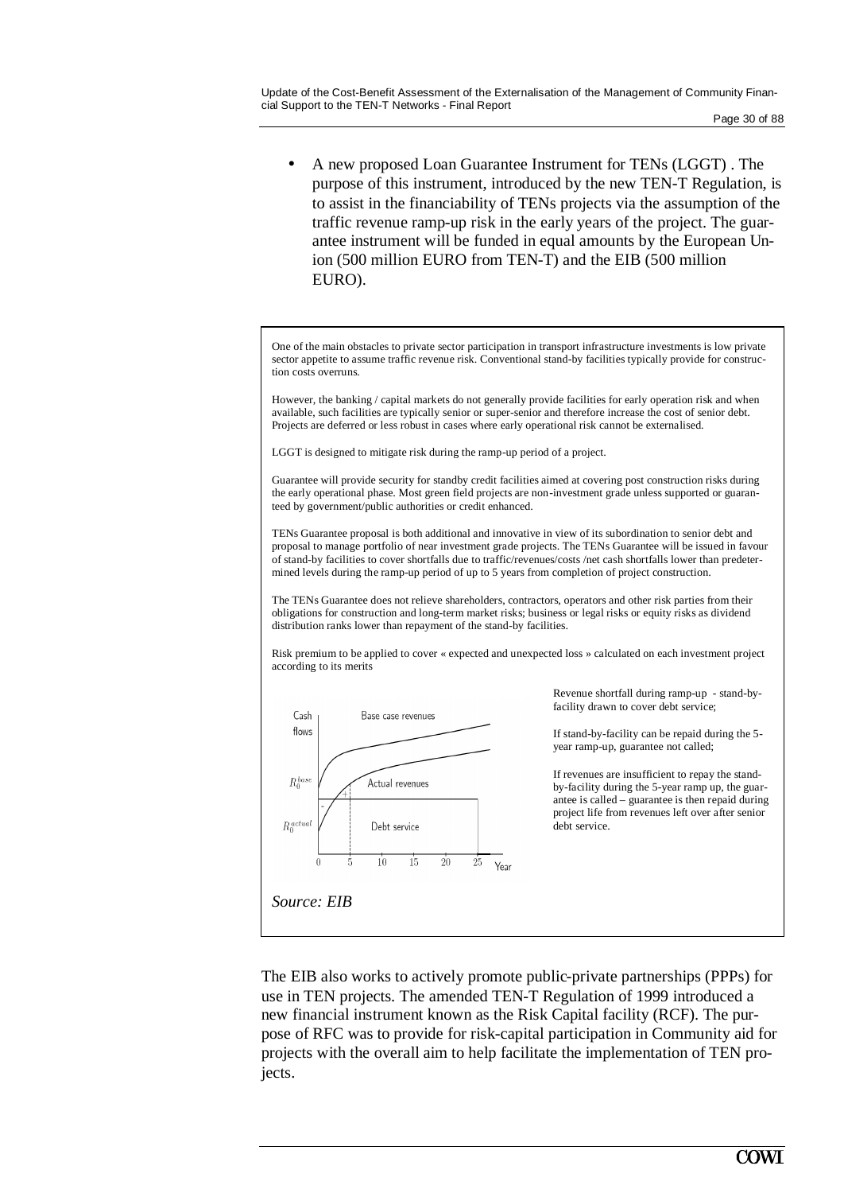- A new proposed Loan Guarantee Instrument for TENs (LGGT) . The purpose of this instrument, introduced by the new TEN-T Regulation, is to assist in the financiability of TENs projects via the assumption of the traffic revenue ramp-up risk in the early years of the project. The guarantee instrument will be funded in equal amounts by the European Union (500 million EURO from TEN-T) and the EIB (500 million EURO).

One of the main obstacles to private sector participation in transport infrastructure investments is low private sector appetite to assume traffic revenue risk. Conventional stand-by facilities typically provide for construction costs overruns.

However, the banking / capital markets do not generally provide facilities for early operation risk and when available, such facilities are typically senior or super-senior and therefore increase the cost of senior debt. Projects are deferred or less robust in cases where early operational risk cannot be externalised.

LGGT is designed to mitigate risk during the ramp-up period of a project.

Guarantee will provide security for standby credit facilities aimed at covering post construction risks during the early operational phase. Most green field projects are non-investment grade unless supported or guaranteed by government/public authorities or credit enhanced.

TENs Guarantee proposal is both additional and innovative in view of its subordination to senior debt and proposal to manage portfolio of near investment grade projects. The TENs Guarantee will be issued in favour of stand-by facilities to cover shortfalls due to traffic/revenues/costs /net cash shortfalls lower than predetermined levels during the ramp-up period of up to 5 years from completion of project construction.

The TENs Guarantee does not relieve shareholders, contractors, operators and other risk parties from their obligations for construction and long-term market risks; business or legal risks or equity risks as dividend distribution ranks lower than repayment of the stand-by facilities.

Risk premium to be applied to cover « expected and unexpected loss » calculated on each investment project according to its merits

Cash flows | Base case revenues | Actual revenues | Debt service | $R_0^{base}$ | $R_0^{actual}$ | 0 | 5 | 10 | 15 | 20 | 25 | Year

Revenue shortfall during ramp-up - stand-by-facility drawn to cover debt service;

If stand-by-facility can be repaid during the 5-year ramp-up, guarantee not called;

If revenues are insufficient to repay the stand-by-facility during the 5-year ramp up, the guarantee is called – guarantee is then repaid during project life from revenues left over after senior debt service.

*Source: EIB*

The EIB also works to actively promote public-private partnerships (PPPs) for use in TEN projects. The amended TEN-T Regulation of 1999 introduced a new financial instrument known as the Risk Capital facility (RCF). The purpose of RFC was to provide for risk-capital participation in Community aid for projects with the overall aim to help facilitate the implementation of TEN projects.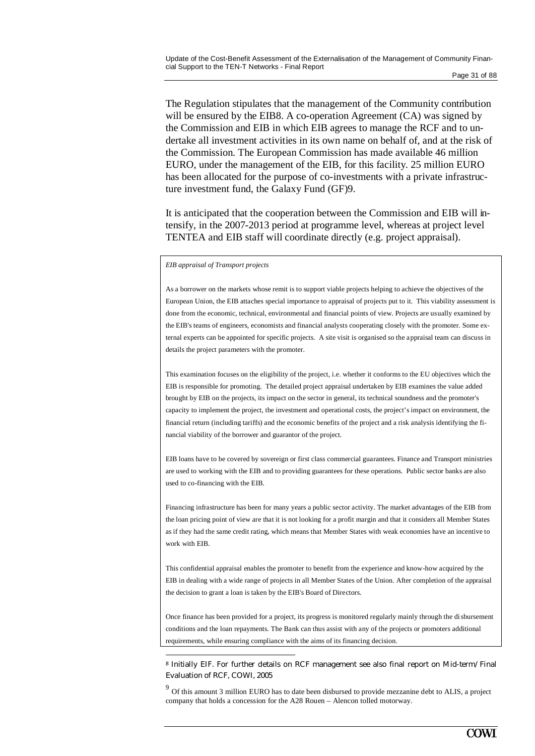The Regulation stipulates that the management of the Community contribution will be ensured by the EIB[8]. A co-operation Agreement (CA) was signed by the Commission and EIB in which EIB agrees to manage the RCF and to undertake all investment activities in its own name on behalf of, and at the risk of the Commission. The European Commission has made available 46 million EURO, under the management of the EIB, for this facility. 25 million EURO has been allocated for the purpose of co-investments with a private infrastructure investment fund, the Galaxy Fund (GF)[9].

It is anticipated that the cooperation between the Commission and EIB will intensify, in the 2007-2013 period at programme level, whereas at project level TENTEA and EIB staff will coordinate directly (e.g. project appraisal).

> *EIB appraisal of Transport projects*
>
> As a borrower on the markets whose remit is to support viable projects helping to achieve the objectives of the European Union, the EIB attaches special importance to appraisal of projects put to it. This viability assessment is done from the economic, technical, environmental and financial points of view. Projects are usually examined by the EIB's teams of engineers, economists and financial analysts cooperating closely with the promoter. Some external experts can be appointed for specific projects. A site visit is organised so the appraisal team can discuss in details the project parameters with the promoter.
>
> This examination focuses on the eligibility of the project, i.e. whether it conforms to the EU objectives which the EIB is responsible for promoting. The detailed project appraisal undertaken by EIB examines the value added brought by EIB on the projects, its impact on the sector in general, its technical soundness and the promoter's capacity to implement the project, the investment and operational costs, the project's impact on environment, the financial return (including tariffs) and the economic benefits of the project and a risk analysis identifying the financial viability of the borrower and guarantor of the project.
>
> EIB loans have to be covered by sovereign or first class commercial guarantees. Finance and Transport ministries are used to working with the EIB and to providing guarantees for these operations. Public sector banks are also used to co-financing with the EIB.
>
> Financing infrastructure has been for many years a public sector activity. The market advantages of the EIB from the loan pricing point of view are that it is not looking for a profit margin and that it considers all Member States as if they had the same credit rating, which means that Member States with weak economies have an incentive to work with EIB.
>
> This confidential appraisal enables the promoter to benefit from the experience and know-how acquired by the EIB in dealing with a wide range of projects in all Member States of the Union. After completion of the appraisal the decision to grant a loan is taken by the EIB's Board of Directors.
>
> Once finance has been provided for a project, its progress is monitored regularly mainly through the disbursement conditions and the loan repayments. The Bank can thus assist with any of the projects or promoters additional requirements, while ensuring compliance with the aims of its financing decision.

[8] Initially EIF. For further details on RCF management see also final report on Mid-term/Final Evaluation of RCF, COWI, 2005

[9] Of this amount 3 million EURO has to date been disbursed to provide mezzanine debt to ALIS, a project company that holds a concession for the A28 Rouen – Alencon tolled motorway.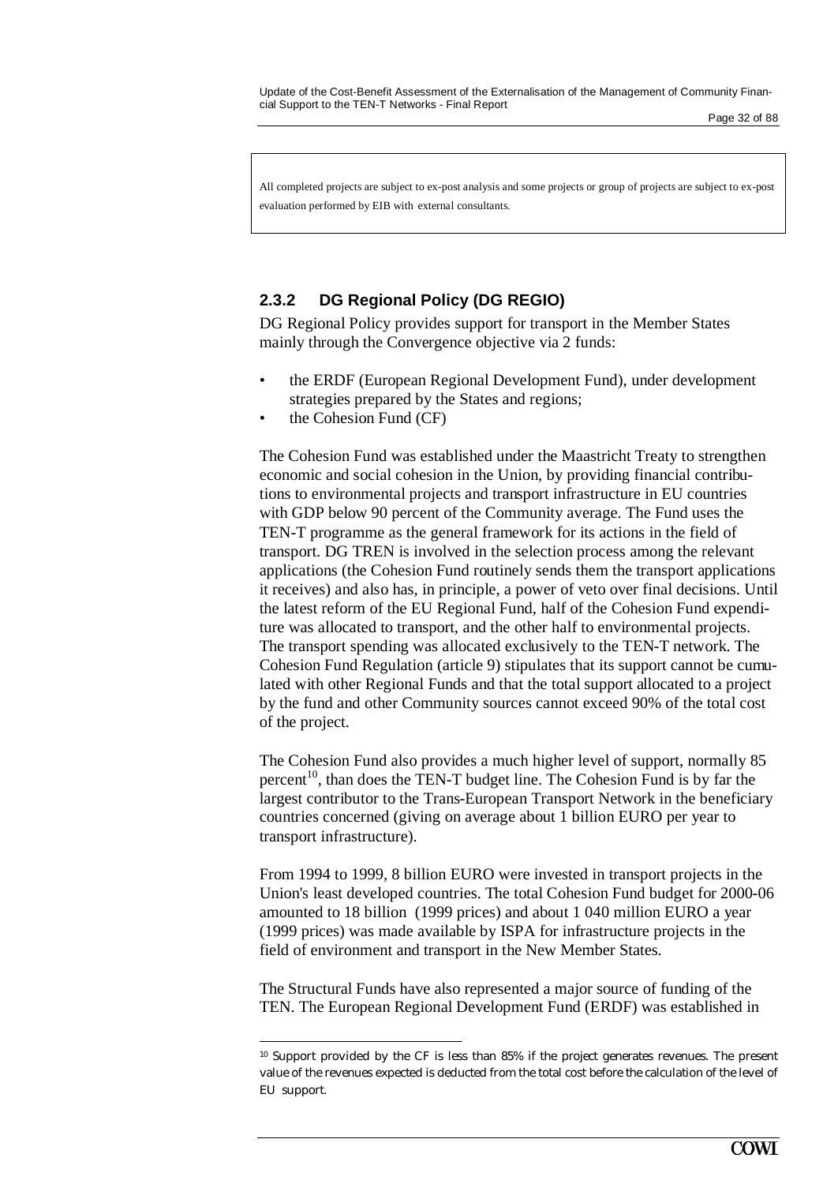All completed projects are subject to ex-post analysis and some projects or group of projects are subject to ex-post evaluation performed by EIB with external consultants.

### 2.3.2 DG Regional Policy (DG REGIO)

DG Regional Policy provides support for transport in the Member States mainly through the Convergence objective via 2 funds:

- the ERDF (European Regional Development Fund), under development strategies prepared by the States and regions;
- the Cohesion Fund (CF)

The Cohesion Fund was established under the Maastricht Treaty to strengthen economic and social cohesion in the Union, by providing financial contributions to environmental projects and transport infrastructure in EU countries with GDP below 90 percent of the Community average. The Fund uses the TEN-T programme as the general framework for its actions in the field of transport. DG TREN is involved in the selection process among the relevant applications (the Cohesion Fund routinely sends them the transport applications it receives) and also has, in principle, a power of veto over final decisions. Until the latest reform of the EU Regional Fund, half of the Cohesion Fund expenditure was allocated to transport, and the other half to environmental projects. The transport spending was allocated exclusively to the TEN-T network. The Cohesion Fund Regulation (article 9) stipulates that its support cannot be cumulated with other Regional Funds and that the total support allocated to a project by the fund and other Community sources cannot exceed 90% of the total cost of the project.

The Cohesion Fund also provides a much higher level of support, normally 85 percent[10], than does the TEN-T budget line. The Cohesion Fund is by far the largest contributor to the Trans-European Transport Network in the beneficiary countries concerned (giving on average about 1 billion EURO per year to transport infrastructure).

From 1994 to 1999, 8 billion EURO were invested in transport projects in the Union's least developed countries. The total Cohesion Fund budget for 2000-06 amounted to 18 billion (1999 prices) and about 1 040 million EURO a year (1999 prices) was made available by ISPA for infrastructure projects in the field of environment and transport in the New Member States.

The Structural Funds have also represented a major source of funding of the TEN. The European Regional Development Fund (ERDF) was established in

---

[10] Support provided by the CF is less than 85% if the project generates revenues. The present value of the revenues expected is deducted from the total cost before the calculation of the level of EU support.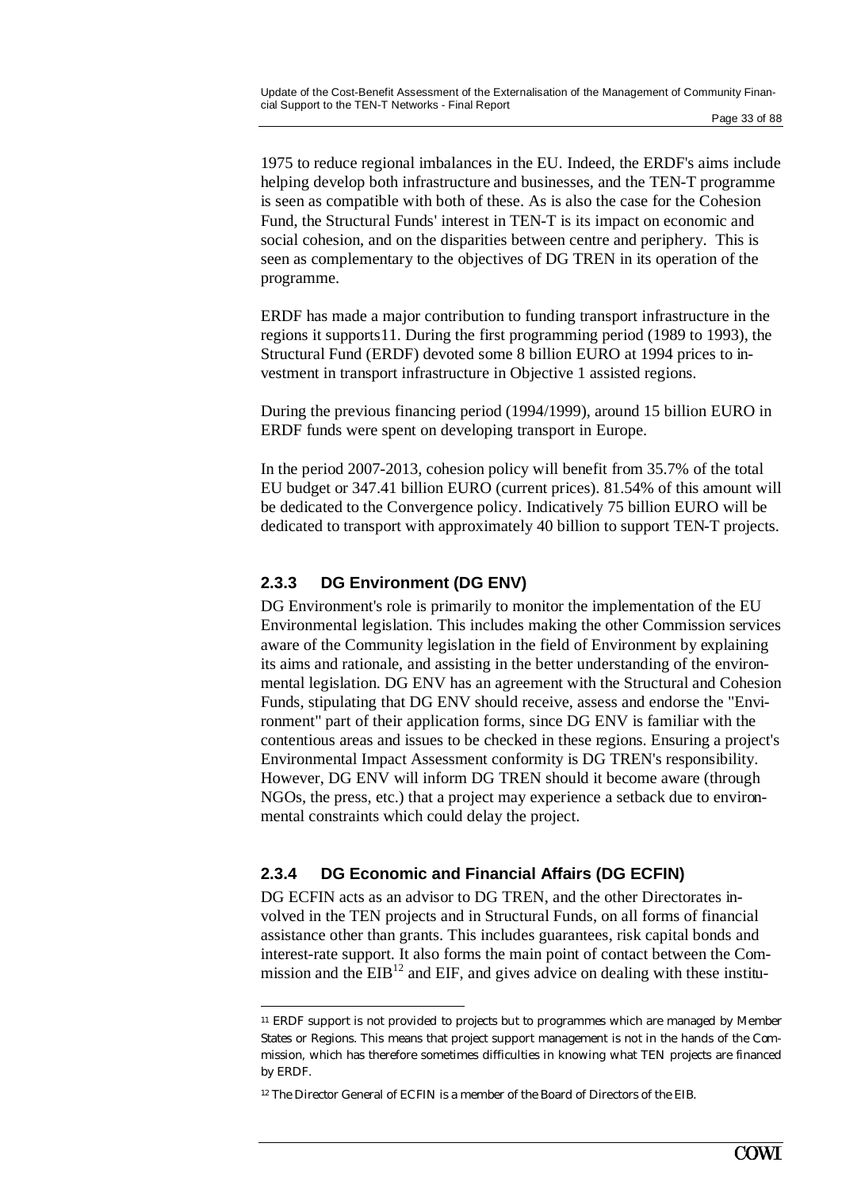1975 to reduce regional imbalances in the EU. Indeed, the ERDF's aims include helping develop both infrastructure and businesses, and the TEN-T programme is seen as compatible with both of these. As is also the case for the Cohesion Fund, the Structural Funds' interest in TEN-T is its impact on economic and social cohesion, and on the disparities between centre and periphery. This is seen as complementary to the objectives of DG TREN in its operation of the programme.

ERDF has made a major contribution to funding transport infrastructure in the regions it supports11. During the first programming period (1989 to 1993), the Structural Fund (ERDF) devoted some 8 billion EURO at 1994 prices to investment in transport infrastructure in Objective 1 assisted regions.

During the previous financing period (1994/1999), around 15 billion EURO in ERDF funds were spent on developing transport in Europe.

In the period 2007-2013, cohesion policy will benefit from 35.7% of the total EU budget or 347.41 billion EURO (current prices). 81.54% of this amount will be dedicated to the Convergence policy. Indicatively 75 billion EURO will be dedicated to transport with approximately 40 billion to support TEN-T projects.

### 2.3.3 DG Environment (DG ENV)

DG Environment's role is primarily to monitor the implementation of the EU Environmental legislation. This includes making the other Commission services aware of the Community legislation in the field of Environment by explaining its aims and rationale, and assisting in the better understanding of the environmental legislation. DG ENV has an agreement with the Structural and Cohesion Funds, stipulating that DG ENV should receive, assess and endorse the "Environment" part of their application forms, since DG ENV is familiar with the contentious areas and issues to be checked in these regions. Ensuring a project's Environmental Impact Assessment conformity is DG TREN's responsibility. However, DG ENV will inform DG TREN should it become aware (through NGOs, the press, etc.) that a project may experience a setback due to environmental constraints which could delay the project.

### 2.3.4 DG Economic and Financial Affairs (DG ECFIN)

DG ECFIN acts as an advisor to DG TREN, and the other Directorates involved in the TEN projects and in Structural Funds, on all forms of financial assistance other than grants. This includes guarantees, risk capital bonds and interest-rate support. It also forms the main point of contact between the Commission and the EIB[12] and EIF, and gives advice on dealing with these institu-

---

[11] ERDF support is not provided to projects but to programmes which are managed by Member States or Regions. This means that project support management is not in the hands of the Commission, which has therefore sometimes difficulties in knowing what TEN projects are financed by ERDF.

[12] The Director General of ECFIN is a member of the Board of Directors of the EIB.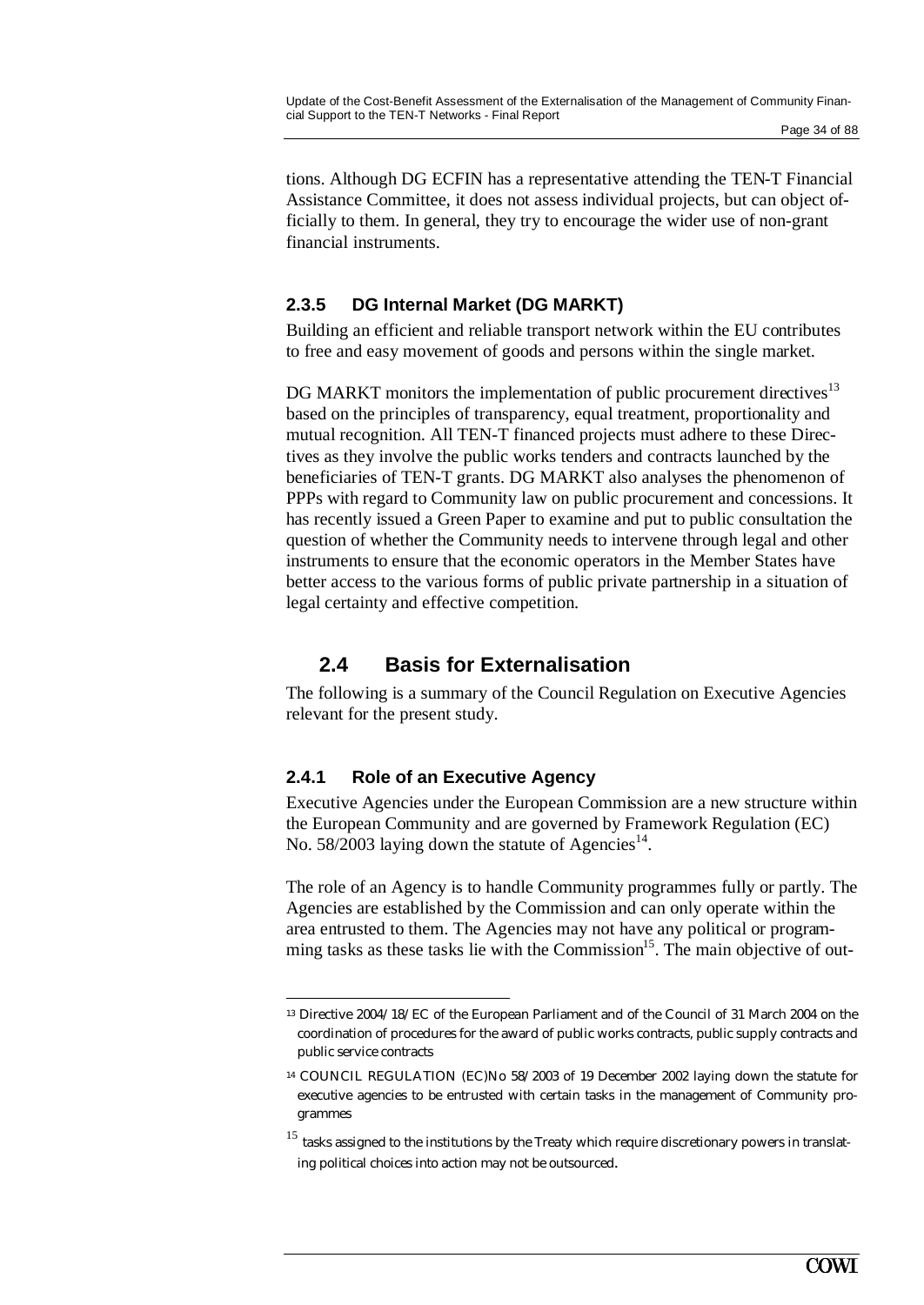tions. Although DG ECFIN has a representative attending the TEN-T Financial Assistance Committee, it does not assess individual projects, but can object officially to them. In general, they try to encourage the wider use of non-grant financial instruments.

### 2.3.5 DG Internal Market (DG MARKT)

Building an efficient and reliable transport network within the EU contributes to free and easy movement of goods and persons within the single market.

DG MARKT monitors the implementation of public procurement directives[13] based on the principles of transparency, equal treatment, proportionality and mutual recognition. All TEN-T financed projects must adhere to these Directives as they involve the public works tenders and contracts launched by the beneficiaries of TEN-T grants. DG MARKT also analyses the phenomenon of PPPs with regard to Community law on public procurement and concessions. It has recently issued a Green Paper to examine and put to public consultation the question of whether the Community needs to intervene through legal and other instruments to ensure that the economic operators in the Member States have better access to the various forms of public private partnership in a situation of legal certainty and effective competition.

## 2.4 Basis for Externalisation

The following is a summary of the Council Regulation on Executive Agencies relevant for the present study.

### 2.4.1 Role of an Executive Agency

Executive Agencies under the European Commission are a new structure within the European Community and are governed by Framework Regulation (EC) No. 58/2003 laying down the statute of Agencies[14].

The role of an Agency is to handle Community programmes fully or partly. The Agencies are established by the Commission and can only operate within the area entrusted to them. The Agencies may not have any political or programming tasks as these tasks lie with the Commission[15]. The main objective of out-

---

[13] Directive 2004/18/EC of the European Parliament and of the Council of 31 March 2004 on the coordination of procedures for the award of public works contracts, public supply contracts and public service contracts

[14] COUNCIL REGULATION (EC)No 58/2003 of 19 December 2002 laying down the statute for executive agencies to be entrusted with certain tasks in the management of Community programmes

[15] tasks assigned to the institutions by the Treaty which require discretionary powers in translating political choices into action may not be outsourced.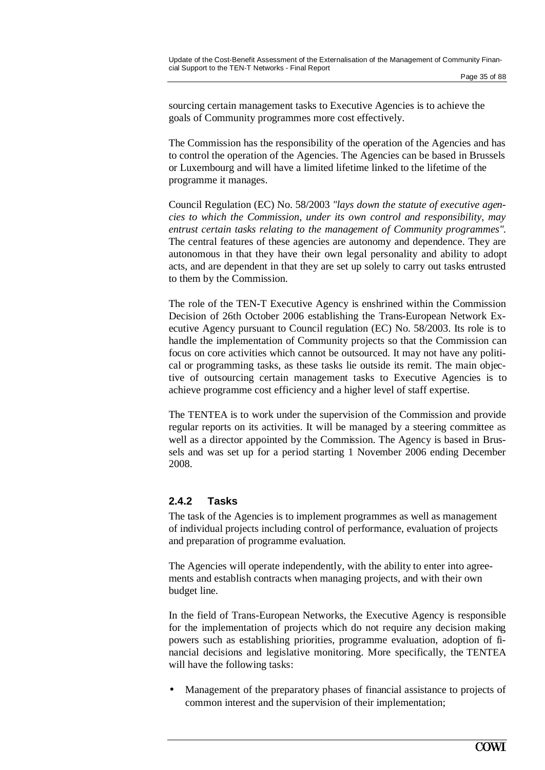sourcing certain management tasks to Executive Agencies is to achieve the goals of Community programmes more cost effectively.

The Commission has the responsibility of the operation of the Agencies and has to control the operation of the Agencies. The Agencies can be based in Brussels or Luxembourg and will have a limited lifetime linked to the lifetime of the programme it manages.

Council Regulation (EC) No. 58/2003 *"lays down the statute of executive agencies to which the Commission, under its own control and responsibility, may entrust certain tasks relating to the management of Community programmes"*. The central features of these agencies are autonomy and dependence. They are autonomous in that they have their own legal personality and ability to adopt acts, and are dependent in that they are set up solely to carry out tasks entrusted to them by the Commission.

The role of the TEN-T Executive Agency is enshrined within the Commission Decision of 26th October 2006 establishing the Trans-European Network Executive Agency pursuant to Council regulation (EC) No. 58/2003. Its role is to handle the implementation of Community projects so that the Commission can focus on core activities which cannot be outsourced. It may not have any political or programming tasks, as these tasks lie outside its remit. The main objective of outsourcing certain management tasks to Executive Agencies is to achieve programme cost efficiency and a higher level of staff expertise.

The TENTEA is to work under the supervision of the Commission and provide regular reports on its activities. It will be managed by a steering committee as well as a director appointed by the Commission. The Agency is based in Brussels and was set up for a period starting 1 November 2006 ending December 2008.

### 2.4.2 Tasks

The task of the Agencies is to implement programmes as well as management of individual projects including control of performance, evaluation of projects and preparation of programme evaluation.

The Agencies will operate independently, with the ability to enter into agreements and establish contracts when managing projects, and with their own budget line.

In the field of Trans-European Networks, the Executive Agency is responsible for the implementation of projects which do not require any decision making powers such as establishing priorities, programme evaluation, adoption of financial decisions and legislative monitoring. More specifically, the TENTEA will have the following tasks:

- Management of the preparatory phases of financial assistance to projects of common interest and the supervision of their implementation;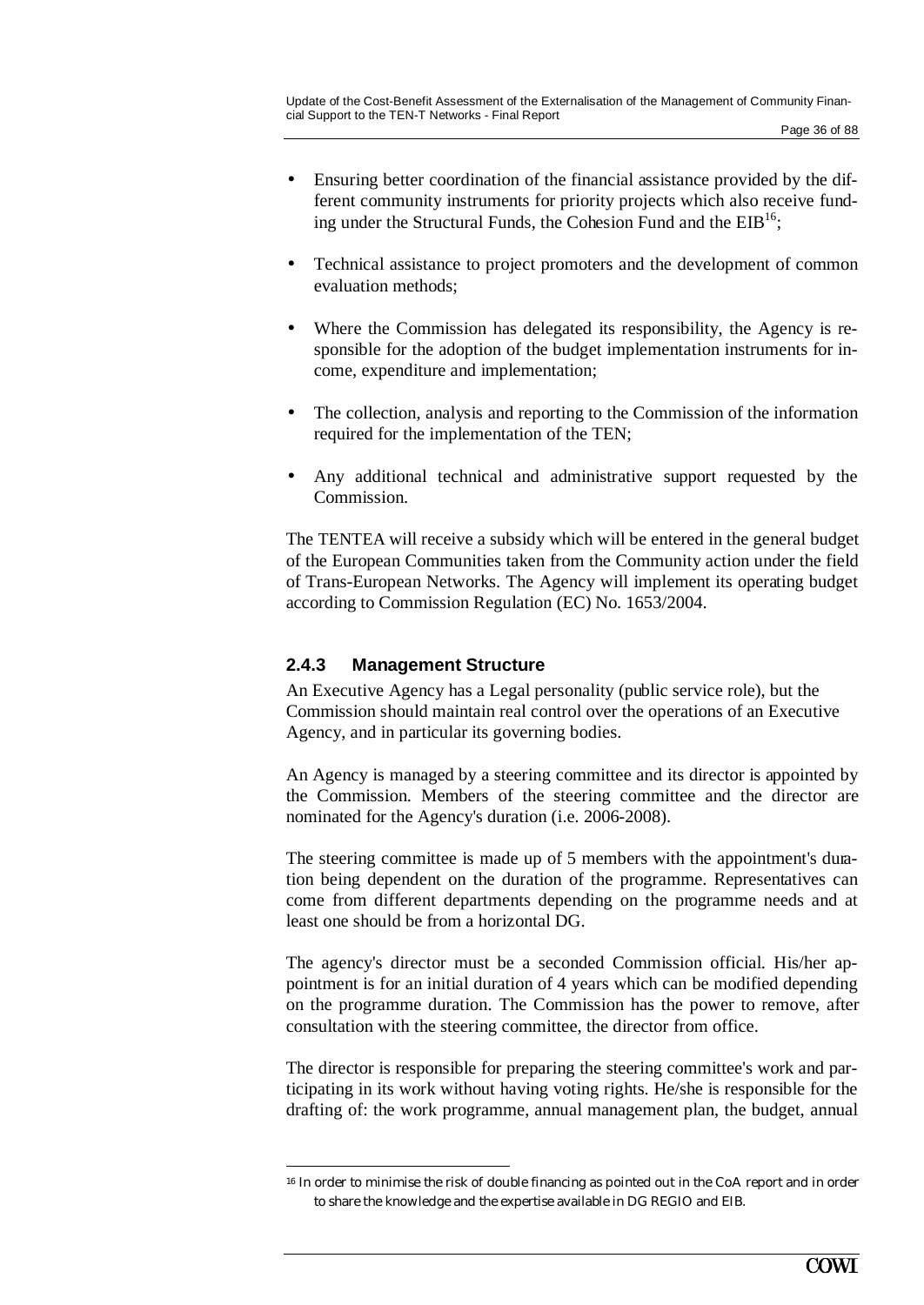- Ensuring better coordination of the financial assistance provided by the different community instruments for priority projects which also receive funding under the Structural Funds, the Cohesion Fund and the EIB[16];

- Technical assistance to project promoters and the development of common evaluation methods;

- Where the Commission has delegated its responsibility, the Agency is responsible for the adoption of the budget implementation instruments for income, expenditure and implementation;

- The collection, analysis and reporting to the Commission of the information required for the implementation of the TEN;

- Any additional technical and administrative support requested by the Commission.

The TENTEA will receive a subsidy which will be entered in the general budget of the European Communities taken from the Community action under the field of Trans-European Networks. The Agency will implement its operating budget according to Commission Regulation (EC) No. 1653/2004.

### 2.4.3 Management Structure

An Executive Agency has a Legal personality (public service role), but the Commission should maintain real control over the operations of an Executive Agency, and in particular its governing bodies.

An Agency is managed by a steering committee and its director is appointed by the Commission. Members of the steering committee and the director are nominated for the Agency's duration (i.e. 2006-2008).

The steering committee is made up of 5 members with the appointment's duration being dependent on the duration of the programme. Representatives can come from different departments depending on the programme needs and at least one should be from a horizontal DG.

The agency's director must be a seconded Commission official. His/her appointment is for an initial duration of 4 years which can be modified depending on the programme duration. The Commission has the power to remove, after consultation with the steering committee, the director from office.

The director is responsible for preparing the steering committee's work and participating in its work without having voting rights. He/she is responsible for the drafting of: the work programme, annual management plan, the budget, annual

---

[16] In order to minimise the risk of double financing as pointed out in the CoA report and in order to share the knowledge and the expertise available in DG REGIO and EIB.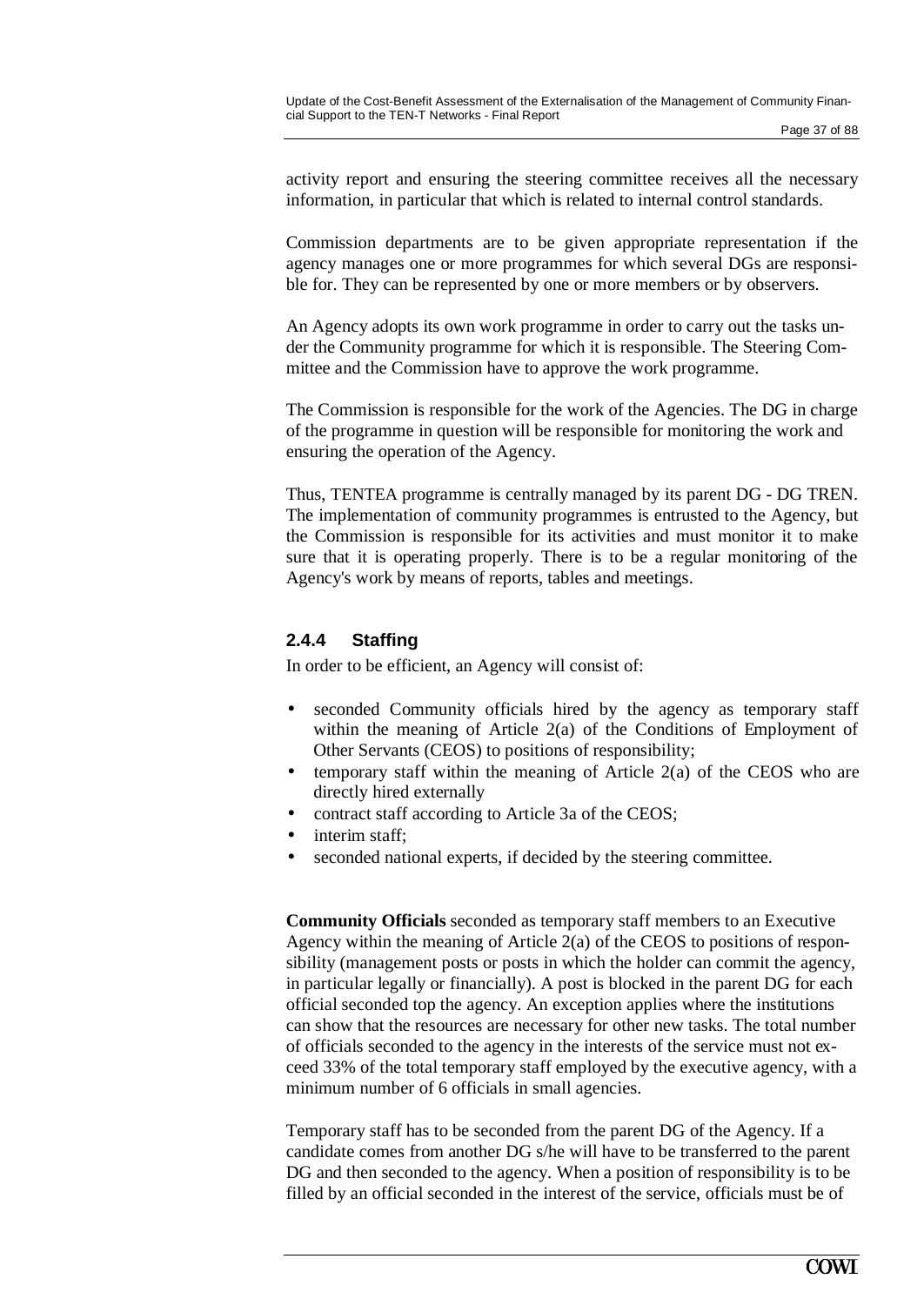activity report and ensuring the steering committee receives all the necessary information, in particular that which is related to internal control standards.

Commission departments are to be given appropriate representation if the agency manages one or more programmes for which several DGs are responsible for. They can be represented by one or more members or by observers.

An Agency adopts its own work programme in order to carry out the tasks under the Community programme for which it is responsible. The Steering Committee and the Commission have to approve the work programme.

The Commission is responsible for the work of the Agencies. The DG in charge of the programme in question will be responsible for monitoring the work and ensuring the operation of the Agency.

Thus, TENTEA programme is centrally managed by its parent DG - DG TREN. The implementation of community programmes is entrusted to the Agency, but the Commission is responsible for its activities and must monitor it to make sure that it is operating properly. There is to be a regular monitoring of the Agency's work by means of reports, tables and meetings.

### 2.4.4 Staffing

In order to be efficient, an Agency will consist of:

- seconded Community officials hired by the agency as temporary staff within the meaning of Article 2(a) of the Conditions of Employment of Other Servants (CEOS) to positions of responsibility;
- temporary staff within the meaning of Article 2(a) of the CEOS who are directly hired externally
- contract staff according to Article 3a of the CEOS;
- interim staff;
- seconded national experts, if decided by the steering committee.

**Community Officials** seconded as temporary staff members to an Executive Agency within the meaning of Article 2(a) of the CEOS to positions of responsibility (management posts or posts in which the holder can commit the agency, in particular legally or financially). A post is blocked in the parent DG for each official seconded top the agency. An exception applies where the institutions can show that the resources are necessary for other new tasks. The total number of officials seconded to the agency in the interests of the service must not exceed 33% of the total temporary staff employed by the executive agency, with a minimum number of 6 officials in small agencies.

Temporary staff has to be seconded from the parent DG of the Agency. If a candidate comes from another DG s/he will have to be transferred to the parent DG and then seconded to the agency. When a position of responsibility is to be filled by an official seconded in the interest of the service, officials must be of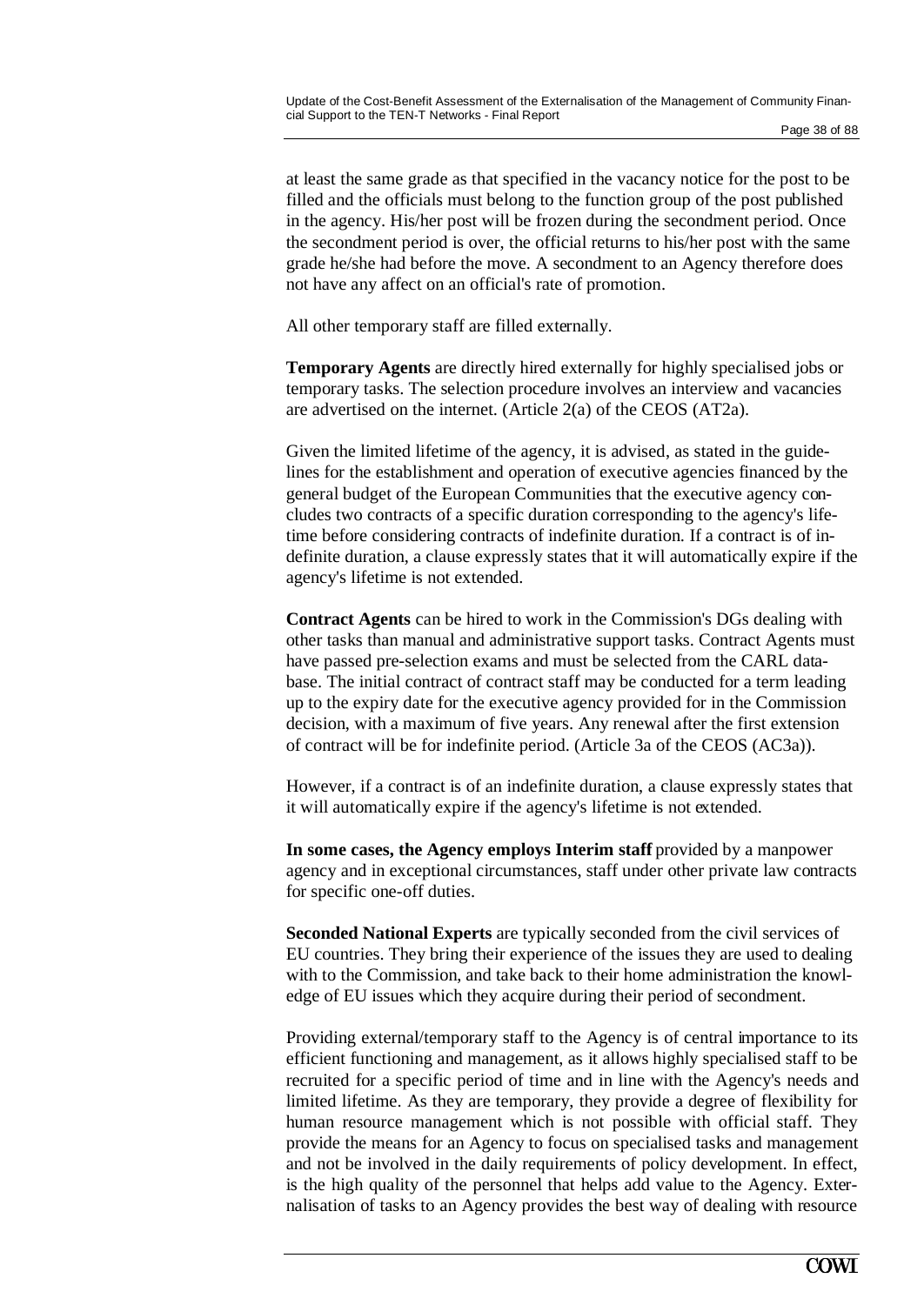at least the same grade as that specified in the vacancy notice for the post to be filled and the officials must belong to the function group of the post published in the agency. His/her post will be frozen during the secondment period. Once the secondment period is over, the official returns to his/her post with the same grade he/she had before the move. A secondment to an Agency therefore does not have any affect on an official's rate of promotion.

All other temporary staff are filled externally.

**Temporary Agents** are directly hired externally for highly specialised jobs or temporary tasks. The selection procedure involves an interview and vacancies are advertised on the internet. (Article 2(a) of the CEOS (AT2a).

Given the limited lifetime of the agency, it is advised, as stated in the guidelines for the establishment and operation of executive agencies financed by the general budget of the European Communities that the executive agency concludes two contracts of a specific duration corresponding to the agency's lifetime before considering contracts of indefinite duration. If a contract is of indefinite duration, a clause expressly states that it will automatically expire if the agency's lifetime is not extended.

**Contract Agents** can be hired to work in the Commission's DGs dealing with other tasks than manual and administrative support tasks. Contract Agents must have passed pre-selection exams and must be selected from the CARL database. The initial contract of contract staff may be conducted for a term leading up to the expiry date for the executive agency provided for in the Commission decision, with a maximum of five years. Any renewal after the first extension of contract will be for indefinite period. (Article 3a of the CEOS (AC3a)).

However, if a contract is of an indefinite duration, a clause expressly states that it will automatically expire if the agency's lifetime is not extended.

**In some cases, the Agency employs Interim staff** provided by a manpower agency and in exceptional circumstances, staff under other private law contracts for specific one-off duties.

**Seconded National Experts** are typically seconded from the civil services of EU countries. They bring their experience of the issues they are used to dealing with to the Commission, and take back to their home administration the knowledge of EU issues which they acquire during their period of secondment.

Providing external/temporary staff to the Agency is of central importance to its efficient functioning and management, as it allows highly specialised staff to be recruited for a specific period of time and in line with the Agency's needs and limited lifetime. As they are temporary, they provide a degree of flexibility for human resource management which is not possible with official staff. They provide the means for an Agency to focus on specialised tasks and management and not be involved in the daily requirements of policy development. In effect, is the high quality of the personnel that helps add value to the Agency. Externalisation of tasks to an Agency provides the best way of dealing with resource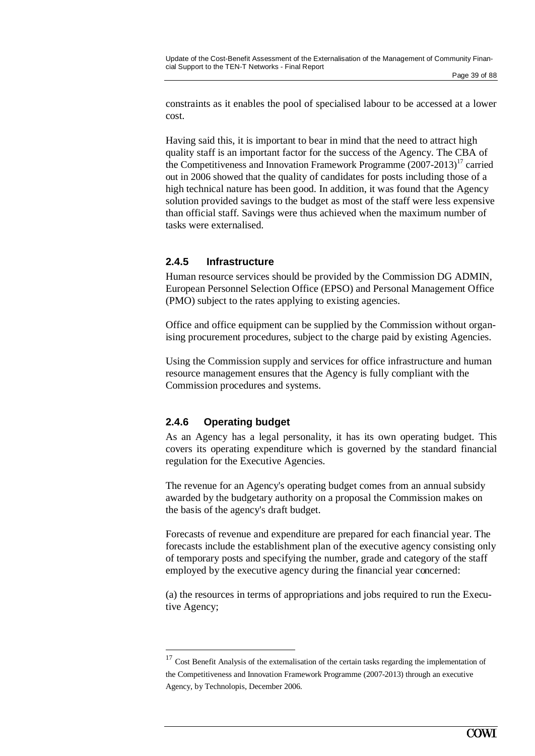constraints as it enables the pool of specialised labour to be accessed at a lower cost.

Having said this, it is important to bear in mind that the need to attract high quality staff is an important factor for the success of the Agency. The CBA of the Competitiveness and Innovation Framework Programme (2007-2013)[17] carried out in 2006 showed that the quality of candidates for posts including those of a high technical nature has been good. In addition, it was found that the Agency solution provided savings to the budget as most of the staff were less expensive than official staff. Savings were thus achieved when the maximum number of tasks were externalised.

### 2.4.5 Infrastructure

Human resource services should be provided by the Commission DG ADMIN, European Personnel Selection Office (EPSO) and Personal Management Office (PMO) subject to the rates applying to existing agencies.

Office and office equipment can be supplied by the Commission without organising procurement procedures, subject to the charge paid by existing Agencies.

Using the Commission supply and services for office infrastructure and human resource management ensures that the Agency is fully compliant with the Commission procedures and systems.

### 2.4.6 Operating budget

As an Agency has a legal personality, it has its own operating budget. This covers its operating expenditure which is governed by the standard financial regulation for the Executive Agencies.

The revenue for an Agency's operating budget comes from an annual subsidy awarded by the budgetary authority on a proposal the Commission makes on the basis of the agency's draft budget.

Forecasts of revenue and expenditure are prepared for each financial year. The forecasts include the establishment plan of the executive agency consisting only of temporary posts and specifying the number, grade and category of the staff employed by the executive agency during the financial year concerned:

(a) the resources in terms of appropriations and jobs required to run the Executive Agency;

[17] Cost Benefit Analysis of the externalisation of the certain tasks regarding the implementation of the Competitiveness and Innovation Framework Programme (2007-2013) through an executive Agency, by Technolopis, December 2006.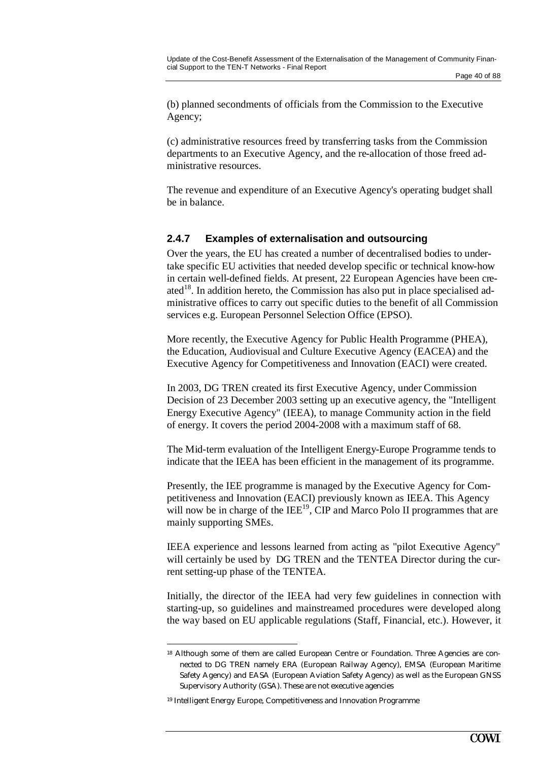(b) planned secondments of officials from the Commission to the Executive Agency;

(c) administrative resources freed by transferring tasks from the Commission departments to an Executive Agency, and the re-allocation of those freed administrative resources.

The revenue and expenditure of an Executive Agency's operating budget shall be in balance.

### 2.4.7 Examples of externalisation and outsourcing

Over the years, the EU has created a number of decentralised bodies to undertake specific EU activities that needed develop specific or technical know-how in certain well-defined fields. At present, 22 European Agencies have been created[18]. In addition hereto, the Commission has also put in place specialised administrative offices to carry out specific duties to the benefit of all Commission services e.g. European Personnel Selection Office (EPSO).

More recently, the Executive Agency for Public Health Programme (PHEA), the Education, Audiovisual and Culture Executive Agency (EACEA) and the Executive Agency for Competitiveness and Innovation (EACI) were created.

In 2003, DG TREN created its first Executive Agency, under Commission Decision of 23 December 2003 setting up an executive agency, the "Intelligent Energy Executive Agency" (IEEA), to manage Community action in the field of energy. It covers the period 2004-2008 with a maximum staff of 68.

The Mid-term evaluation of the Intelligent Energy-Europe Programme tends to indicate that the IEEA has been efficient in the management of its programme.

Presently, the IEE programme is managed by the Executive Agency for Competitiveness and Innovation (EACI) previously known as IEEA. This Agency will now be in charge of the IEE[19], CIP and Marco Polo II programmes that are mainly supporting SMEs.

IEEA experience and lessons learned from acting as "pilot Executive Agency" will certainly be used by DG TREN and the TENTEA Director during the current setting-up phase of the TENTEA.

Initially, the director of the IEEA had very few guidelines in connection with starting-up, so guidelines and mainstreamed procedures were developed along the way based on EU applicable regulations (Staff, Financial, etc.). However, it

---

[18] Although some of them are called European Centre or Foundation. Three Agencies are connected to DG TREN namely ERA (European Railway Agency), EMSA (European Maritime Safety Agency) and EASA (European Aviation Safety Agency) as well as the European GNSS Supervisory Authority (GSA). These are not executive agencies

[19] Intelligent Energy Europe, Competitiveness and Innovation Programme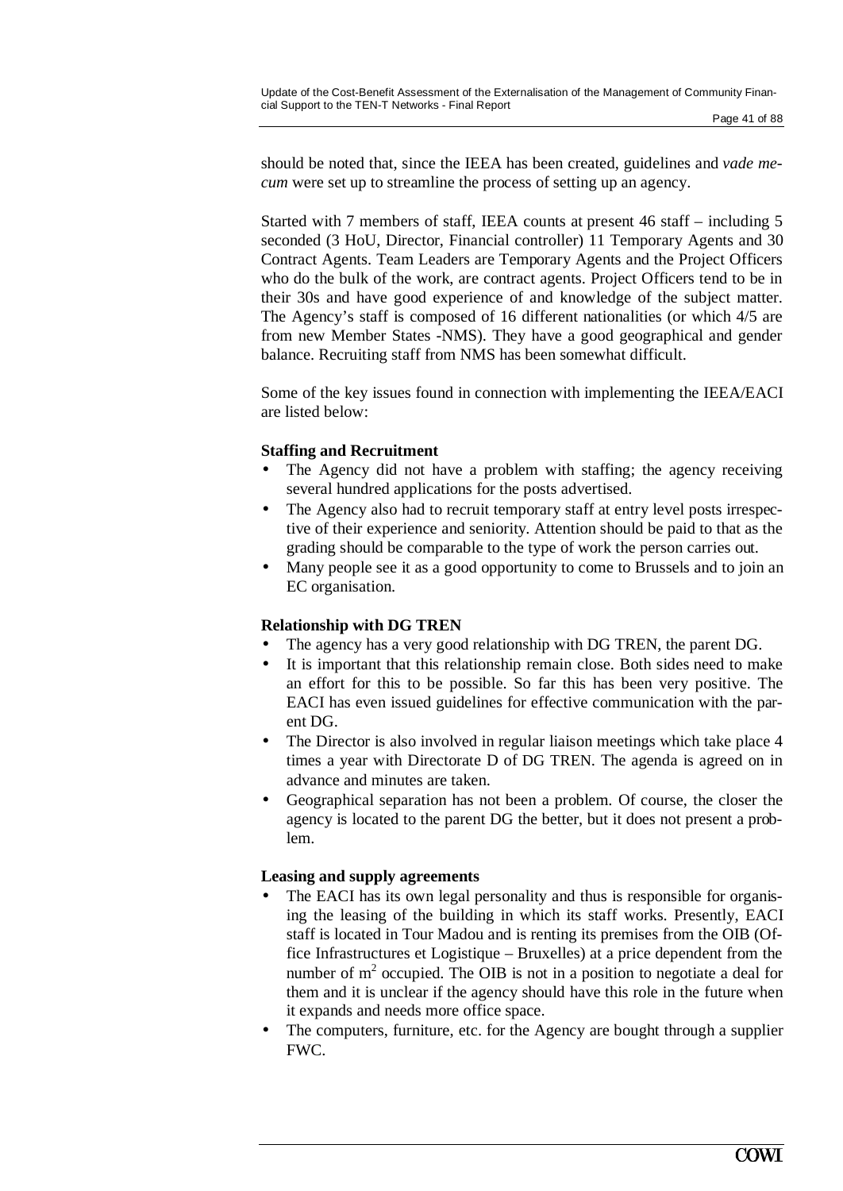should be noted that, since the IEEA has been created, guidelines and *vade mecum* were set up to streamline the process of setting up an agency.

Started with 7 members of staff, IEEA counts at present 46 staff – including 5 seconded (3 HoU, Director, Financial controller) 11 Temporary Agents and 30 Contract Agents. Team Leaders are Temporary Agents and the Project Officers who do the bulk of the work, are contract agents. Project Officers tend to be in their 30s and have good experience of and knowledge of the subject matter. The Agency's staff is composed of 16 different nationalities (or which 4/5 are from new Member States -NMS). They have a good geographical and gender balance. Recruiting staff from NMS has been somewhat difficult.

Some of the key issues found in connection with implementing the IEEA/EACI are listed below:

**Staffing and Recruitment**

- The Agency did not have a problem with staffing; the agency receiving several hundred applications for the posts advertised.
- The Agency also had to recruit temporary staff at entry level posts irrespective of their experience and seniority. Attention should be paid to that as the grading should be comparable to the type of work the person carries out.
- Many people see it as a good opportunity to come to Brussels and to join an EC organisation.

**Relationship with DG TREN**

- The agency has a very good relationship with DG TREN, the parent DG.
- It is important that this relationship remain close. Both sides need to make an effort for this to be possible. So far this has been very positive. The EACI has even issued guidelines for effective communication with the parent DG.
- The Director is also involved in regular liaison meetings which take place 4 times a year with Directorate D of DG TREN. The agenda is agreed on in advance and minutes are taken.
- Geographical separation has not been a problem. Of course, the closer the agency is located to the parent DG the better, but it does not present a problem.

**Leasing and supply agreements**

- The EACI has its own legal personality and thus is responsible for organising the leasing of the building in which its staff works. Presently, EACI staff is located in Tour Madou and is renting its premises from the OIB (Office Infrastructures et Logistique – Bruxelles) at a price dependent from the number of $m^2$ occupied. The OIB is not in a position to negotiate a deal for them and it is unclear if the agency should have this role in the future when it expands and needs more office space.
- The computers, furniture, etc. for the Agency are bought through a supplier FWC.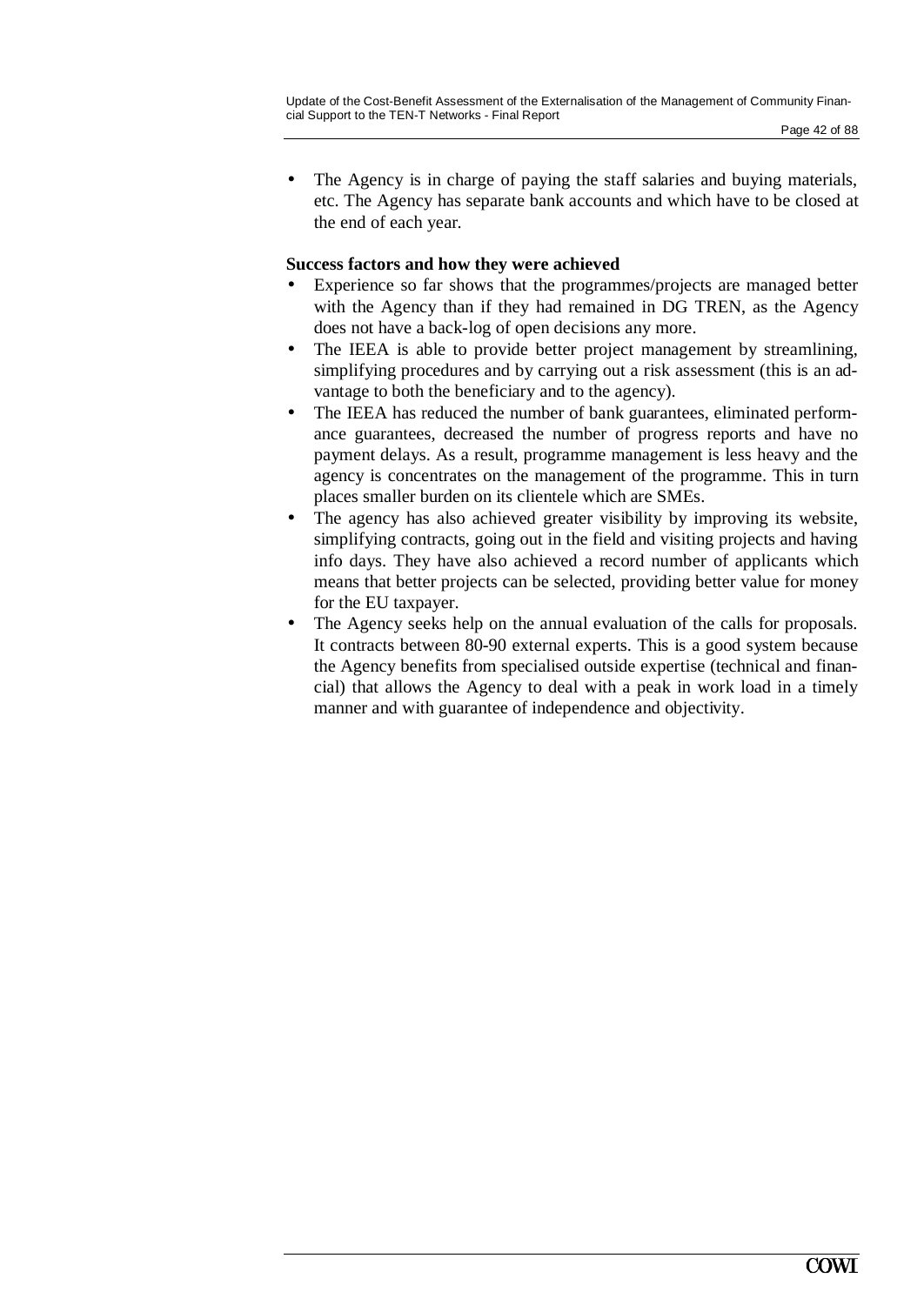- The Agency is in charge of paying the staff salaries and buying materials, etc. The Agency has separate bank accounts and which have to be closed at the end of each year.

**Success factors and how they were achieved**

- Experience so far shows that the programmes/projects are managed better with the Agency than if they had remained in DG TREN, as the Agency does not have a back-log of open decisions any more.
- The IEEA is able to provide better project management by streamlining, simplifying procedures and by carrying out a risk assessment (this is an advantage to both the beneficiary and to the agency).
- The IEEA has reduced the number of bank guarantees, eliminated performance guarantees, decreased the number of progress reports and have no payment delays. As a result, programme management is less heavy and the agency is concentrates on the management of the programme. This in turn places smaller burden on its clientele which are SMEs.
- The agency has also achieved greater visibility by improving its website, simplifying contracts, going out in the field and visiting projects and having info days. They have also achieved a record number of applicants which means that better projects can be selected, providing better value for money for the EU taxpayer.
- The Agency seeks help on the annual evaluation of the calls for proposals. It contracts between 80-90 external experts. This is a good system because the Agency benefits from specialised outside expertise (technical and financial) that allows the Agency to deal with a peak in work load in a timely manner and with guarantee of independence and objectivity.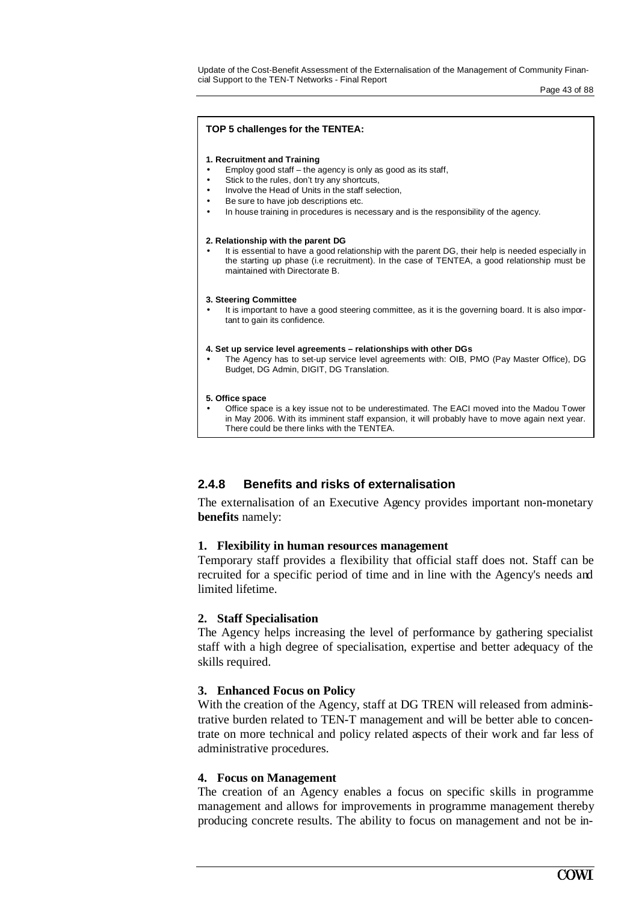**TOP 5 challenges for the TENTEA:**

**1. Recruitment and Training**

- Employ good staff – the agency is only as good as its staff,
- Stick to the rules, don't try any shortcuts,
- Involve the Head of Units in the staff selection,
- Be sure to have job descriptions etc.
- In house training in procedures is necessary and is the responsibility of the agency.

**2. Relationship with the parent DG**

- It is essential to have a good relationship with the parent DG, their help is needed especially in the starting up phase (i.e recruitment). In the case of TENTEA, a good relationship must be maintained with Directorate B.

**3. Steering Committee**

- It is important to have a good steering committee, as it is the governing board. It is also important to gain its confidence.

**4. Set up service level agreements – relationships with other DGs**

- The Agency has to set-up service level agreements with: OIB, PMO (Pay Master Office), DG Budget, DG Admin, DIGIT, DG Translation.

**5. Office space**

- Office space is a key issue not to be underestimated. The EACI moved into the Madou Tower in May 2006. With its imminent staff expansion, it will probably have to move again next year. There could be there links with the TENTEA.

### 2.4.8 Benefits and risks of externalisation

The externalisation of an Executive Agency provides important non-monetary **benefits** namely:

**1. Flexibility in human resources management**

Temporary staff provides a flexibility that official staff does not. Staff can be recruited for a specific period of time and in line with the Agency's needs and limited lifetime.

**2. Staff Specialisation**

The Agency helps increasing the level of performance by gathering specialist staff with a high degree of specialisation, expertise and better adequacy of the skills required.

**3. Enhanced Focus on Policy**

With the creation of the Agency, staff at DG TREN will released from administrative burden related to TEN-T management and will be better able to concentrate on more technical and policy related aspects of their work and far less of administrative procedures.

**4. Focus on Management**

The creation of an Agency enables a focus on specific skills in programme management and allows for improvements in programme management thereby producing concrete results. The ability to focus on management and not be in-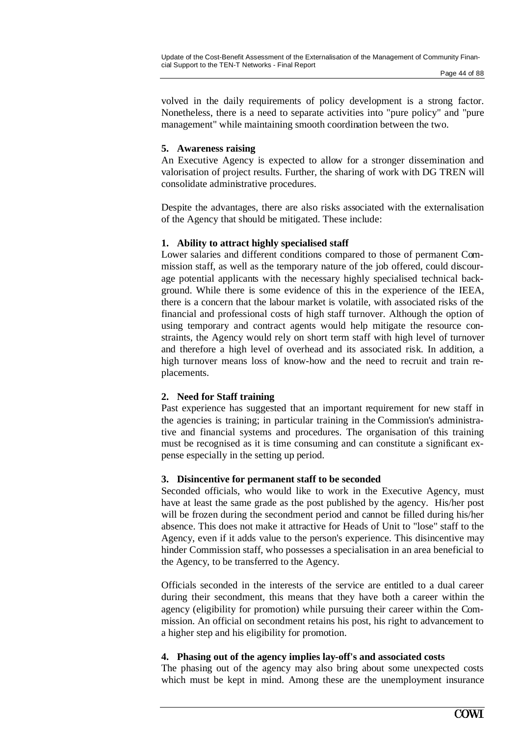volved in the daily requirements of policy development is a strong factor. Nonetheless, there is a need to separate activities into "pure policy" and "pure management" while maintaining smooth coordination between the two.

**5. Awareness raising**

An Executive Agency is expected to allow for a stronger dissemination and valorisation of project results. Further, the sharing of work with DG TREN will consolidate administrative procedures.

Despite the advantages, there are also risks associated with the externalisation of the Agency that should be mitigated. These include:

**1. Ability to attract highly specialised staff**

Lower salaries and different conditions compared to those of permanent Commission staff, as well as the temporary nature of the job offered, could discourage potential applicants with the necessary highly specialised technical background. While there is some evidence of this in the experience of the IEEA, there is a concern that the labour market is volatile, with associated risks of the financial and professional costs of high staff turnover. Although the option of using temporary and contract agents would help mitigate the resource constraints, the Agency would rely on short term staff with high level of turnover and therefore a high level of overhead and its associated risk. In addition, a high turnover means loss of know-how and the need to recruit and train replacements.

**2. Need for Staff training**

Past experience has suggested that an important requirement for new staff in the agencies is training; in particular training in the Commission's administrative and financial systems and procedures. The organisation of this training must be recognised as it is time consuming and can constitute a significant expense especially in the setting up period.

**3. Disincentive for permanent staff to be seconded**

Seconded officials, who would like to work in the Executive Agency, must have at least the same grade as the post published by the agency. His/her post will be frozen during the secondment period and cannot be filled during his/her absence. This does not make it attractive for Heads of Unit to "lose" staff to the Agency, even if it adds value to the person's experience. This disincentive may hinder Commission staff, who possesses a specialisation in an area beneficial to the Agency, to be transferred to the Agency.

Officials seconded in the interests of the service are entitled to a dual career during their secondment, this means that they have both a career within the agency (eligibility for promotion) while pursuing their career within the Commission. An official on secondment retains his post, his right to advancement to a higher step and his eligibility for promotion.

**4. Phasing out of the agency implies lay-off's and associated costs**

The phasing out of the agency may also bring about some unexpected costs which must be kept in mind. Among these are the unemployment insurance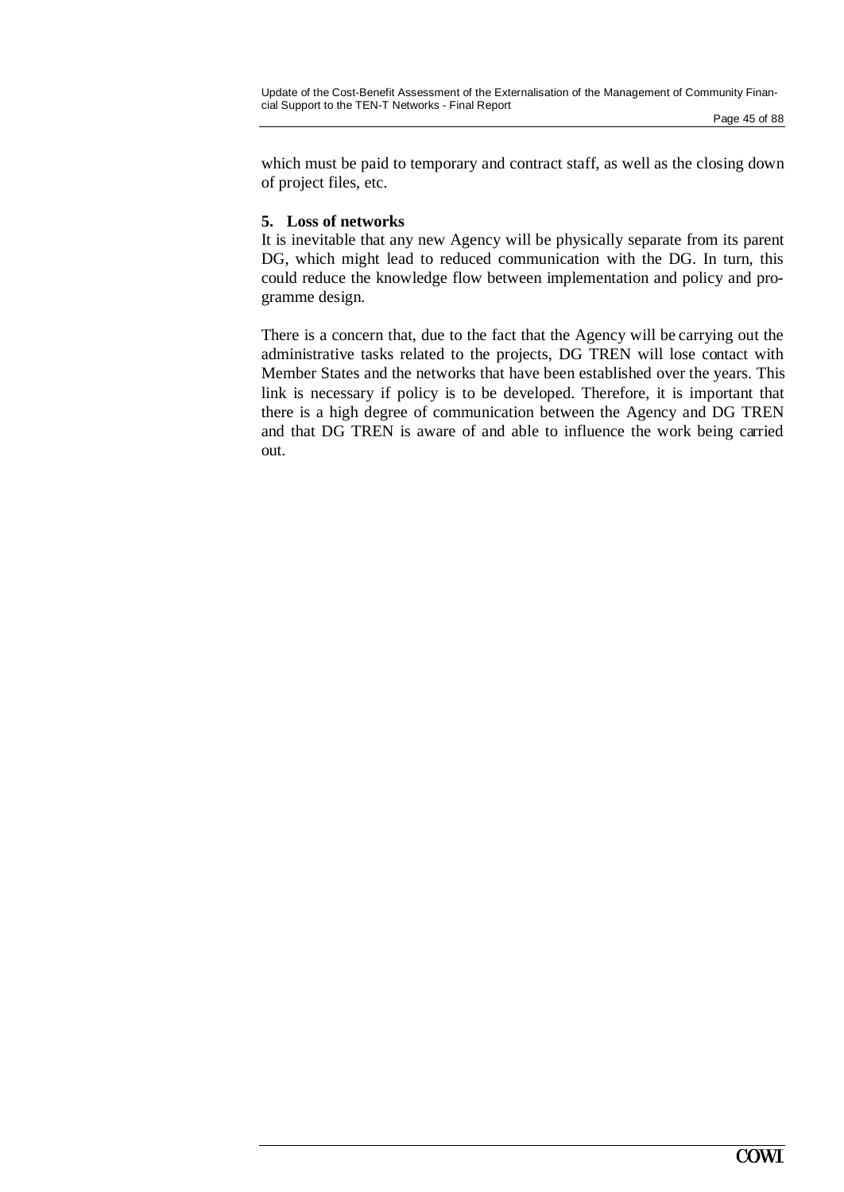which must be paid to temporary and contract staff, as well as the closing down of project files, etc.

**5. Loss of networks**

It is inevitable that any new Agency will be physically separate from its parent DG, which might lead to reduced communication with the DG. In turn, this could reduce the knowledge flow between implementation and policy and programme design.

There is a concern that, due to the fact that the Agency will be carrying out the administrative tasks related to the projects, DG TREN will lose contact with Member States and the networks that have been established over the years. This link is necessary if policy is to be developed. Therefore, it is important that there is a high degree of communication between the Agency and DG TREN and that DG TREN is aware of and able to influence the work being carried out.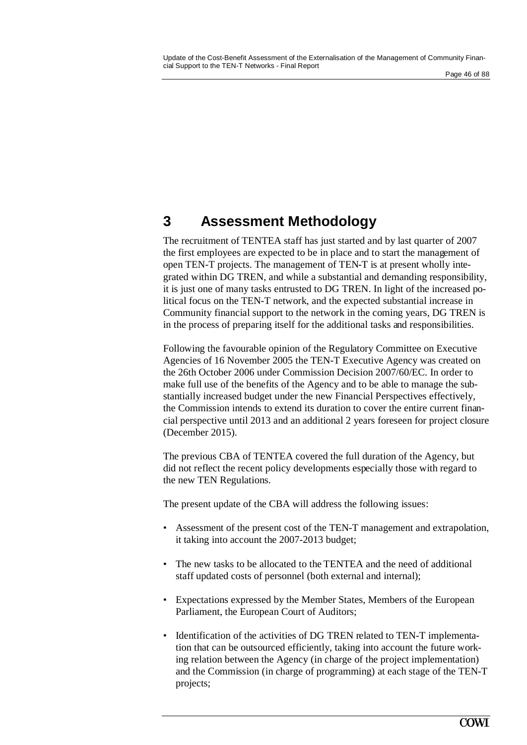# 3 Assessment Methodology

The recruitment of TENTEA staff has just started and by last quarter of 2007 the first employees are expected to be in place and to start the management of open TEN-T projects. The management of TEN-T is at present wholly integrated within DG TREN, and while a substantial and demanding responsibility, it is just one of many tasks entrusted to DG TREN. In light of the increased political focus on the TEN-T network, and the expected substantial increase in Community financial support to the network in the coming years, DG TREN is in the process of preparing itself for the additional tasks and responsibilities.

Following the favourable opinion of the Regulatory Committee on Executive Agencies of 16 November 2005 the TEN-T Executive Agency was created on the 26th October 2006 under Commission Decision 2007/60/EC. In order to make full use of the benefits of the Agency and to be able to manage the substantially increased budget under the new Financial Perspectives effectively, the Commission intends to extend its duration to cover the entire current financial perspective until 2013 and an additional 2 years foreseen for project closure (December 2015).

The previous CBA of TENTEA covered the full duration of the Agency, but did not reflect the recent policy developments especially those with regard to the new TEN Regulations.

The present update of the CBA will address the following issues:

- Assessment of the present cost of the TEN-T management and extrapolation, it taking into account the 2007-2013 budget;
- The new tasks to be allocated to the TENTEA and the need of additional staff updated costs of personnel (both external and internal);
- Expectations expressed by the Member States, Members of the European Parliament, the European Court of Auditors;
- Identification of the activities of DG TREN related to TEN-T implementation that can be outsourced efficiently, taking into account the future working relation between the Agency (in charge of the project implementation) and the Commission (in charge of programming) at each stage of the TEN-T projects;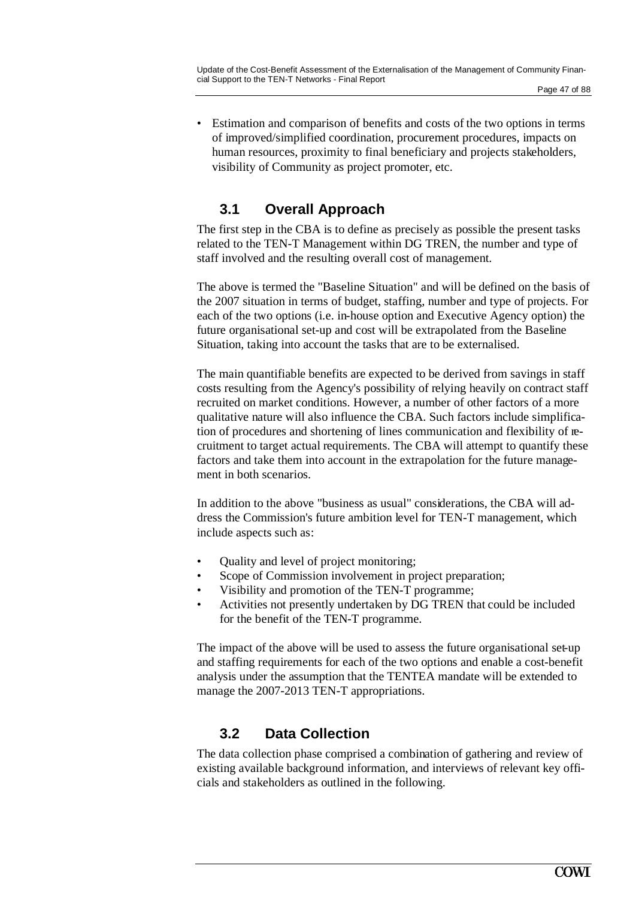- Estimation and comparison of benefits and costs of the two options in terms of improved/simplified coordination, procurement procedures, impacts on human resources, proximity to final beneficiary and projects stakeholders, visibility of Community as project promoter, etc.

## 3.1 Overall Approach

The first step in the CBA is to define as precisely as possible the present tasks related to the TEN-T Management within DG TREN, the number and type of staff involved and the resulting overall cost of management.

The above is termed the "Baseline Situation" and will be defined on the basis of the 2007 situation in terms of budget, staffing, number and type of projects. For each of the two options (i.e. in-house option and Executive Agency option) the future organisational set-up and cost will be extrapolated from the Baseline Situation, taking into account the tasks that are to be externalised.

The main quantifiable benefits are expected to be derived from savings in staff costs resulting from the Agency's possibility of relying heavily on contract staff recruited on market conditions. However, a number of other factors of a more qualitative nature will also influence the CBA. Such factors include simplification of procedures and shortening of lines communication and flexibility of recruitment to target actual requirements. The CBA will attempt to quantify these factors and take them into account in the extrapolation for the future management in both scenarios.

In addition to the above "business as usual" considerations, the CBA will address the Commission's future ambition level for TEN-T management, which include aspects such as:

- Quality and level of project monitoring;
- Scope of Commission involvement in project preparation;
- Visibility and promotion of the TEN-T programme;
- Activities not presently undertaken by DG TREN that could be included for the benefit of the TEN-T programme.

The impact of the above will be used to assess the future organisational set-up and staffing requirements for each of the two options and enable a cost-benefit analysis under the assumption that the TENTEA mandate will be extended to manage the 2007-2013 TEN-T appropriations.

## 3.2 Data Collection

The data collection phase comprised a combination of gathering and review of existing available background information, and interviews of relevant key officials and stakeholders as outlined in the following.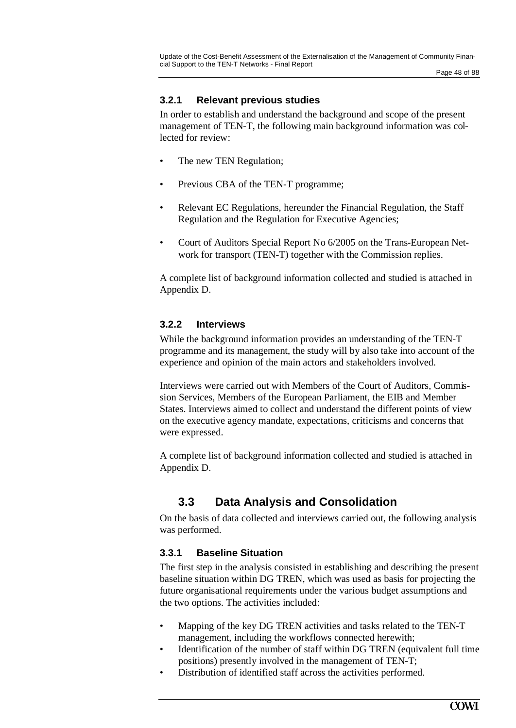### 3.2.1 Relevant previous studies

In order to establish and understand the background and scope of the present management of TEN-T, the following main background information was collected for review:

- The new TEN Regulation;
- Previous CBA of the TEN-T programme;
- Relevant EC Regulations, hereunder the Financial Regulation, the Staff Regulation and the Regulation for Executive Agencies;
- Court of Auditors Special Report No 6/2005 on the Trans-European Network for transport (TEN-T) together with the Commission replies.

A complete list of background information collected and studied is attached in Appendix D.

### 3.2.2 Interviews

While the background information provides an understanding of the TEN-T programme and its management, the study will by also take into account of the experience and opinion of the main actors and stakeholders involved.

Interviews were carried out with Members of the Court of Auditors, Commission Services, Members of the European Parliament, the EIB and Member States. Interviews aimed to collect and understand the different points of view on the executive agency mandate, expectations, criticisms and concerns that were expressed.

A complete list of background information collected and studied is attached in Appendix D.

## 3.3 Data Analysis and Consolidation

On the basis of data collected and interviews carried out, the following analysis was performed.

### 3.3.1 Baseline Situation

The first step in the analysis consisted in establishing and describing the present baseline situation within DG TREN, which was used as basis for projecting the future organisational requirements under the various budget assumptions and the two options. The activities included:

- Mapping of the key DG TREN activities and tasks related to the TEN-T management, including the workflows connected herewith;
- Identification of the number of staff within DG TREN (equivalent full time positions) presently involved in the management of TEN-T;
- Distribution of identified staff across the activities performed.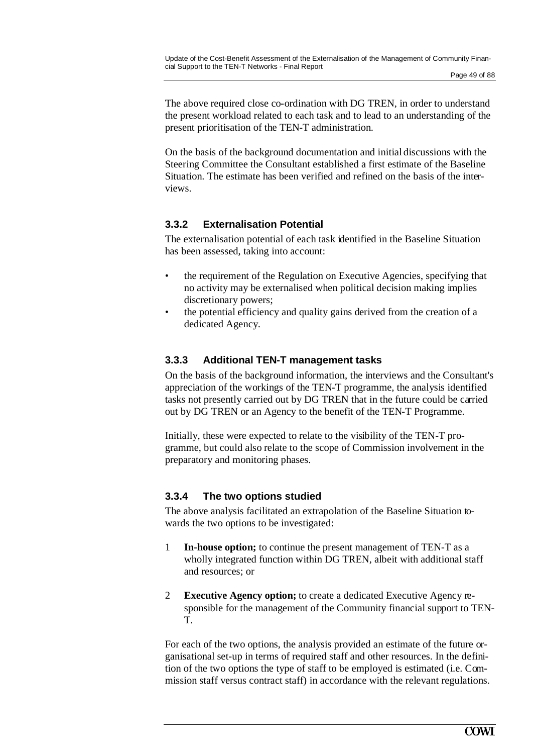The above required close co-ordination with DG TREN, in order to understand the present workload related to each task and to lead to an understanding of the present prioritisation of the TEN-T administration.

On the basis of the background documentation and initial discussions with the Steering Committee the Consultant established a first estimate of the Baseline Situation. The estimate has been verified and refined on the basis of the interviews.

### 3.3.2 Externalisation Potential

The externalisation potential of each task identified in the Baseline Situation has been assessed, taking into account:

- the requirement of the Regulation on Executive Agencies, specifying that no activity may be externalised when political decision making implies discretionary powers;
- the potential efficiency and quality gains derived from the creation of a dedicated Agency.

### 3.3.3 Additional TEN-T management tasks

On the basis of the background information, the interviews and the Consultant's appreciation of the workings of the TEN-T programme, the analysis identified tasks not presently carried out by DG TREN that in the future could be carried out by DG TREN or an Agency to the benefit of the TEN-T Programme.

Initially, these were expected to relate to the visibility of the TEN-T programme, but could also relate to the scope of Commission involvement in the preparatory and monitoring phases.

### 3.3.4 The two options studied

The above analysis facilitated an extrapolation of the Baseline Situation towards the two options to be investigated:

1. **In-house option;** to continue the present management of TEN-T as a wholly integrated function within DG TREN, albeit with additional staff and resources; or

2. **Executive Agency option;** to create a dedicated Executive Agency responsible for the management of the Community financial support to TEN-T.

For each of the two options, the analysis provided an estimate of the future organisational set-up in terms of required staff and other resources. In the definition of the two options the type of staff to be employed is estimated (i.e. Commission staff versus contract staff) in accordance with the relevant regulations.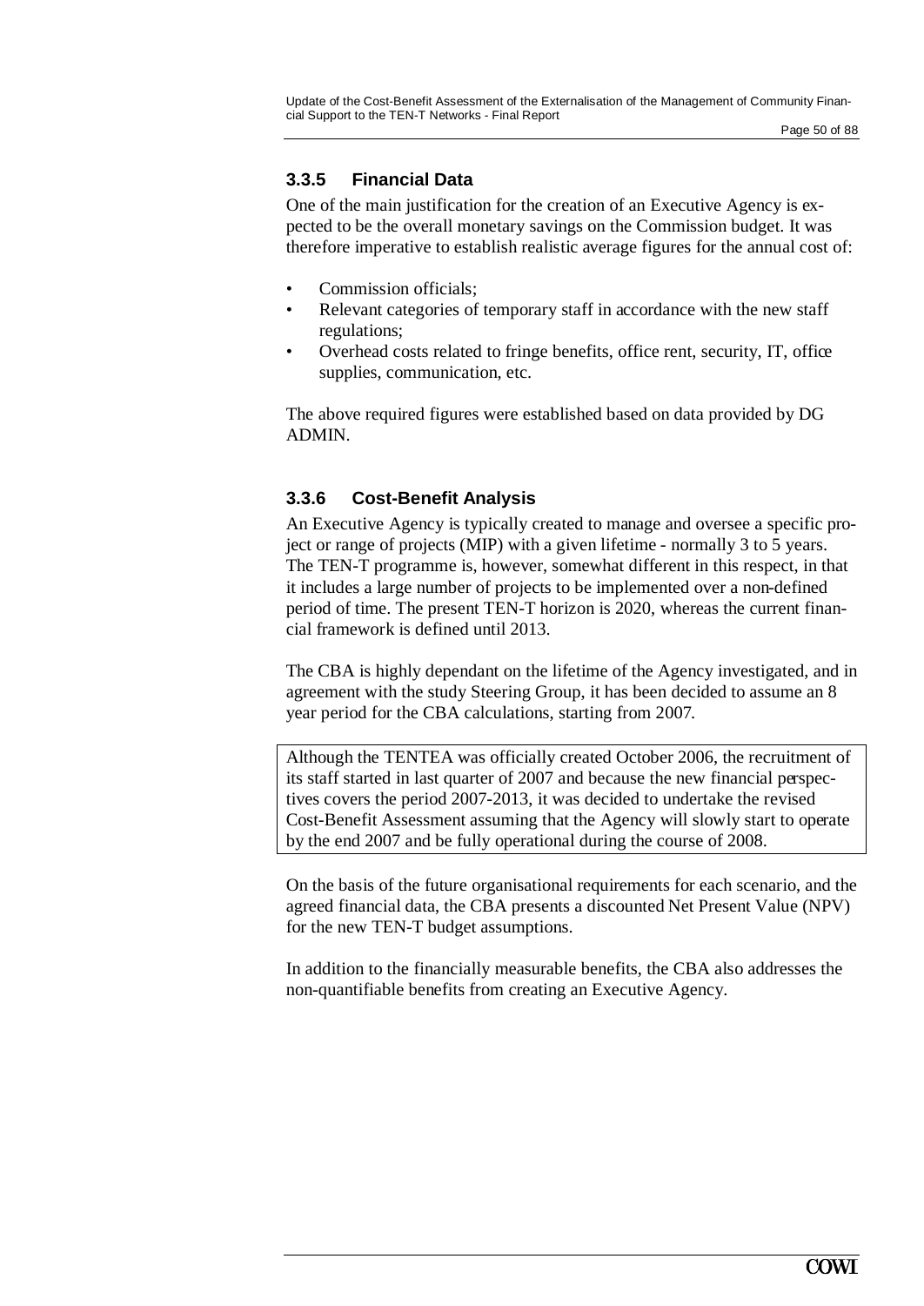### 3.3.5 Financial Data

One of the main justification for the creation of an Executive Agency is expected to be the overall monetary savings on the Commission budget. It was therefore imperative to establish realistic average figures for the annual cost of:

- Commission officials;
- Relevant categories of temporary staff in accordance with the new staff regulations;
- Overhead costs related to fringe benefits, office rent, security, IT, office supplies, communication, etc.

The above required figures were established based on data provided by DG ADMIN.

### 3.3.6 Cost-Benefit Analysis

An Executive Agency is typically created to manage and oversee a specific project or range of projects (MIP) with a given lifetime - normally 3 to 5 years. The TEN-T programme is, however, somewhat different in this respect, in that it includes a large number of projects to be implemented over a non-defined period of time. The present TEN-T horizon is 2020, whereas the current financial framework is defined until 2013.

The CBA is highly dependant on the lifetime of the Agency investigated, and in agreement with the study Steering Group, it has been decided to assume an 8 year period for the CBA calculations, starting from 2007.

Although the TENTEA was officially created October 2006, the recruitment of its staff started in last quarter of 2007 and because the new financial perspectives covers the period 2007-2013, it was decided to undertake the revised Cost-Benefit Assessment assuming that the Agency will slowly start to operate by the end 2007 and be fully operational during the course of 2008.

On the basis of the future organisational requirements for each scenario, and the agreed financial data, the CBA presents a discounted Net Present Value (NPV) for the new TEN-T budget assumptions.

In addition to the financially measurable benefits, the CBA also addresses the non-quantifiable benefits from creating an Executive Agency.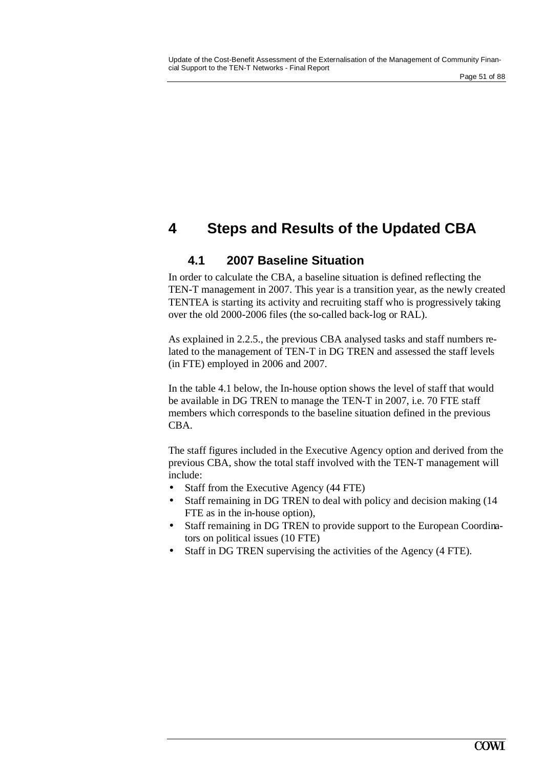# 4 Steps and Results of the Updated CBA

## 4.1 2007 Baseline Situation

In order to calculate the CBA, a baseline situation is defined reflecting the TEN-T management in 2007. This year is a transition year, as the newly created TENTEA is starting its activity and recruiting staff who is progressively taking over the old 2000-2006 files (the so-called back-log or RAL).

As explained in 2.2.5., the previous CBA analysed tasks and staff numbers related to the management of TEN-T in DG TREN and assessed the staff levels (in FTE) employed in 2006 and 2007.

In the table 4.1 below, the In-house option shows the level of staff that would be available in DG TREN to manage the TEN-T in 2007, i.e. 70 FTE staff members which corresponds to the baseline situation defined in the previous CBA.

The staff figures included in the Executive Agency option and derived from the previous CBA, show the total staff involved with the TEN-T management will include:

- Staff from the Executive Agency (44 FTE)
- Staff remaining in DG TREN to deal with policy and decision making (14 FTE as in the in-house option),
- Staff remaining in DG TREN to provide support to the European Coordinators on political issues (10 FTE)
- Staff in DG TREN supervising the activities of the Agency (4 FTE).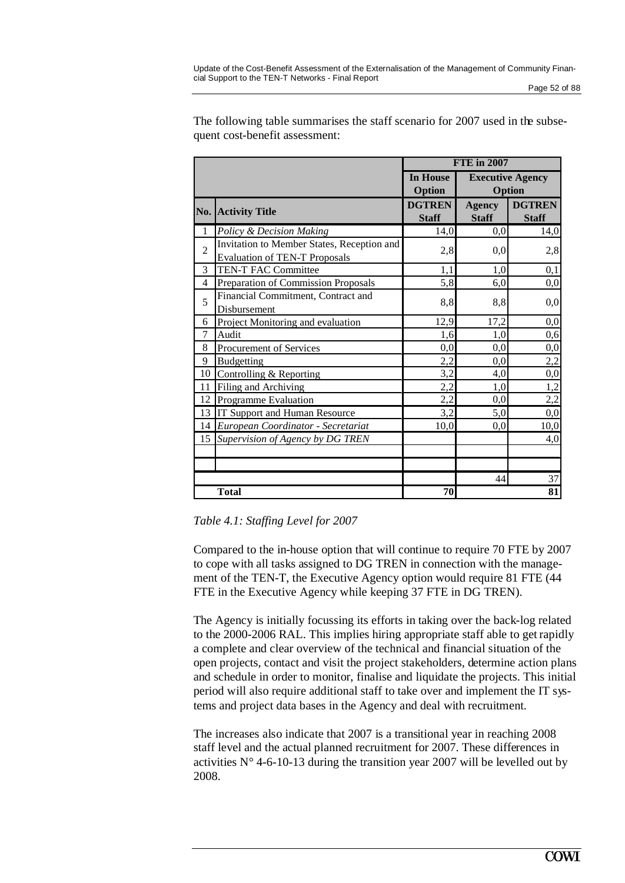The following table summarises the staff scenario for 2007 used in the subsequent cost-benefit assessment:

| | | FTE in 2007 | | |
|---|---|---|---|---|
| | | **In House Option** | **Executive Agency Option** | |
| **No.** | **Activity Title** | **DGTREN Staff** | **Agency Staff** | **DGTREN Staff** |
| 1 | *Policy & Decision Making* | 14,0 | 0,0 | 14,0 |
| 2 | Invitation to Member States, Reception and Evaluation of TEN-T Proposals | 2,8 | 0,0 | 2,8 |
| 3 | TEN-T FAC Committee | 1,1 | 1,0 | 0,1 |
| 4 | Preparation of Commission Proposals | 5,8 | 6,0 | 0,0 |
| 5 | Financial Commitment, Contract and Disbursement | 8,8 | 8,8 | 0,0 |
| 6 | Project Monitoring and evaluation | 12,9 | 17,2 | 0,0 |
| 7 | Audit | 1,6 | 1,0 | 0,6 |
| 8 | Procurement of Services | 0,0 | 0,0 | 0,0 |
| 9 | Budgetting | 2,2 | 0,0 | 2,2 |
| 10 | Controlling & Reporting | 3,2 | 4,0 | 0,0 |
| 11 | Filing and Archiving | 2,2 | 1,0 | 1,2 |
| 12 | Programme Evaluation | 2,2 | 0,0 | 2,2 |
| 13 | IT Support and Human Resource | 3,2 | 5,0 | 0,0 |
| 14 | *European Coordinator - Secretariat* | 10,0 | 0,0 | 10,0 |
| 15 | *Supervision of Agency by DG TREN* | | | 4,0 |
| | | | | |
| | | | | |
| | | | 44 | 37 |
| | **Total** | **70** | **81** | |

*Table 4.1: Staffing Level for 2007*

Compared to the in-house option that will continue to require 70 FTE by 2007 to cope with all tasks assigned to DG TREN in connection with the management of the TEN-T, the Executive Agency option would require 81 FTE (44 FTE in the Executive Agency while keeping 37 FTE in DG TREN).

The Agency is initially focussing its efforts in taking over the back-log related to the 2000-2006 RAL. This implies hiring appropriate staff able to get rapidly a complete and clear overview of the technical and financial situation of the open projects, contact and visit the project stakeholders, determine action plans and schedule in order to monitor, finalise and liquidate the projects. This initial period will also require additional staff to take over and implement the IT systems and project data bases in the Agency and deal with recruitment.

The increases also indicate that 2007 is a transitional year in reaching 2008 staff level and the actual planned recruitment for 2007. These differences in activities N° 4-6-10-13 during the transition year 2007 will be levelled out by 2008.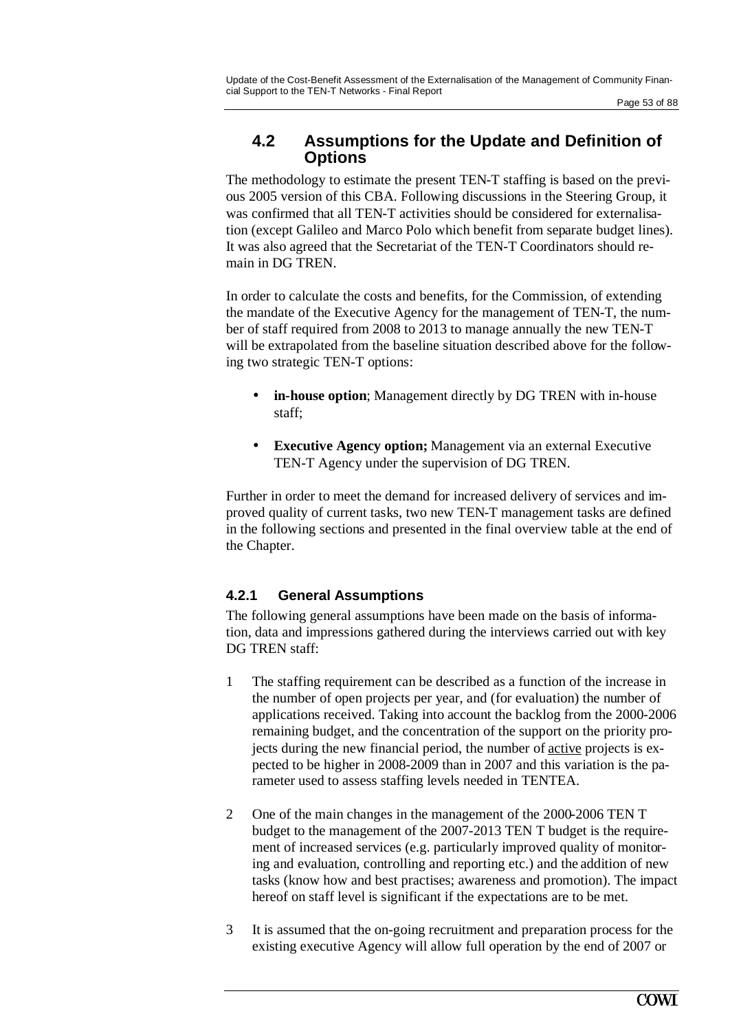## 4.2 Assumptions for the Update and Definition of Options

The methodology to estimate the present TEN-T staffing is based on the previous 2005 version of this CBA. Following discussions in the Steering Group, it was confirmed that all TEN-T activities should be considered for externalisation (except Galileo and Marco Polo which benefit from separate budget lines). It was also agreed that the Secretariat of the TEN-T Coordinators should remain in DG TREN.

In order to calculate the costs and benefits, for the Commission, of extending the mandate of the Executive Agency for the management of TEN-T, the number of staff required from 2008 to 2013 to manage annually the new TEN-T will be extrapolated from the baseline situation described above for the following two strategic TEN-T options:

- **in-house option**; Management directly by DG TREN with in-house staff;
- **Executive Agency option;** Management via an external Executive TEN-T Agency under the supervision of DG TREN.

Further in order to meet the demand for increased delivery of services and improved quality of current tasks, two new TEN-T management tasks are defined in the following sections and presented in the final overview table at the end of the Chapter.

### 4.2.1 General Assumptions

The following general assumptions have been made on the basis of information, data and impressions gathered during the interviews carried out with key DG TREN staff:

1. The staffing requirement can be described as a function of the increase in the number of open projects per year, and (for evaluation) the number of applications received. Taking into account the backlog from the 2000-2006 remaining budget, and the concentration of the support on the priority projects during the new financial period, the number of <u>active</u> projects is expected to be higher in 2008-2009 than in 2007 and this variation is the parameter used to assess staffing levels needed in TENTEA.
2. One of the main changes in the management of the 2000-2006 TEN T budget to the management of the 2007-2013 TEN T budget is the requirement of increased services (e.g. particularly improved quality of monitoring and evaluation, controlling and reporting etc.) and the addition of new tasks (know how and best practises; awareness and promotion). The impact hereof on staff level is significant if the expectations are to be met.
3. It is assumed that the on-going recruitment and preparation process for the existing executive Agency will allow full operation by the end of 2007 or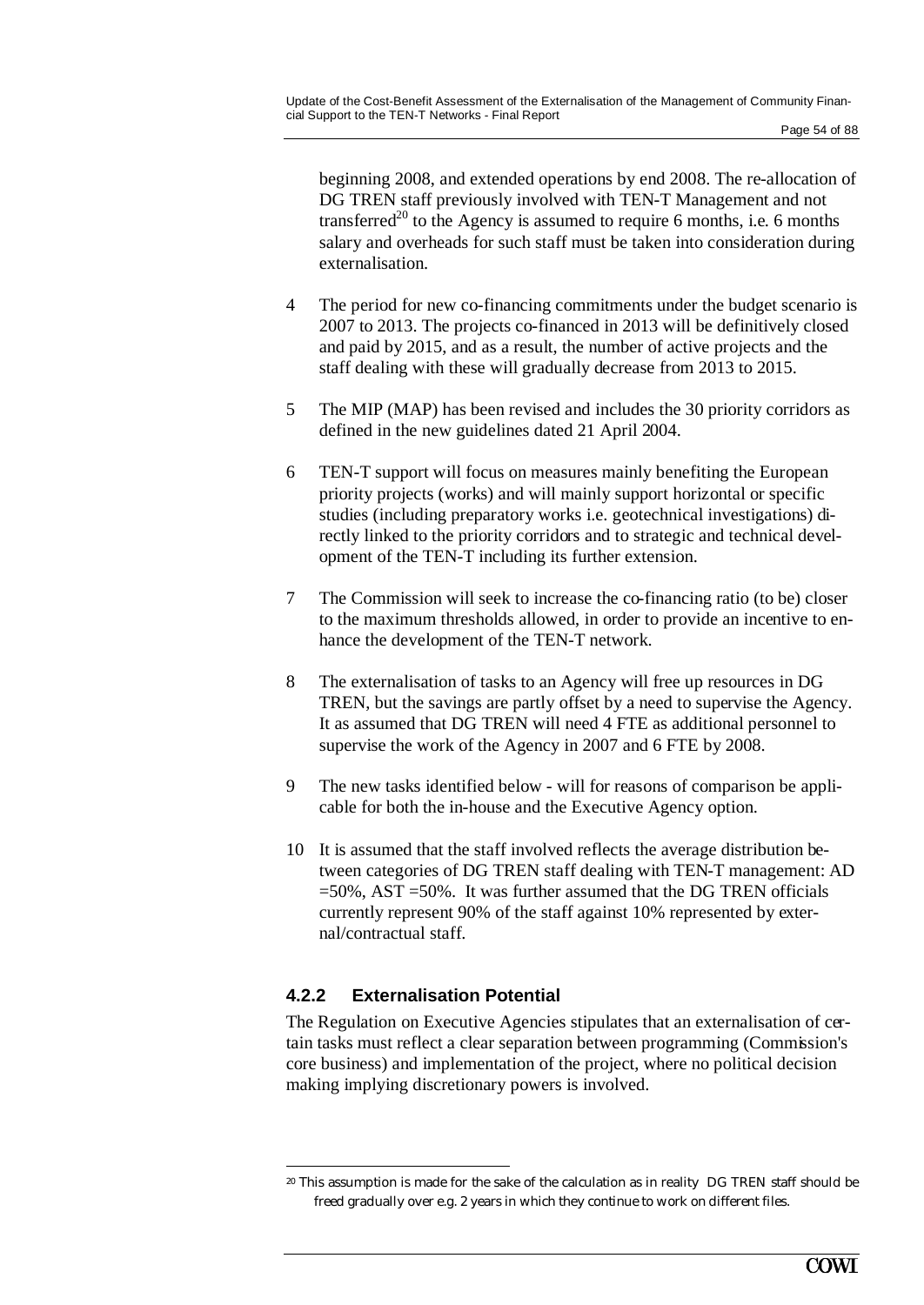beginning 2008, and extended operations by end 2008. The re-allocation of DG TREN staff previously involved with TEN-T Management and not transferred[20] to the Agency is assumed to require 6 months, i.e. 6 months salary and overheads for such staff must be taken into consideration during externalisation.

4 The period for new co-financing commitments under the budget scenario is 2007 to 2013. The projects co-financed in 2013 will be definitively closed and paid by 2015, and as a result, the number of active projects and the staff dealing with these will gradually decrease from 2013 to 2015.

5 The MIP (MAP) has been revised and includes the 30 priority corridors as defined in the new guidelines dated 21 April 2004.

6 TEN-T support will focus on measures mainly benefiting the European priority projects (works) and will mainly support horizontal or specific studies (including preparatory works i.e. geotechnical investigations) directly linked to the priority corridors and to strategic and technical development of the TEN-T including its further extension.

7 The Commission will seek to increase the co-financing ratio (to be) closer to the maximum thresholds allowed, in order to provide an incentive to enhance the development of the TEN-T network.

8 The externalisation of tasks to an Agency will free up resources in DG TREN, but the savings are partly offset by a need to supervise the Agency. It as assumed that DG TREN will need 4 FTE as additional personnel to supervise the work of the Agency in 2007 and 6 FTE by 2008.

9 The new tasks identified below - will for reasons of comparison be applicable for both the in-house and the Executive Agency option.

10 It is assumed that the staff involved reflects the average distribution between categories of DG TREN staff dealing with TEN-T management: AD =50%, AST =50%. It was further assumed that the DG TREN officials currently represent 90% of the staff against 10% represented by external/contractual staff.

### 4.2.2 Externalisation Potential

The Regulation on Executive Agencies stipulates that an externalisation of certain tasks must reflect a clear separation between programming (Commission's core business) and implementation of the project, where no political decision making implying discretionary powers is involved.

---

[20] This assumption is made for the sake of the calculation as in reality DG TREN staff should be freed gradually over e.g. 2 years in which they continue to work on different files.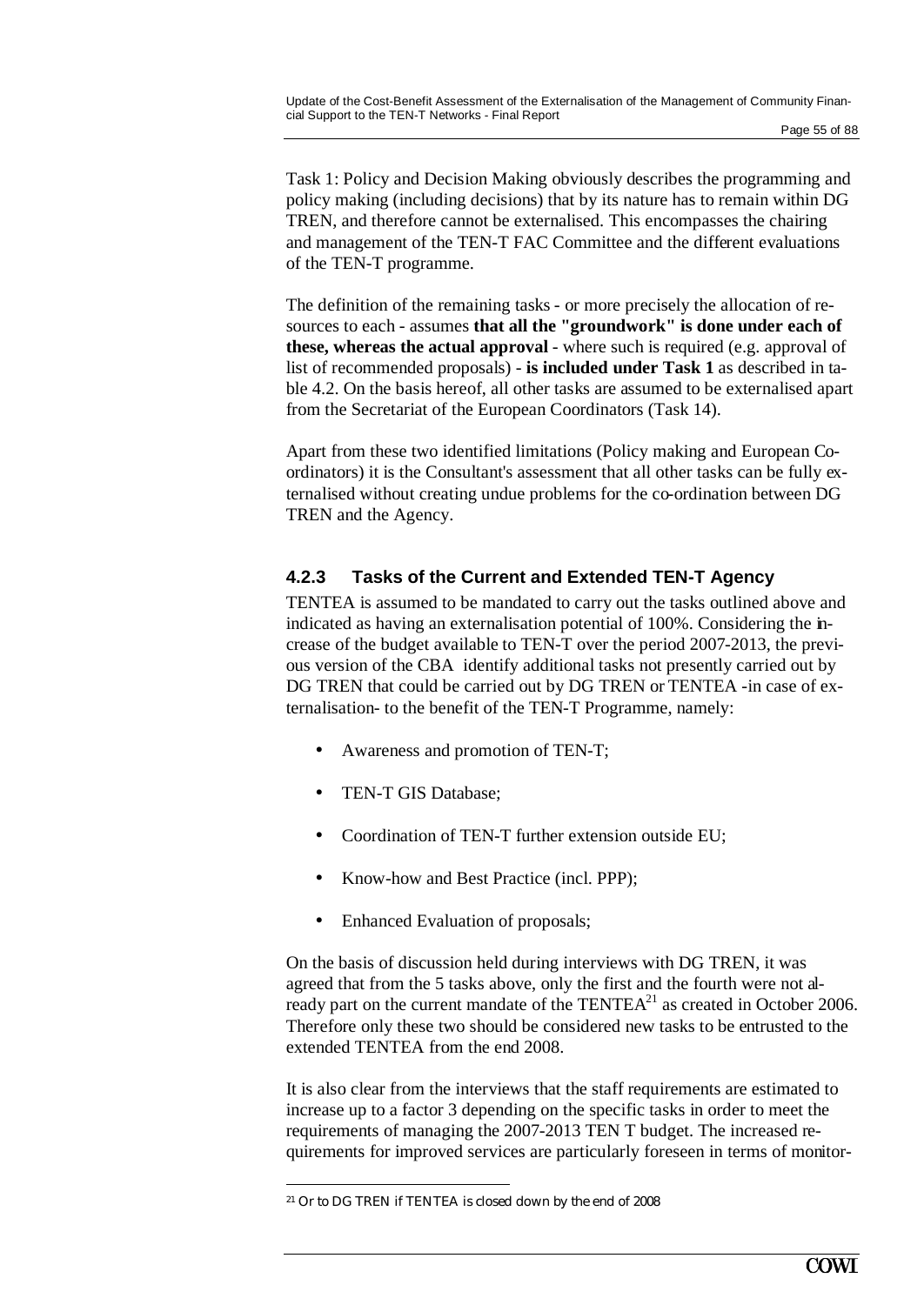Task 1: Policy and Decision Making obviously describes the programming and policy making (including decisions) that by its nature has to remain within DG TREN, and therefore cannot be externalised. This encompasses the chairing and management of the TEN-T FAC Committee and the different evaluations of the TEN-T programme.

The definition of the remaining tasks - or more precisely the allocation of resources to each - assumes **that all the "groundwork" is done under each of these, whereas the actual approval** - where such is required (e.g. approval of list of recommended proposals) - **is included under Task 1** as described in table 4.2. On the basis hereof, all other tasks are assumed to be externalised apart from the Secretariat of the European Coordinators (Task 14).

Apart from these two identified limitations (Policy making and European Coordinators) it is the Consultant's assessment that all other tasks can be fully externalised without creating undue problems for the co-ordination between DG TREN and the Agency.

### 4.2.3 Tasks of the Current and Extended TEN-T Agency

TENTEA is assumed to be mandated to carry out the tasks outlined above and indicated as having an externalisation potential of 100%. Considering the increase of the budget available to TEN-T over the period 2007-2013, the previous version of the CBA identify additional tasks not presently carried out by DG TREN that could be carried out by DG TREN or TENTEA -in case of externalisation- to the benefit of the TEN-T Programme, namely:

- Awareness and promotion of TEN-T;
- TEN-T GIS Database;
- Coordination of TEN-T further extension outside EU;
- Know-how and Best Practice (incl. PPP);
- Enhanced Evaluation of proposals;

On the basis of discussion held during interviews with DG TREN, it was agreed that from the 5 tasks above, only the first and the fourth were not already part on the current mandate of the TENTEA[21] as created in October 2006. Therefore only these two should be considered new tasks to be entrusted to the extended TENTEA from the end 2008.

It is also clear from the interviews that the staff requirements are estimated to increase up to a factor 3 depending on the specific tasks in order to meet the requirements of managing the 2007-2013 TEN T budget. The increased requirements for improved services are particularly foreseen in terms of monitor-

[21] Or to DG TREN if TENTEA is closed down by the end of 2008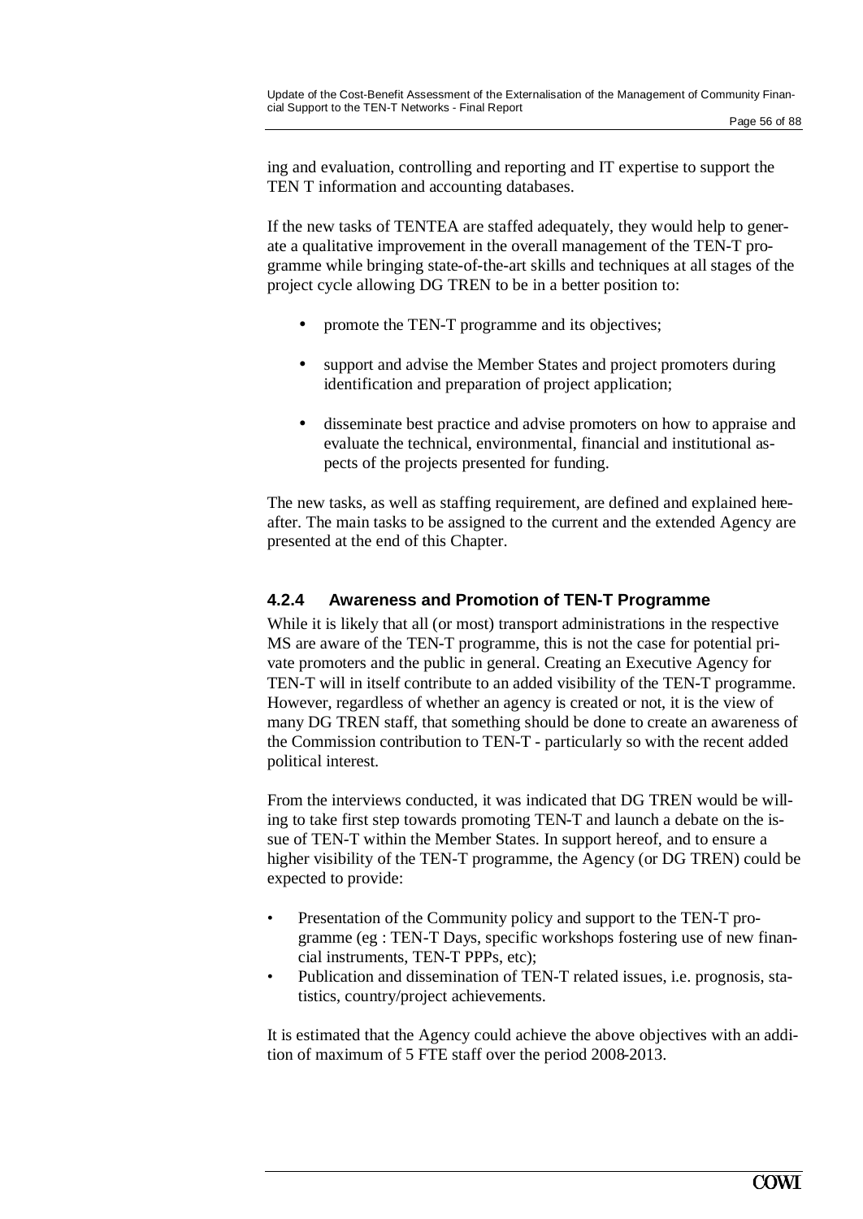ing and evaluation, controlling and reporting and IT expertise to support the TEN T information and accounting databases.

If the new tasks of TENTEA are staffed adequately, they would help to generate a qualitative improvement in the overall management of the TEN-T programme while bringing state-of-the-art skills and techniques at all stages of the project cycle allowing DG TREN to be in a better position to:

- promote the TEN-T programme and its objectives;
- support and advise the Member States and project promoters during identification and preparation of project application;
- disseminate best practice and advise promoters on how to appraise and evaluate the technical, environmental, financial and institutional aspects of the projects presented for funding.

The new tasks, as well as staffing requirement, are defined and explained hereafter. The main tasks to be assigned to the current and the extended Agency are presented at the end of this Chapter.

### 4.2.4 Awareness and Promotion of TEN-T Programme

While it is likely that all (or most) transport administrations in the respective MS are aware of the TEN-T programme, this is not the case for potential private promoters and the public in general. Creating an Executive Agency for TEN-T will in itself contribute to an added visibility of the TEN-T programme. However, regardless of whether an agency is created or not, it is the view of many DG TREN staff, that something should be done to create an awareness of the Commission contribution to TEN-T - particularly so with the recent added political interest.

From the interviews conducted, it was indicated that DG TREN would be willing to take first step towards promoting TEN-T and launch a debate on the issue of TEN-T within the Member States. In support hereof, and to ensure a higher visibility of the TEN-T programme, the Agency (or DG TREN) could be expected to provide:

- Presentation of the Community policy and support to the TEN-T programme (eg : TEN-T Days, specific workshops fostering use of new financial instruments, TEN-T PPPs, etc);
- Publication and dissemination of TEN-T related issues, i.e. prognosis, statistics, country/project achievements.

It is estimated that the Agency could achieve the above objectives with an addition of maximum of 5 FTE staff over the period 2008-2013.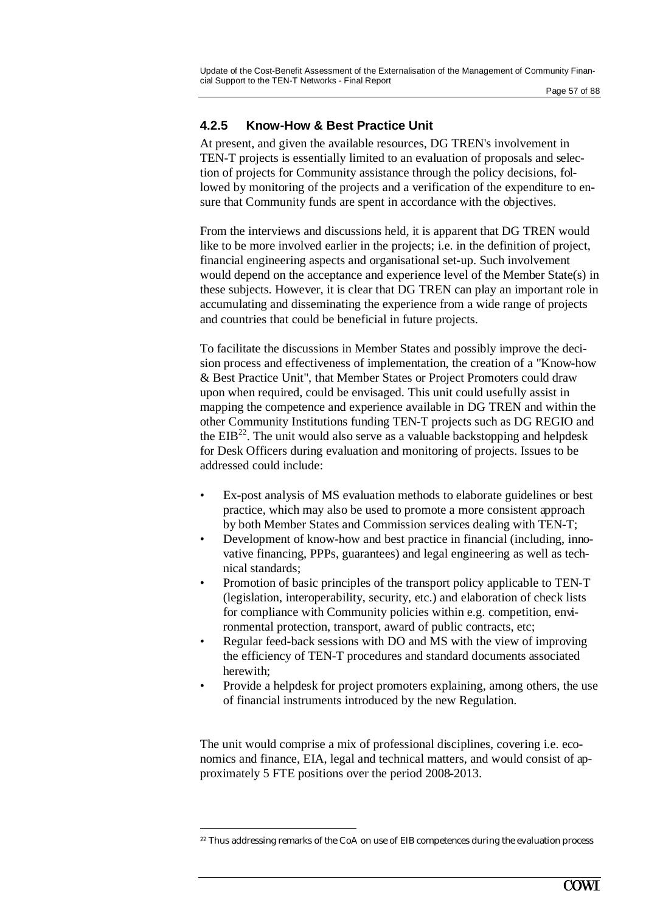### 4.2.5 Know-How & Best Practice Unit

At present, and given the available resources, DG TREN's involvement in TEN-T projects is essentially limited to an evaluation of proposals and selection of projects for Community assistance through the policy decisions, followed by monitoring of the projects and a verification of the expenditure to ensure that Community funds are spent in accordance with the objectives.

From the interviews and discussions held, it is apparent that DG TREN would like to be more involved earlier in the projects; i.e. in the definition of project, financial engineering aspects and organisational set-up. Such involvement would depend on the acceptance and experience level of the Member State(s) in these subjects. However, it is clear that DG TREN can play an important role in accumulating and disseminating the experience from a wide range of projects and countries that could be beneficial in future projects.

To facilitate the discussions in Member States and possibly improve the decision process and effectiveness of implementation, the creation of a "Know-how & Best Practice Unit", that Member States or Project Promoters could draw upon when required, could be envisaged. This unit could usefully assist in mapping the competence and experience available in DG TREN and within the other Community Institutions funding TEN-T projects such as DG REGIO and the EIB[22]. The unit would also serve as a valuable backstopping and helpdesk for Desk Officers during evaluation and monitoring of projects. Issues to be addressed could include:

- Ex-post analysis of MS evaluation methods to elaborate guidelines or best practice, which may also be used to promote a more consistent approach by both Member States and Commission services dealing with TEN-T;
- Development of know-how and best practice in financial (including, innovative financing, PPPs, guarantees) and legal engineering as well as technical standards;
- Promotion of basic principles of the transport policy applicable to TEN-T (legislation, interoperability, security, etc.) and elaboration of check lists for compliance with Community policies within e.g. competition, environmental protection, transport, award of public contracts, etc;
- Regular feed-back sessions with DO and MS with the view of improving the efficiency of TEN-T procedures and standard documents associated herewith;
- Provide a helpdesk for project promoters explaining, among others, the use of financial instruments introduced by the new Regulation.

The unit would comprise a mix of professional disciplines, covering i.e. economics and finance, EIA, legal and technical matters, and would consist of approximately 5 FTE positions over the period 2008-2013.

[22] Thus addressing remarks of the CoA on use of EIB competences during the evaluation process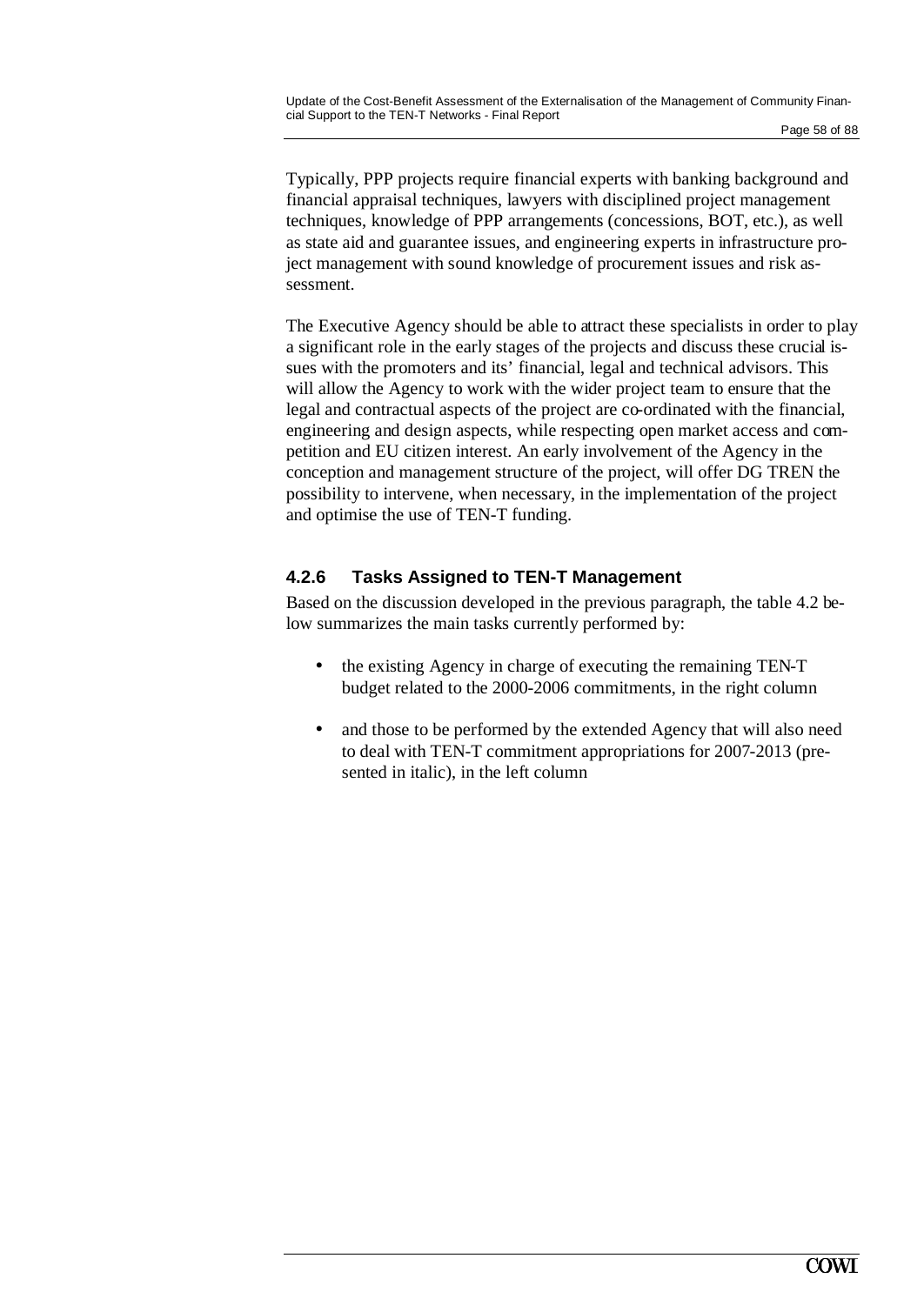Typically, PPP projects require financial experts with banking background and financial appraisal techniques, lawyers with disciplined project management techniques, knowledge of PPP arrangements (concessions, BOT, etc.), as well as state aid and guarantee issues, and engineering experts in infrastructure project management with sound knowledge of procurement issues and risk assessment.

The Executive Agency should be able to attract these specialists in order to play a significant role in the early stages of the projects and discuss these crucial issues with the promoters and its' financial, legal and technical advisors. This will allow the Agency to work with the wider project team to ensure that the legal and contractual aspects of the project are co-ordinated with the financial, engineering and design aspects, while respecting open market access and competition and EU citizen interest. An early involvement of the Agency in the conception and management structure of the project, will offer DG TREN the possibility to intervene, when necessary, in the implementation of the project and optimise the use of TEN-T funding.

### 4.2.6 Tasks Assigned to TEN-T Management

Based on the discussion developed in the previous paragraph, the table 4.2 below summarizes the main tasks currently performed by:

- the existing Agency in charge of executing the remaining TEN-T budget related to the 2000-2006 commitments, in the right column
- and those to be performed by the extended Agency that will also need to deal with TEN-T commitment appropriations for 2007-2013 (presented in italic), in the left column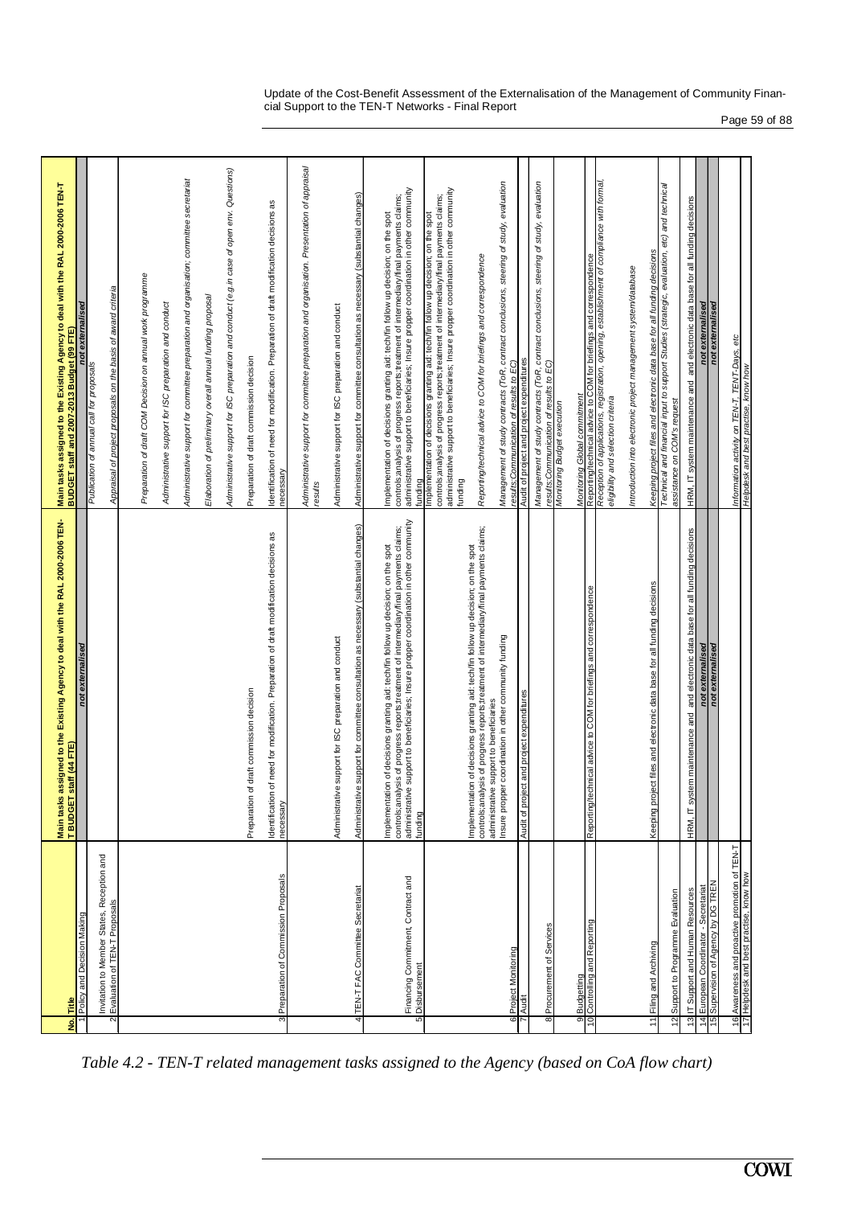| No. | Title | Main tasks assigned to the Existing Agency to deal with the RAL 2000-2006 TEN-T BUDGET staff (44 FTE) | Main tasks assigned to the Existing Agency to deal with the RAL 2000-2006 TEN-T BUDGET staff and 2007-2013 Budget (99 FTE) |
|---|---|---|---|
| 1 | Policy and Decision Making | *not externalised* | *not externalised* |
| 2 | Invitation to Member States, Reception and Evaluation of TEN-T Proposals | | *Publication of annual call for proposals*<br>*Appraisal of project proposals on the basis of award criteria* |
| 3 | Preparation of Commission Proposals | Preparation of draft commission decision<br>Identification of need for modification. Preparation of draft modification decisions as necessary | *Preparation of draft COM Decision on annual work programme*<br>*Administrative support for ISC preparation and conduct*<br>*Administrative support for committee preparation and organisation; committee secretariat*<br>*Elaboration of preliminary overall annual funding proposal*<br>*Administrative support for ISC preparation and conduct (e.g.in case of open env. Questions)*<br>Preparation of draft commission decision<br>Identification of need for modification. Preparation of draft modification decisions as necessary |
| 4 | TEN-T FAC Committee Secretariat | Administrative support for ISC preparation and conduct<br>Administrative support for committee consultation as necessary (substantial changes) | *Administrative support for committee preparation and organisation. Presentation of appraisal results*<br>Administrative support for ISC preparation and conduct<br>Administrative support for committee consultation as necessary (substantial changes) |
| 5 | Financing Commitment, Contract and Disbursement | Implementation of decisions granting aid: tech/fin follow up decision; on the spot controls;analysis of progress reports;treatment of intermediary/final payments claims; administrative support to beneficiaries; Insure propper coordination in other community funding | Implementation of decisions granting aid: tech/fin follow up decision; on the spot controls;analysis of progress reports;treatment of intermediary/final payments claims; administrative support to beneficiaries; Insure propper coordination in other community funding |
| 6 | Project Monitoring | Implementation of decisions granting aid: tech/fin follow up decision; on the spot controls;analysis of progress reports;treatment of intermediary/final payments claims; administrative support to beneficiaries<br>Insure propper coordination in other community funding | Implementation of decisions granting aid: tech/fin follow up decision; on the spot controls;analysis of progress reports;treatment of intermediary/final payments claims; administrative support to beneficiaries; Insure propper coordination in other community funding<br>*Reporting/technical advice to COM for briefings and correspondence*<br>*Management of study contracts (ToR, contract conclusions, steering of study, evaluation results;Communication of results to EC)* |
| 7 | Audit | Audit of project and project expenditures | Audit of project and project expenditures |
| 8 | Procurement of Services | | *Management of study contracts (ToR, contract conclusions, steering of study, evaluation results;Communication of results to EC)*<br>*Monitoring Budget execution* |
| 9 | Budgetting | | *Monitoring Global commitment* |
| 10 | Controlling and Reporting | Reporting/technical advice to COM for briefings and correspondence | Reporting/technical advice to COM for briefings and correspondence<br>*Reception of applications, registration, opening, establishment of compliance with formal, eligibility and selection criteria*<br>*Introduction into electronic project management system/database* |
| 11 | Filing and Archiving | Keeping project files and electronic data base for all funding decisions | *Keeping project files and electronic data base for all funding decisions* |
| 12 | Support to Programme Evaluation | | *Technical and financial input to support Studies (strategic, evaluation, etc) and technical assistance on COM's request* |
| 13 | IT Support and Human Resources | HRM, IT system maintenance and and electronic data base for all funding decisions | HRM, IT system maintenance and and electronic data base for all funding decisions |
| 14 | European Coordinator - Secretariat | *not externalised* | *not externalised* |
| 15 | Supervision of Agency by DG TREN | *not externalised* | *not externalised* |
| 16 | Awareness and proactive promotion of TEN-T | | *Information activity on TEN-T, TENT-Days, etc* |
| 17 | Helpdesk and best practise, know how | | *Helpdesk and best practise, know how* |

*Table 4.2 - TEN-T related management tasks assigned to the Agency (based on CoA flow chart)*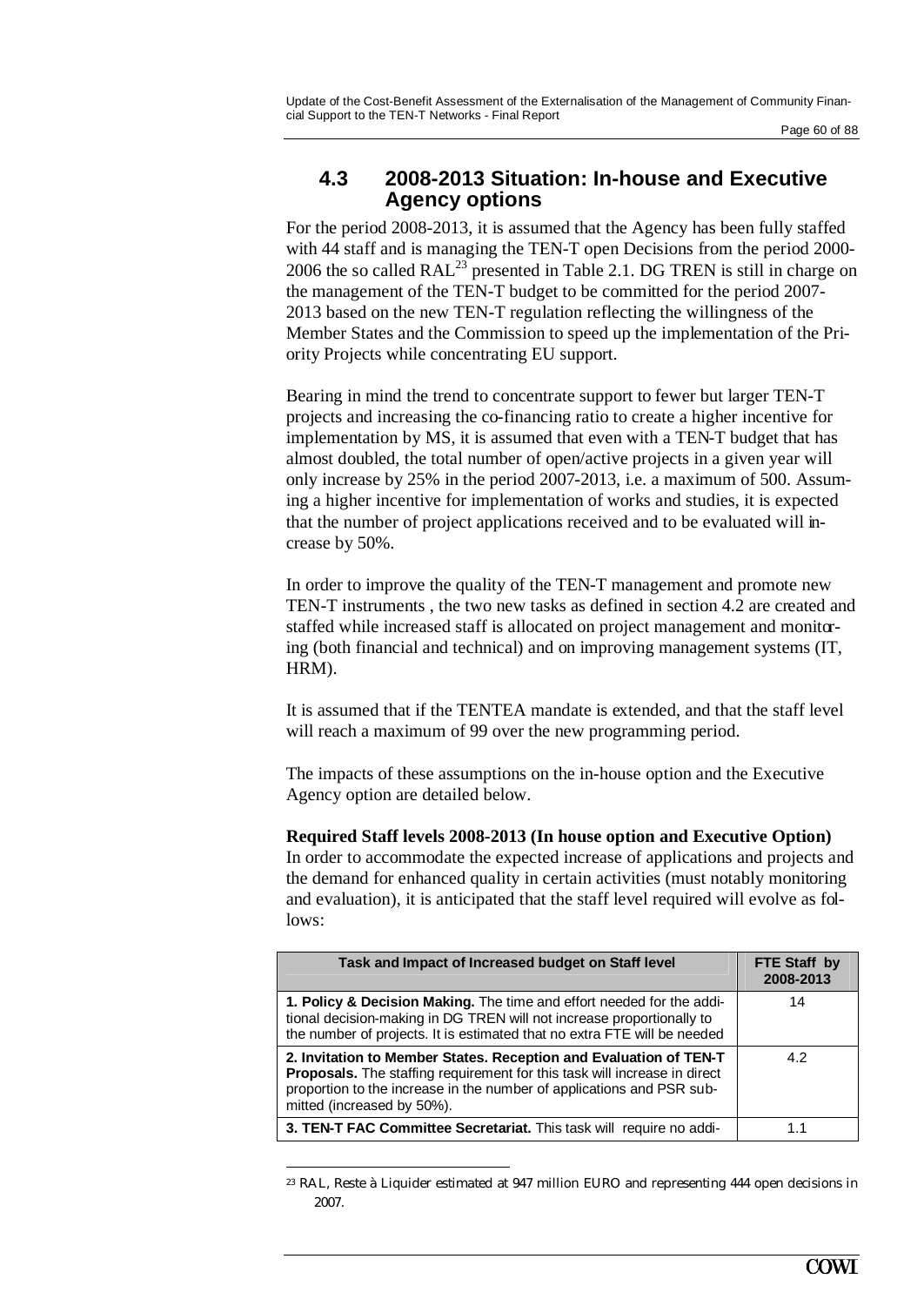## 4.3 2008-2013 Situation: In-house and Executive Agency options

For the period 2008-2013, it is assumed that the Agency has been fully staffed with 44 staff and is managing the TEN-T open Decisions from the period 2000-2006 the so called RAL[23] presented in Table 2.1. DG TREN is still in charge on the management of the TEN-T budget to be committed for the period 2007-2013 based on the new TEN-T regulation reflecting the willingness of the Member States and the Commission to speed up the implementation of the Priority Projects while concentrating EU support.

Bearing in mind the trend to concentrate support to fewer but larger TEN-T projects and increasing the co-financing ratio to create a higher incentive for implementation by MS, it is assumed that even with a TEN-T budget that has almost doubled, the total number of open/active projects in a given year will only increase by 25% in the period 2007-2013, i.e. a maximum of 500. Assuming a higher incentive for implementation of works and studies, it is expected that the number of project applications received and to be evaluated will increase by 50%.

In order to improve the quality of the TEN-T management and promote new TEN-T instruments , the two new tasks as defined in section 4.2 are created and staffed while increased staff is allocated on project management and monitoring (both financial and technical) and on improving management systems (IT, HRM).

It is assumed that if the TENTEA mandate is extended, and that the staff level will reach a maximum of 99 over the new programming period.

The impacts of these assumptions on the in-house option and the Executive Agency option are detailed below.

**Required Staff levels 2008-2013 (In house option and Executive Option)**
In order to accommodate the expected increase of applications and projects and the demand for enhanced quality in certain activities (must notably monitoring and evaluation), it is anticipated that the staff level required will evolve as follows:

| Task and Impact of Increased budget on Staff level | FTE Staff by 2008-2013 |
|---|---|
| **1. Policy & Decision Making.** The time and effort needed for the additional decision-making in DG TREN will not increase proportionally to the number of projects. It is estimated that no extra FTE will be needed | 14 |
| **2. Invitation to Member States. Reception and Evaluation of TEN-T Proposals.** The staffing requirement for this task will increase in direct proportion to the increase in the number of applications and PSR submitted (increased by 50%). | 4.2 |
| **3. TEN-T FAC Committee Secretariat.** This task will require no addi- | 1.1 |

[23] RAL, Reste à Liquider estimated at 947 million EURO and representing 444 open decisions in 2007.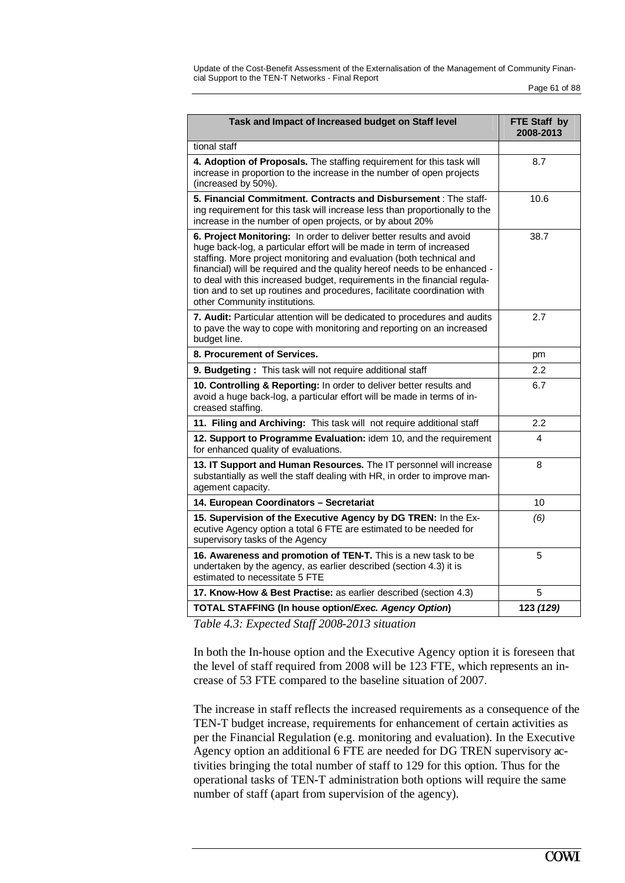| Task and Impact of Increased budget on Staff level | FTE Staff by 2008-2013 |
|---|---|
| tional staff | |
| **4. Adoption of Proposals.** The staffing requirement for this task will increase in proportion to the increase in the number of open projects (increased by 50%). | 8.7 |
| **5. Financial Commitment. Contracts and Disbursement** : The staffing requirement for this task will increase less than proportionally to the increase in the number of open projects, or by about 20% | 10.6 |
| **6. Project Monitoring:** In order to deliver better results and avoid huge back-log, a particular effort will be made in term of increased staffing. More project monitoring and evaluation (both technical and financial) will be required and the quality hereof needs to be enhanced - to deal with this increased budget, requirements in the financial regulation and to set up routines and procedures, facilitate coordination with other Community institutions. | 38.7 |
| **7. Audit:** Particular attention will be dedicated to procedures and audits to pave the way to cope with monitoring and reporting on an increased budget line. | 2.7 |
| **8. Procurement of Services.** | pm |
| **9. Budgeting :** This task will not require additional staff | 2.2 |
| **10. Controlling & Reporting:** In order to deliver better results and avoid a huge back-log, a particular effort will be made in terms of increased staffing. | 6.7 |
| **11. Filing and Archiving:** This task will not require additional staff | 2.2 |
| **12. Support to Programme Evaluation:** idem 10, and the requirement for enhanced quality of evaluations. | 4 |
| **13. IT Support and Human Resources.** The IT personnel will increase substantially as well the staff dealing with HR, in order to improve management capacity. | 8 |
| **14. European Coordinators – Secretariat** | 10 |
| **15. Supervision of the Executive Agency by DG TREN:** In the Executive Agency option a total 6 FTE are estimated to be needed for supervisory tasks of the Agency | *(6)* |
| **16. Awareness and promotion of TEN-T.** This is a new task to be undertaken by the agency, as earlier described (section 4.3) it is estimated to necessitate 5 FTE | 5 |
| **17. Know-How & Best Practise:** as earlier described (section 4.3) | 5 |
| **TOTAL STAFFING (In house option/*Exec. Agency Option*)** | **123 *(129)*** |

*Table 4.3: Expected Staff 2008-2013 situation*

In both the In-house option and the Executive Agency option it is foreseen that the level of staff required from 2008 will be 123 FTE, which represents an increase of 53 FTE compared to the baseline situation of 2007.

The increase in staff reflects the increased requirements as a consequence of the TEN-T budget increase, requirements for enhancement of certain activities as per the Financial Regulation (e.g. monitoring and evaluation). In the Executive Agency option an additional 6 FTE are needed for DG TREN supervisory activities bringing the total number of staff to 129 for this option. Thus for the operational tasks of TEN-T administration both options will require the same number of staff (apart from supervision of the agency).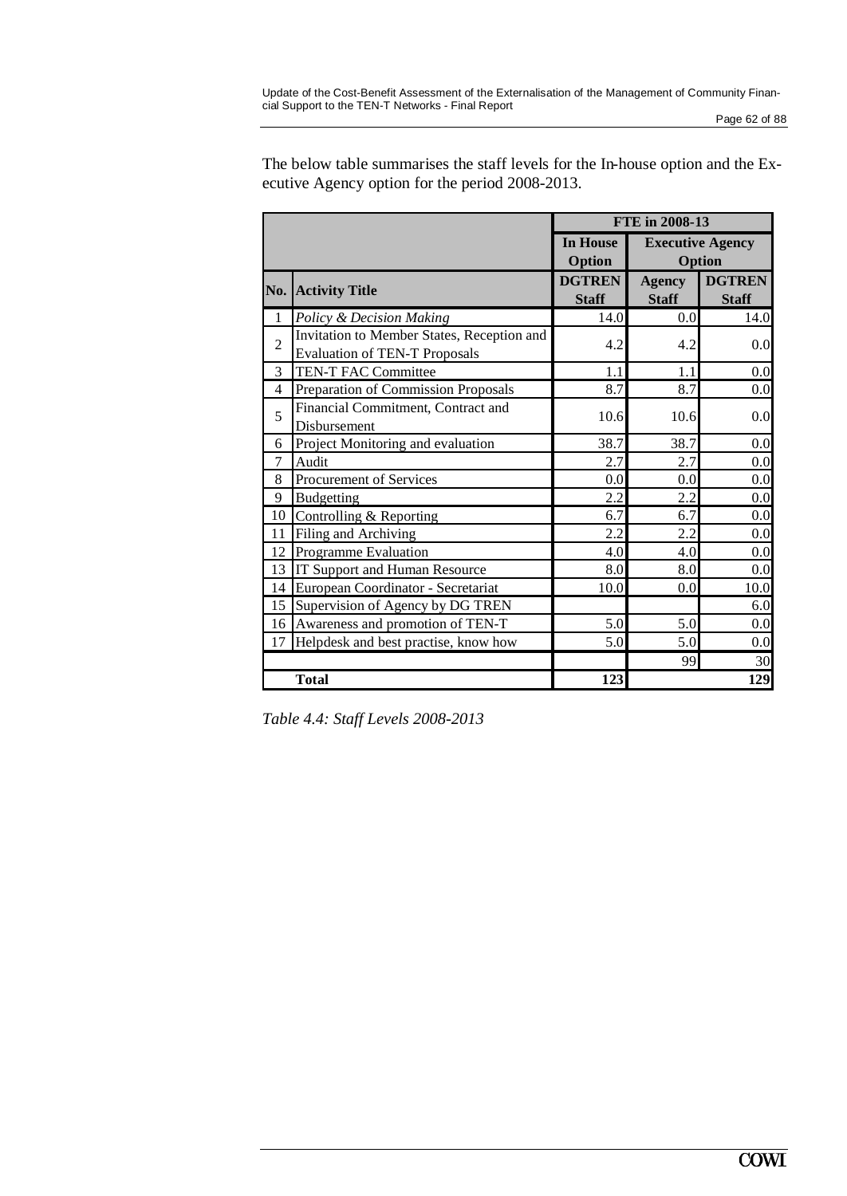The below table summarises the staff levels for the In-house option and the Executive Agency option for the period 2008-2013.

| | | FTE in 2008-13 | | |
|---|---|---|---|---|
| | | In House Option | Executive Agency Option | |
| No. | Activity Title | DGTREN Staff | Agency Staff | DGTREN Staff |
| 1 | *Policy & Decision Making* | 14.0 | 0.0 | 14.0 |
| 2 | Invitation to Member States, Reception and Evaluation of TEN-T Proposals | 4.2 | 4.2 | 0.0 |
| 3 | TEN-T FAC Committee | 1.1 | 1.1 | 0.0 |
| 4 | Preparation of Commission Proposals | 8.7 | 8.7 | 0.0 |
| 5 | Financial Commitment, Contract and Disbursement | 10.6 | 10.6 | 0.0 |
| 6 | Project Monitoring and evaluation | 38.7 | 38.7 | 0.0 |
| 7 | Audit | 2.7 | 2.7 | 0.0 |
| 8 | Procurement of Services | 0.0 | 0.0 | 0.0 |
| 9 | Budgetting | 2.2 | 2.2 | 0.0 |
| 10 | Controlling & Reporting | 6.7 | 6.7 | 0.0 |
| 11 | Filing and Archiving | 2.2 | 2.2 | 0.0 |
| 12 | Programme Evaluation | 4.0 | 4.0 | 0.0 |
| 13 | IT Support and Human Resource | 8.0 | 8.0 | 0.0 |
| 14 | European Coordinator - Secretariat | 10.0 | 0.0 | 10.0 |
| 15 | Supervision of Agency by DG TREN | | | 6.0 |
| 16 | Awareness and promotion of TEN-T | 5.0 | 5.0 | 0.0 |
| 17 | Helpdesk and best practise, know how | 5.0 | 5.0 | 0.0 |
| | | | 99 | 30 |
| | **Total** | **123** | | **129** |

*Table 4.4: Staff Levels 2008-2013*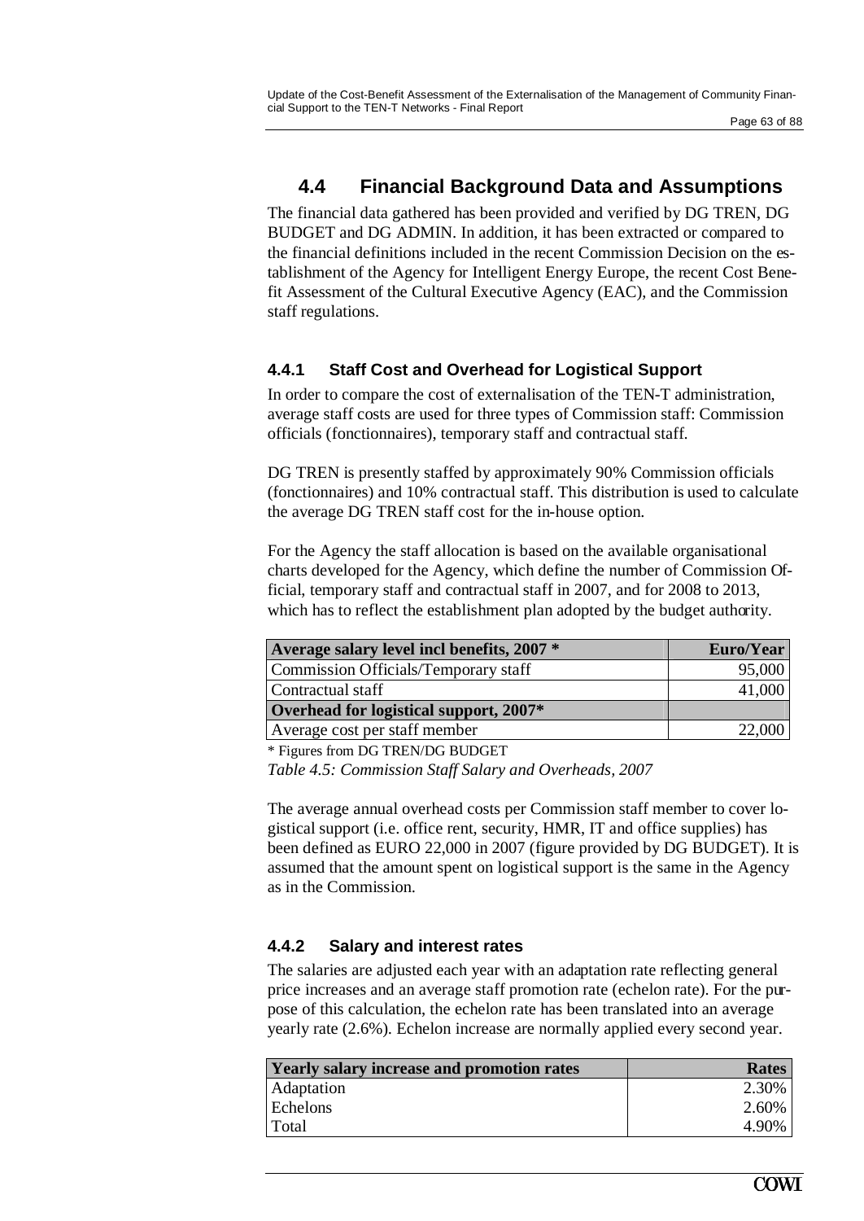## 4.4 Financial Background Data and Assumptions

The financial data gathered has been provided and verified by DG TREN, DG BUDGET and DG ADMIN. In addition, it has been extracted or compared to the financial definitions included in the recent Commission Decision on the establishment of the Agency for Intelligent Energy Europe, the recent Cost Benefit Assessment of the Cultural Executive Agency (EAC), and the Commission staff regulations.

### 4.4.1 Staff Cost and Overhead for Logistical Support

In order to compare the cost of externalisation of the TEN-T administration, average staff costs are used for three types of Commission staff: Commission officials (fonctionnaires), temporary staff and contractual staff.

DG TREN is presently staffed by approximately 90% Commission officials (fonctionnaires) and 10% contractual staff. This distribution is used to calculate the average DG TREN staff cost for the in-house option.

For the Agency the staff allocation is based on the available organisational charts developed for the Agency, which define the number of Commission Official, temporary staff and contractual staff in 2007, and for 2008 to 2013, which has to reflect the establishment plan adopted by the budget authority.

| **Average salary level incl benefits, 2007 *** | **Euro/Year** |
|---|---|
| Commission Officials/Temporary staff | 95,000 |
| Contractual staff | 41,000 |
| **Overhead for logistical support, 2007*** | |
| Average cost per staff member | 22,000 |

\* Figures from DG TREN/DG BUDGET

*Table 4.5: Commission Staff Salary and Overheads, 2007*

The average annual overhead costs per Commission staff member to cover logistical support (i.e. office rent, security, HMR, IT and office supplies) has been defined as EURO 22,000 in 2007 (figure provided by DG BUDGET). It is assumed that the amount spent on logistical support is the same in the Agency as in the Commission.

### 4.4.2 Salary and interest rates

The salaries are adjusted each year with an adaptation rate reflecting general price increases and an average staff promotion rate (echelon rate). For the purpose of this calculation, the echelon rate has been translated into an average yearly rate (2.6%). Echelon increase are normally applied every second year.

| **Yearly salary increase and promotion rates** | **Rates** |
|---|---|
| Adaptation | 2.30% |
| Echelons | 2.60% |
| Total | 4.90% |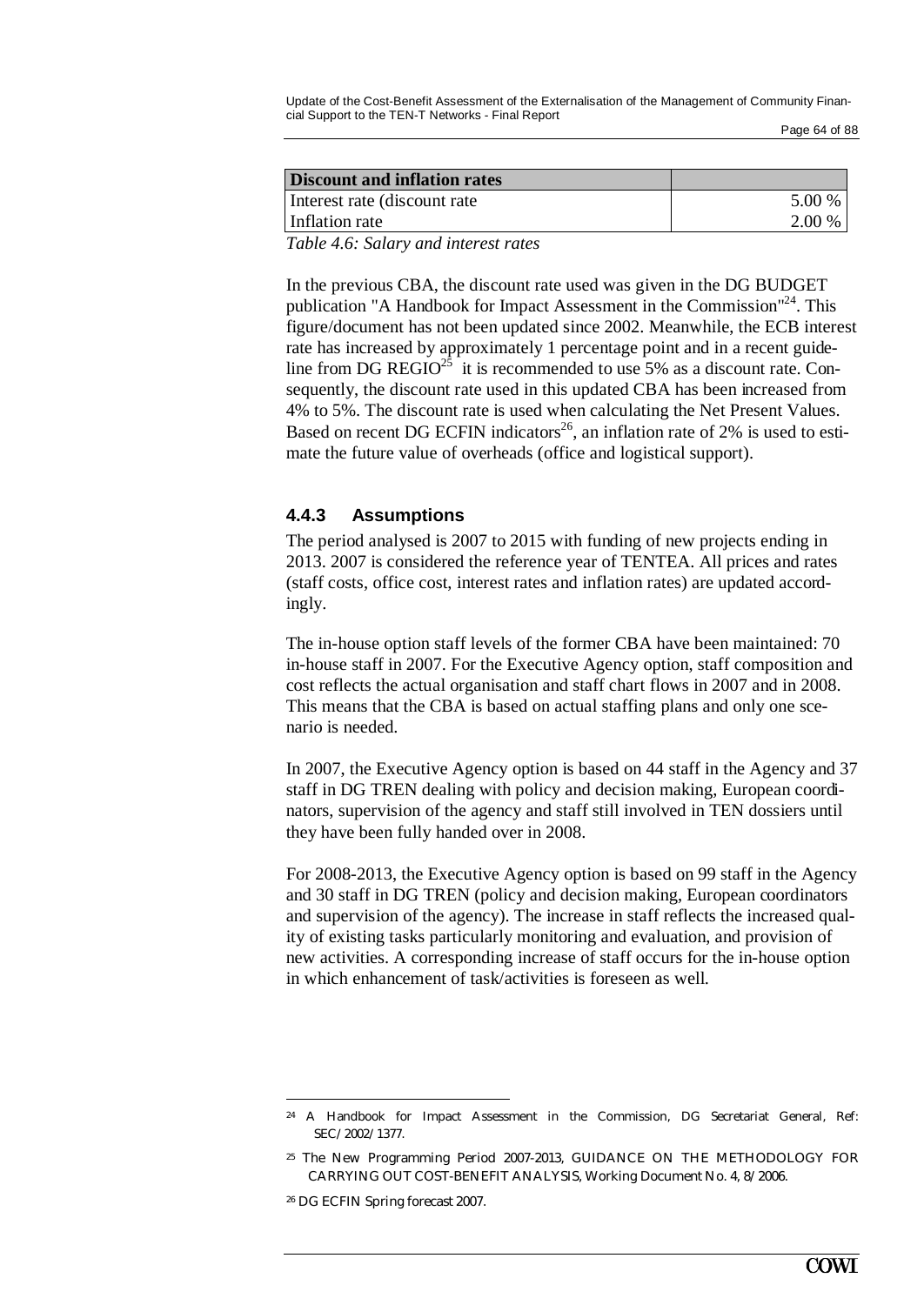| Discount and inflation rates | |
| --- | --- |
| Interest rate (discount rate | 5.00 % |
| Inflation rate | 2.00 % |

*Table 4.6: Salary and interest rates*

In the previous CBA, the discount rate used was given in the DG BUDGET publication "A Handbook for Impact Assessment in the Commission"[24]. This figure/document has not been updated since 2002. Meanwhile, the ECB interest rate has increased by approximately 1 percentage point and in a recent guideline from DG REGIO[25] it is recommended to use 5% as a discount rate. Consequently, the discount rate used in this updated CBA has been increased from 4% to 5%. The discount rate is used when calculating the Net Present Values. Based on recent DG ECFIN indicators[26], an inflation rate of 2% is used to estimate the future value of overheads (office and logistical support).

### 4.4.3 Assumptions

The period analysed is 2007 to 2015 with funding of new projects ending in 2013. 2007 is considered the reference year of TENTEA. All prices and rates (staff costs, office cost, interest rates and inflation rates) are updated accordingly.

The in-house option staff levels of the former CBA have been maintained: 70 in-house staff in 2007. For the Executive Agency option, staff composition and cost reflects the actual organisation and staff chart flows in 2007 and in 2008. This means that the CBA is based on actual staffing plans and only one scenario is needed.

In 2007, the Executive Agency option is based on 44 staff in the Agency and 37 staff in DG TREN dealing with policy and decision making, European coordinators, supervision of the agency and staff still involved in TEN dossiers until they have been fully handed over in 2008.

For 2008-2013, the Executive Agency option is based on 99 staff in the Agency and 30 staff in DG TREN (policy and decision making, European coordinators and supervision of the agency). The increase in staff reflects the increased quality of existing tasks particularly monitoring and evaluation, and provision of new activities. A corresponding increase of staff occurs for the in-house option in which enhancement of task/activities is foreseen as well.

---

[24] A Handbook for Impact Assessment in the Commission, DG Secretariat General, Ref: SEC/2002/1377.

[25] The New Programming Period 2007-2013, GUIDANCE ON THE METHODOLOGY FOR CARRYING OUT COST-BENEFIT ANALYSIS, Working Document No. 4, 8/2006.

[26] DG ECFIN Spring forecast 2007.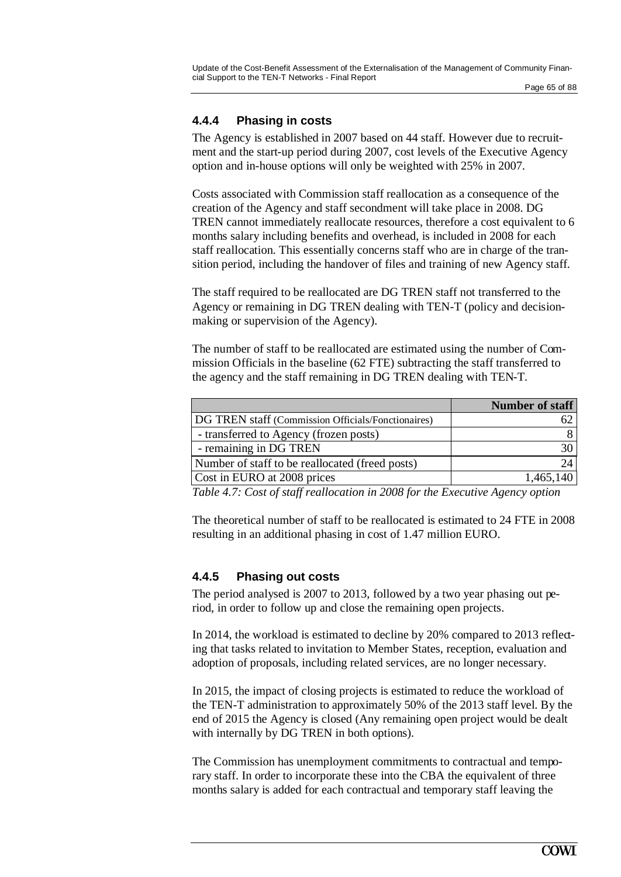### 4.4.4 Phasing in costs

The Agency is established in 2007 based on 44 staff. However due to recruitment and the start-up period during 2007, cost levels of the Executive Agency option and in-house options will only be weighted with 25% in 2007.

Costs associated with Commission staff reallocation as a consequence of the creation of the Agency and staff secondment will take place in 2008. DG TREN cannot immediately reallocate resources, therefore a cost equivalent to 6 months salary including benefits and overhead, is included in 2008 for each staff reallocation. This essentially concerns staff who are in charge of the transition period, including the handover of files and training of new Agency staff.

The staff required to be reallocated are DG TREN staff not transferred to the Agency or remaining in DG TREN dealing with TEN-T (policy and decision-making or supervision of the Agency).

The number of staff to be reallocated are estimated using the number of Commission Officials in the baseline (62 FTE) subtracting the staff transferred to the agency and the staff remaining in DG TREN dealing with TEN-T.

| | Number of staff |
|---|---|
| DG TREN staff (Commission Officials/Fonctionaires) | 62 |
| - transferred to Agency (frozen posts) | 8 |
| - remaining in DG TREN | 30 |
| Number of staff to be reallocated (freed posts) | 24 |
| Cost in EURO at 2008 prices | 1,465,140 |

*Table 4.7: Cost of staff reallocation in 2008 for the Executive Agency option*

The theoretical number of staff to be reallocated is estimated to 24 FTE in 2008 resulting in an additional phasing in cost of 1.47 million EURO.

### 4.4.5 Phasing out costs

The period analysed is 2007 to 2013, followed by a two year phasing out period, in order to follow up and close the remaining open projects.

In 2014, the workload is estimated to decline by 20% compared to 2013 reflecting that tasks related to invitation to Member States, reception, evaluation and adoption of proposals, including related services, are no longer necessary.

In 2015, the impact of closing projects is estimated to reduce the workload of the TEN-T administration to approximately 50% of the 2013 staff level. By the end of 2015 the Agency is closed (Any remaining open project would be dealt with internally by DG TREN in both options).

The Commission has unemployment commitments to contractual and temporary staff. In order to incorporate these into the CBA the equivalent of three months salary is added for each contractual and temporary staff leaving the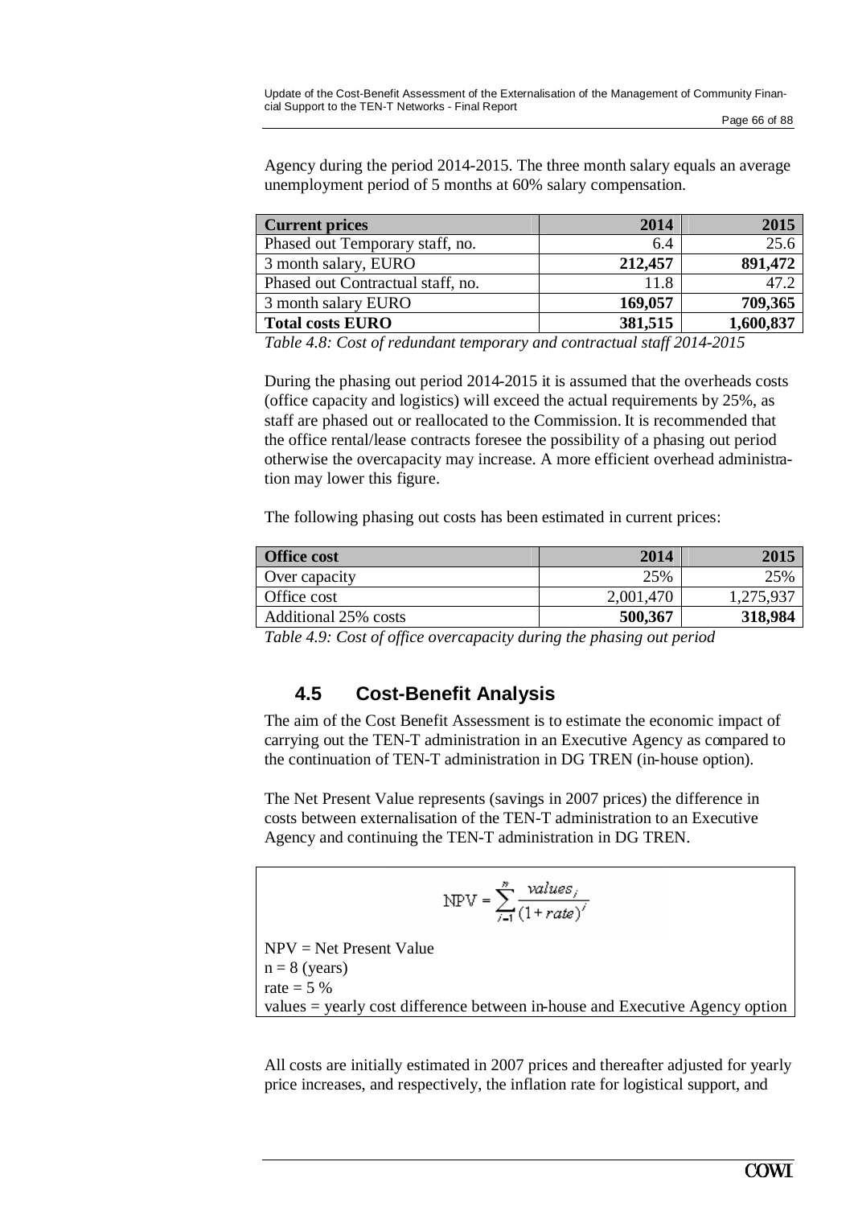Agency during the period 2014-2015. The three month salary equals an average unemployment period of 5 months at 60% salary compensation.

| **Current prices** | **2014** | **2015** |
|---|---:|---:|
| Phased out Temporary staff, no. | 6.4 | 25.6 |
| 3 month salary, EURO | **212,457** | **891,472** |
| Phased out Contractual staff, no. | 11.8 | 47.2 |
| 3 month salary EURO | **169,057** | **709,365** |
| **Total costs EURO** | **381,515** | **1,600,837** |

*Table 4.8: Cost of redundant temporary and contractual staff 2014-2015*

During the phasing out period 2014-2015 it is assumed that the overheads costs (office capacity and logistics) will exceed the actual requirements by 25%, as staff are phased out or reallocated to the Commission. It is recommended that the office rental/lease contracts foresee the possibility of a phasing out period otherwise the overcapacity may increase. A more efficient overhead administration may lower this figure.

The following phasing out costs has been estimated in current prices:

| **Office cost** | **2014** | **2015** |
|---|---:|---:|
| Over capacity | 25% | 25% |
| Office cost | 2,001,470 | 1,275,937 |
| Additional 25% costs | **500,367** | **318,984** |

*Table 4.9: Cost of office overcapacity during the phasing out period*

## 4.5 Cost-Benefit Analysis

The aim of the Cost Benefit Assessment is to estimate the economic impact of carrying out the TEN-T administration in an Executive Agency as compared to the continuation of TEN-T administration in DG TREN (in-house option).

The Net Present Value represents (savings in 2007 prices) the difference in costs between externalisation of the TEN-T administration to an Executive Agency and continuing the TEN-T administration in DG TREN.

$$\text{NPV} = \sum_{i=1}^{n} \frac{values_i}{(1+rate)^i}$$

NPV = Net Present Value
n = 8 (years)
rate = 5 %
values = yearly cost difference between in-house and Executive Agency option

All costs are initially estimated in 2007 prices and thereafter adjusted for yearly price increases, and respectively, the inflation rate for logistical support, and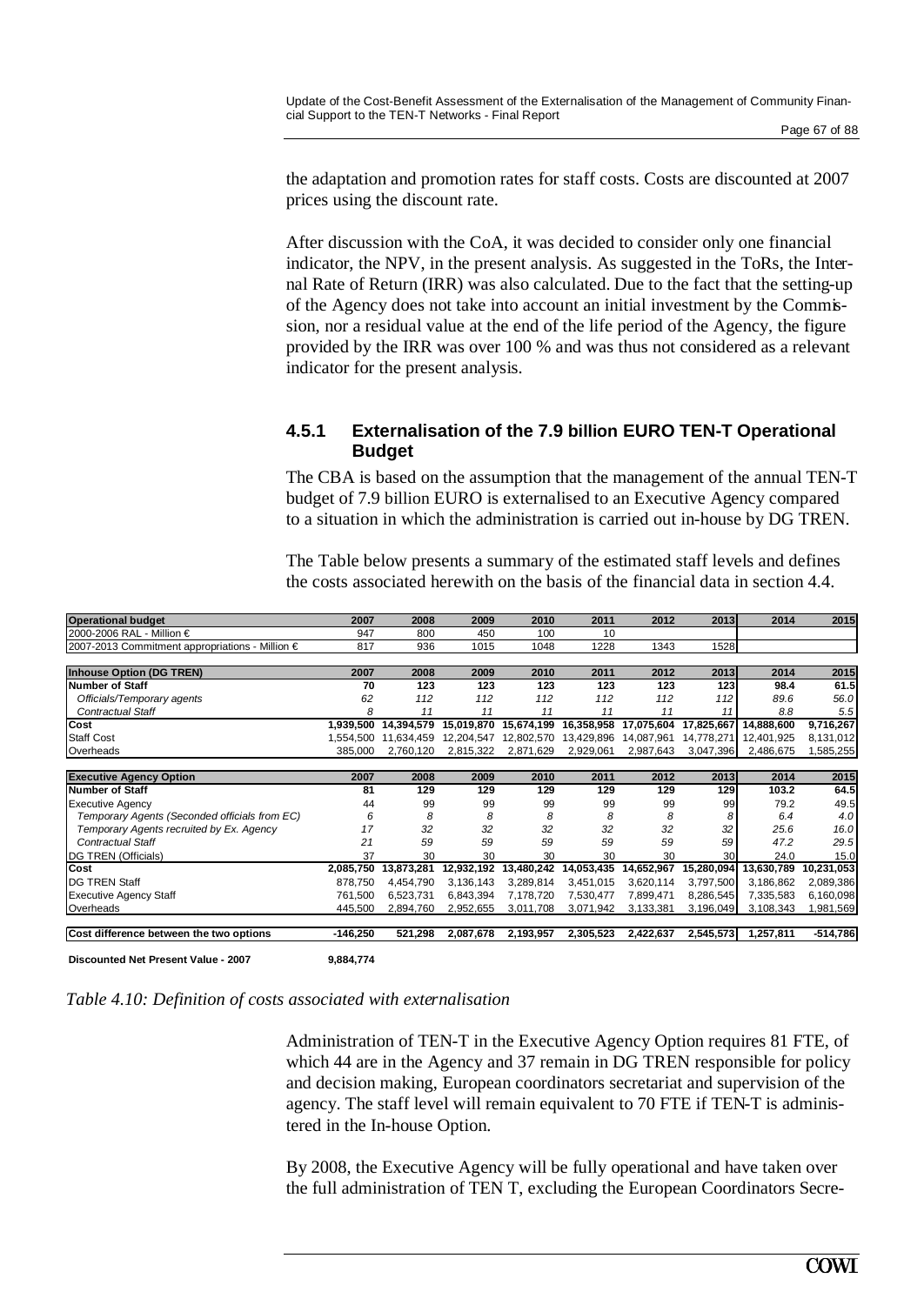the adaptation and promotion rates for staff costs. Costs are discounted at 2007 prices using the discount rate.

After discussion with the CoA, it was decided to consider only one financial indicator, the NPV, in the present analysis. As suggested in the ToRs, the Internal Rate of Return (IRR) was also calculated. Due to the fact that the setting-up of the Agency does not take into account an initial investment by the Commission, nor a residual value at the end of the life period of the Agency, the figure provided by the IRR was over 100 % and was thus not considered as a relevant indicator for the present analysis.

### 4.5.1 Externalisation of the 7.9 billion EURO TEN-T Operational Budget

The CBA is based on the assumption that the management of the annual TEN-T budget of 7.9 billion EURO is externalised to an Executive Agency compared to a situation in which the administration is carried out in-house by DG TREN.

The Table below presents a summary of the estimated staff levels and defines the costs associated herewith on the basis of the financial data in section 4.4.

| **Operational budget** | **2007** | **2008** | **2009** | **2010** | **2011** | **2012** | **2013** | **2014** | **2015** |
|---|---|---|---|---|---|---|---|---|---|
| 2000-2006 RAL - Million € | 947 | 800 | 450 | 100 | 10 | | | | |
| 2007-2013 Commitment appropriations - Million € | 817 | 936 | 1015 | 1048 | 1228 | 1343 | 1528 | | |
| | | | | | | | | | |
| **Inhouse Option (DG TREN)** | **2007** | **2008** | **2009** | **2010** | **2011** | **2012** | **2013** | **2014** | **2015** |
| **Number of Staff** | **70** | **123** | **123** | **123** | **123** | **123** | **123** | **98.4** | **61.5** |
| *Officials/Temporary agents* | *62* | *112* | *112* | *112* | *112* | *112* | *112* | *89.6* | *56.0* |
| *Contractual Staff* | *8* | *11* | *11* | *11* | *11* | *11* | *11* | *8.8* | *5.5* |
| **Cost** | **1,939,500** | **14,394,579** | **15,019,870** | **15,674,199** | **16,358,958** | **17,075,604** | **17,825,667** | **14,888,600** | **9,716,267** |
| Staff Cost | 1,554,500 | 11,634,459 | 12,204,547 | 12,802,570 | 13,429,896 | 14,087,961 | 14,778,271 | 12,401,925 | 8,131,012 |
| Overheads | 385,000 | 2,760,120 | 2,815,322 | 2,871,629 | 2,929,061 | 2,987,643 | 3,047,396 | 2,486,675 | 1,585,255 |
| | | | | | | | | | |
| **Executive Agency Option** | **2007** | **2008** | **2009** | **2010** | **2011** | **2012** | **2013** | **2014** | **2015** |
| **Number of Staff** | **81** | **129** | **129** | **129** | **129** | **129** | **129** | **103.2** | **64.5** |
| Executive Agency | 44 | 99 | 99 | 99 | 99 | 99 | 99 | 79.2 | 49.5 |
| *Temporary Agents (Seconded officials from EC)* | *6* | *8* | *8* | *8* | *8* | *8* | *8* | *6.4* | *4.0* |
| *Temporary Agents recruited by Ex. Agency* | *17* | *32* | *32* | *32* | *32* | *32* | *32* | *25.6* | *16.0* |
| *Contractual Staff* | *21* | *59* | *59* | *59* | *59* | *59* | *59* | *47.2* | *29.5* |
| DG TREN (Officials) | 37 | 30 | 30 | 30 | 30 | 30 | 30 | 24.0 | 15.0 |
| **Cost** | **2,085,750** | **13,873,281** | **12,932,192** | **13,480,242** | **14,053,435** | **14,652,967** | **15,280,094** | **13,630,789** | **10,231,053** |
| DG TREN Staff | 878,750 | 4,454,790 | 3,136,143 | 3,289,814 | 3,451,015 | 3,620,114 | 3,797,500 | 3,186,862 | 2,089,386 |
| Executive Agency Staff | 761,500 | 6,523,731 | 6,843,394 | 7,178,720 | 7,530,477 | 7,899,471 | 8,286,545 | 7,335,583 | 6,160,098 |
| Overheads | 445,500 | 2,894,760 | 2,952,655 | 3,011,708 | 3,071,942 | 3,133,381 | 3,196,049 | 3,108,343 | 1,981,569 |
| | | | | | | | | | |
| **Cost difference between the two options** | **-146,250** | **521,298** | **2,087,678** | **2,193,957** | **2,305,523** | **2,422,637** | **2,545,573** | **1,257,811** | **-514,786** |
| | | | | | | | | | |
| **Discounted Net Present Value - 2007** | **9,884,774** | | | | | | | | |

*Table 4.10: Definition of costs associated with externalisation*

Administration of TEN-T in the Executive Agency Option requires 81 FTE, of which 44 are in the Agency and 37 remain in DG TREN responsible for policy and decision making, European coordinators secretariat and supervision of the agency. The staff level will remain equivalent to 70 FTE if TEN-T is administered in the In-house Option.

By 2008, the Executive Agency will be fully operational and have taken over the full administration of TEN T, excluding the European Coordinators Secre-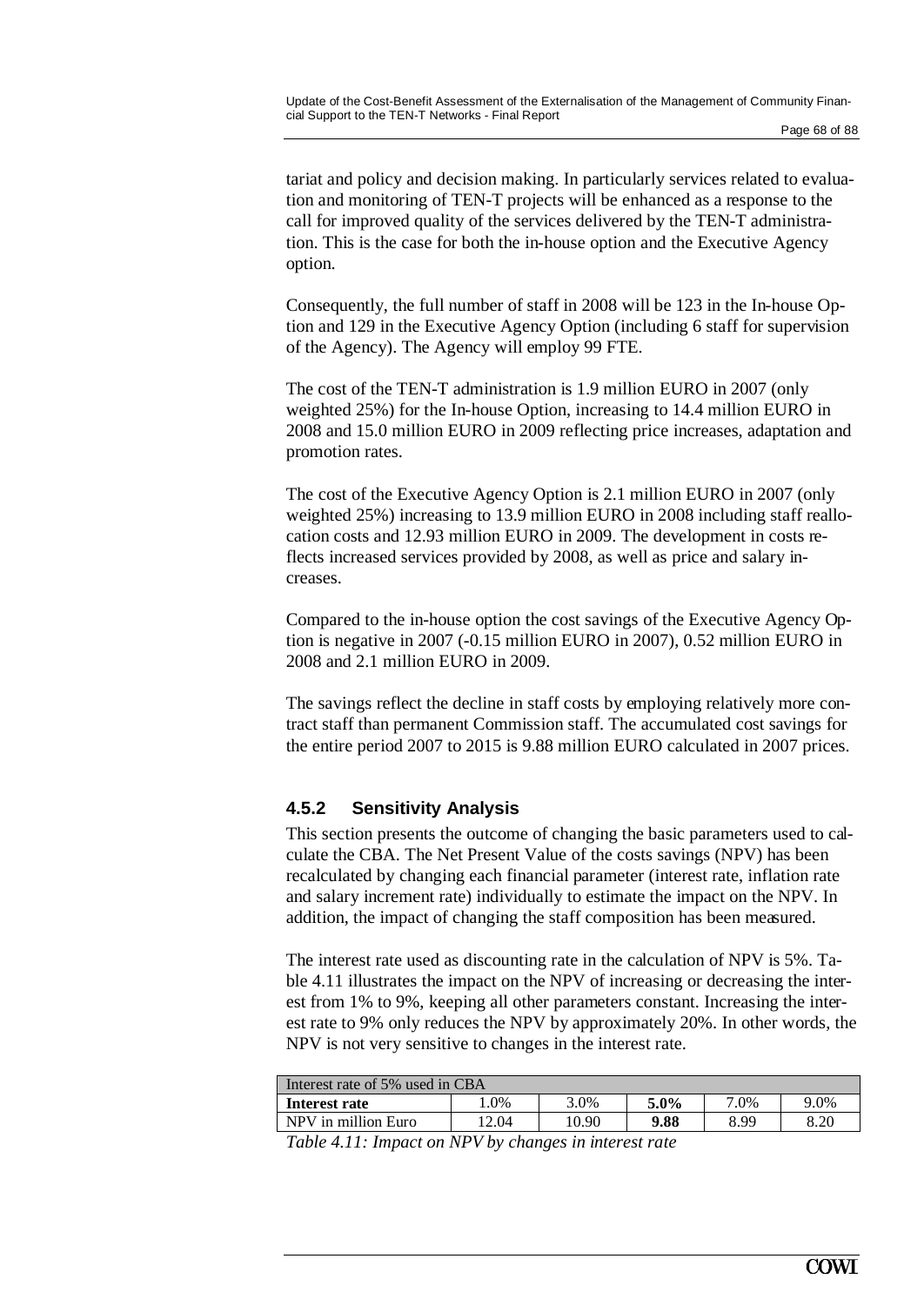tariat and policy and decision making. In particularly services related to evaluation and monitoring of TEN-T projects will be enhanced as a response to the call for improved quality of the services delivered by the TEN-T administration. This is the case for both the in-house option and the Executive Agency option.

Consequently, the full number of staff in 2008 will be 123 in the In-house Option and 129 in the Executive Agency Option (including 6 staff for supervision of the Agency). The Agency will employ 99 FTE.

The cost of the TEN-T administration is 1.9 million EURO in 2007 (only weighted 25%) for the In-house Option, increasing to 14.4 million EURO in 2008 and 15.0 million EURO in 2009 reflecting price increases, adaptation and promotion rates.

The cost of the Executive Agency Option is 2.1 million EURO in 2007 (only weighted 25%) increasing to 13.9 million EURO in 2008 including staff reallocation costs and 12.93 million EURO in 2009. The development in costs reflects increased services provided by 2008, as well as price and salary increases.

Compared to the in-house option the cost savings of the Executive Agency Option is negative in 2007 (-0.15 million EURO in 2007), 0.52 million EURO in 2008 and 2.1 million EURO in 2009.

The savings reflect the decline in staff costs by employing relatively more contract staff than permanent Commission staff. The accumulated cost savings for the entire period 2007 to 2015 is 9.88 million EURO calculated in 2007 prices.

### 4.5.2 Sensitivity Analysis

This section presents the outcome of changing the basic parameters used to calculate the CBA. The Net Present Value of the costs savings (NPV) has been recalculated by changing each financial parameter (interest rate, inflation rate and salary increment rate) individually to estimate the impact on the NPV. In addition, the impact of changing the staff composition has been measured.

The interest rate used as discounting rate in the calculation of NPV is 5%. Table 4.11 illustrates the impact on the NPV of increasing or decreasing the interest from 1% to 9%, keeping all other parameters constant. Increasing the interest rate to 9% only reduces the NPV by approximately 20%. In other words, the NPV is not very sensitive to changes in the interest rate.

| Interest rate of 5% used in CBA | | | | | |
|---|---|---|---|---|---|
| **Interest rate** | 1.0% | 3.0% | **5.0%** | 7.0% | 9.0% |
| NPV in million Euro | 12.04 | 10.90 | **9.88** | 8.99 | 8.20 |

*Table 4.11: Impact on NPV by changes in interest rate*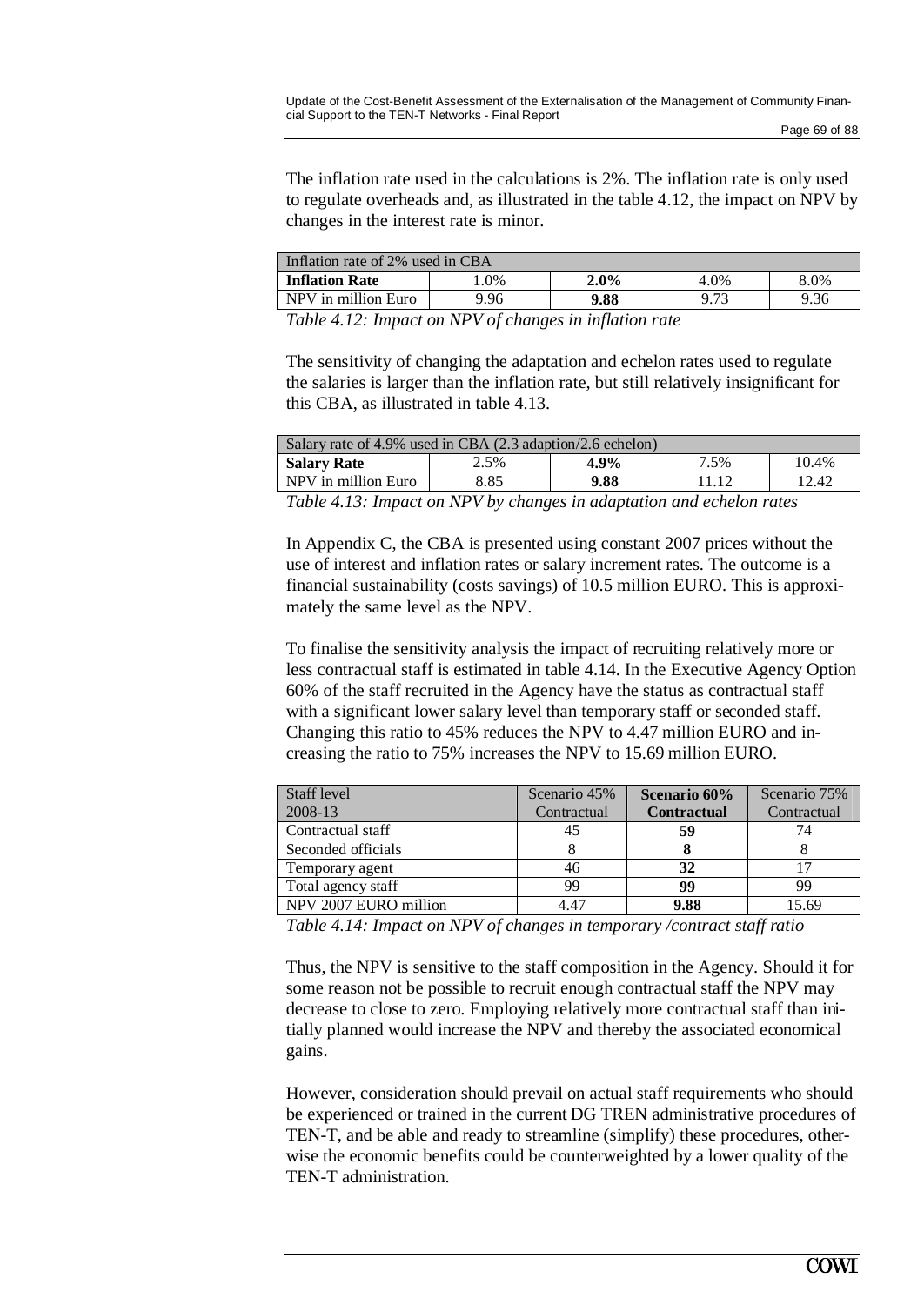The inflation rate used in the calculations is 2%. The inflation rate is only used to regulate overheads and, as illustrated in the table 4.12, the impact on NPV by changes in the interest rate is minor.

| Inflation rate of 2% used in CBA | | | | |
|---|---|---|---|---|
| **Inflation Rate** | 1.0% | **2.0%** | 4.0% | 8.0% |
| NPV in million Euro | 9.96 | **9.88** | 9.73 | 9.36 |

*Table 4.12: Impact on NPV of changes in inflation rate*

The sensitivity of changing the adaptation and echelon rates used to regulate the salaries is larger than the inflation rate, but still relatively insignificant for this CBA, as illustrated in table 4.13.

| Salary rate of 4.9% used in CBA (2.3 adaption/2.6 echelon) | | | | |
|---|---|---|---|---|
| **Salary Rate** | 2.5% | **4.9%** | 7.5% | 10.4% |
| NPV in million Euro | 8.85 | **9.88** | 11.12 | 12.42 |

*Table 4.13: Impact on NPV by changes in adaptation and echelon rates*

In Appendix C, the CBA is presented using constant 2007 prices without the use of interest and inflation rates or salary increment rates. The outcome is a financial sustainability (costs savings) of 10.5 million EURO. This is approximately the same level as the NPV.

To finalise the sensitivity analysis the impact of recruiting relatively more or less contractual staff is estimated in table 4.14. In the Executive Agency Option 60% of the staff recruited in the Agency have the status as contractual staff with a significant lower salary level than temporary staff or seconded staff. Changing this ratio to 45% reduces the NPV to 4.47 million EURO and increasing the ratio to 75% increases the NPV to 15.69 million EURO.

| Staff level 2008-13 | Scenario 45% Contractual | **Scenario 60% Contractual** | Scenario 75% Contractual |
|---|---|---|---|
| Contractual staff | 45 | **59** | 74 |
| Seconded officials | 8 | **8** | 8 |
| Temporary agent | 46 | **32** | 17 |
| Total agency staff | 99 | **99** | 99 |
| NPV 2007 EURO million | 4.47 | **9.88** | 15.69 |

*Table 4.14: Impact on NPV of changes in temporary /contract staff ratio*

Thus, the NPV is sensitive to the staff composition in the Agency. Should it for some reason not be possible to recruit enough contractual staff the NPV may decrease to close to zero. Employing relatively more contractual staff than initially planned would increase the NPV and thereby the associated economical gains.

However, consideration should prevail on actual staff requirements who should be experienced or trained in the current DG TREN administrative procedures of TEN-T, and be able and ready to streamline (simplify) these procedures, otherwise the economic benefits could be counterweighted by a lower quality of the TEN-T administration.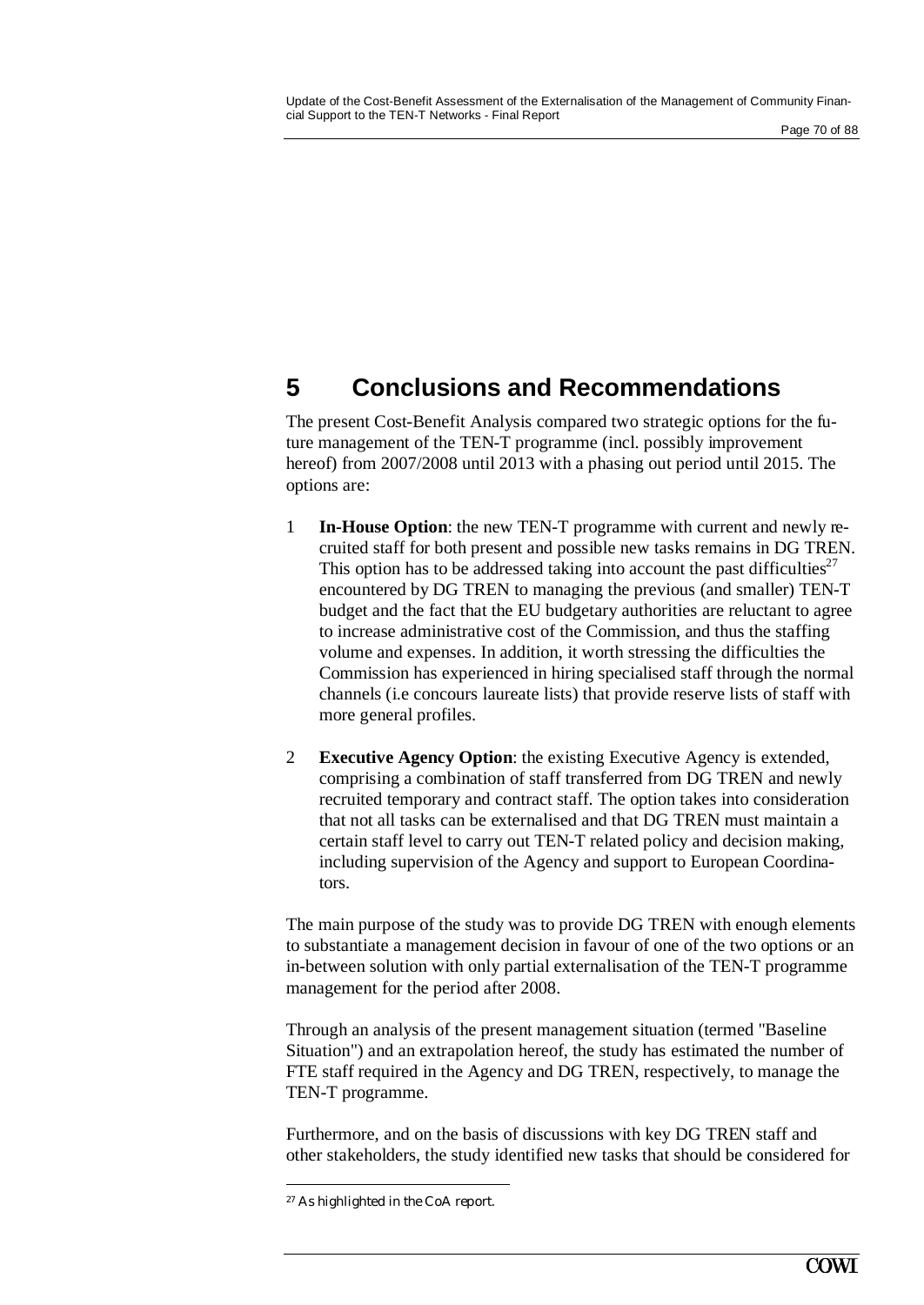# 5 Conclusions and Recommendations

The present Cost-Benefit Analysis compared two strategic options for the future management of the TEN-T programme (incl. possibly improvement hereof) from 2007/2008 until 2013 with a phasing out period until 2015. The options are:

1. **In-House Option**: the new TEN-T programme with current and newly recruited staff for both present and possible new tasks remains in DG TREN. This option has to be addressed taking into account the past difficulties[27] encountered by DG TREN to managing the previous (and smaller) TEN-T budget and the fact that the EU budgetary authorities are reluctant to agree to increase administrative cost of the Commission, and thus the staffing volume and expenses. In addition, it worth stressing the difficulties the Commission has experienced in hiring specialised staff through the normal channels (i.e concours laureate lists) that provide reserve lists of staff with more general profiles.

2. **Executive Agency Option**: the existing Executive Agency is extended, comprising a combination of staff transferred from DG TREN and newly recruited temporary and contract staff. The option takes into consideration that not all tasks can be externalised and that DG TREN must maintain a certain staff level to carry out TEN-T related policy and decision making, including supervision of the Agency and support to European Coordinators.

The main purpose of the study was to provide DG TREN with enough elements to substantiate a management decision in favour of one of the two options or an in-between solution with only partial externalisation of the TEN-T programme management for the period after 2008.

Through an analysis of the present management situation (termed "Baseline Situation") and an extrapolation hereof, the study has estimated the number of FTE staff required in the Agency and DG TREN, respectively, to manage the TEN-T programme.

Furthermore, and on the basis of discussions with key DG TREN staff and other stakeholders, the study identified new tasks that should be considered for

---

[27] As highlighted in the CoA report.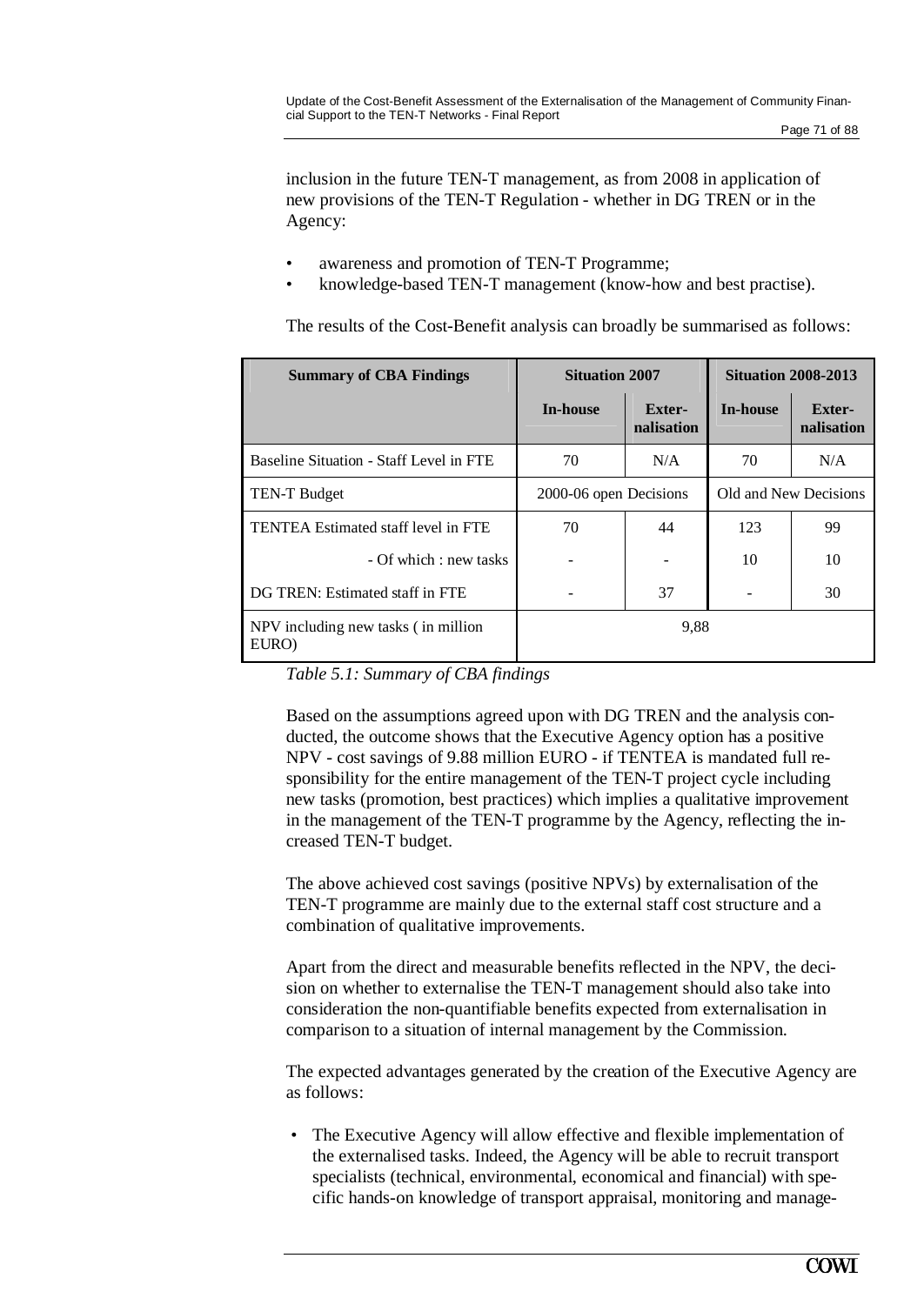inclusion in the future TEN-T management, as from 2008 in application of new provisions of the TEN-T Regulation - whether in DG TREN or in the Agency:

- awareness and promotion of TEN-T Programme;
- knowledge-based TEN-T management (know-how and best practise).

The results of the Cost-Benefit analysis can broadly be summarised as follows:

| Summary of CBA Findings | Situation 2007 | | Situation 2008-2013 | |
|---|---|---|---|---|
| | In-house | Exter-nalisation | In-house | Exter-nalisation |
| Baseline Situation - Staff Level in FTE | 70 | N/A | 70 | N/A |
| TEN-T Budget | 2000-06 open Decisions | | Old and New Decisions | |
| TENTEA Estimated staff level in FTE | 70 | 44 | 123 | 99 |
| - Of which : new tasks | - | - | 10 | 10 |
| DG TREN: Estimated staff in FTE | - | 37 | - | 30 |
| NPV including new tasks ( in million EURO) | 9,88 | | | |

*Table 5.1: Summary of CBA findings*

Based on the assumptions agreed upon with DG TREN and the analysis conducted, the outcome shows that the Executive Agency option has a positive NPV - cost savings of 9.88 million EURO - if TENTEA is mandated full responsibility for the entire management of the TEN-T project cycle including new tasks (promotion, best practices) which implies a qualitative improvement in the management of the TEN-T programme by the Agency, reflecting the increased TEN-T budget.

The above achieved cost savings (positive NPVs) by externalisation of the TEN-T programme are mainly due to the external staff cost structure and a combination of qualitative improvements.

Apart from the direct and measurable benefits reflected in the NPV, the decision on whether to externalise the TEN-T management should also take into consideration the non-quantifiable benefits expected from externalisation in comparison to a situation of internal management by the Commission.

The expected advantages generated by the creation of the Executive Agency are as follows:

- The Executive Agency will allow effective and flexible implementation of the externalised tasks. Indeed, the Agency will be able to recruit transport specialists (technical, environmental, economical and financial) with specific hands-on knowledge of transport appraisal, monitoring and manage-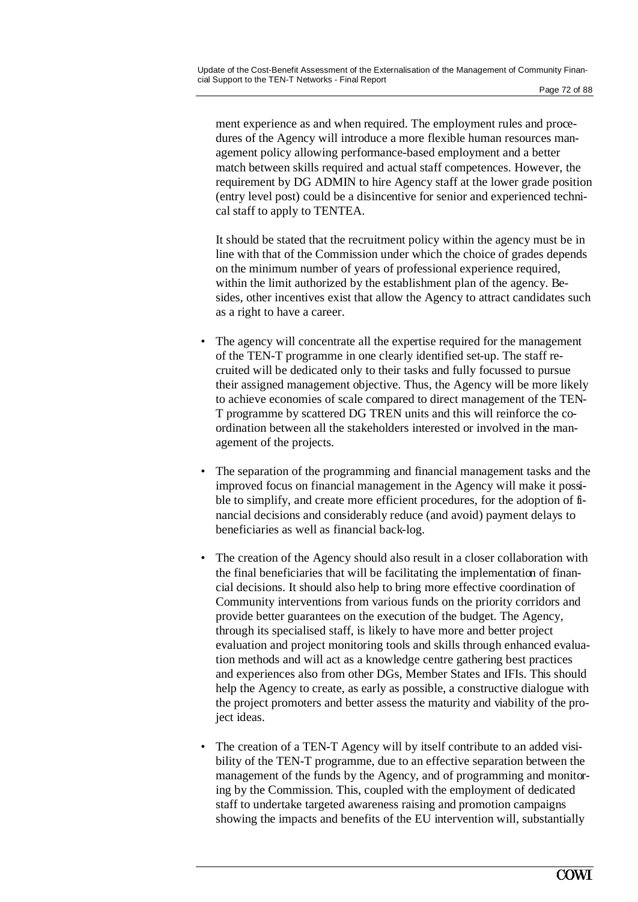ment experience as and when required. The employment rules and procedures of the Agency will introduce a more flexible human resources management policy allowing performance-based employment and a better match between skills required and actual staff competences. However, the requirement by DG ADMIN to hire Agency staff at the lower grade position (entry level post) could be a disincentive for senior and experienced technical staff to apply to TENTEA.

It should be stated that the recruitment policy within the agency must be in line with that of the Commission under which the choice of grades depends on the minimum number of years of professional experience required, within the limit authorized by the establishment plan of the agency. Besides, other incentives exist that allow the Agency to attract candidates such as a right to have a career.

- The agency will concentrate all the expertise required for the management of the TEN-T programme in one clearly identified set-up. The staff recruited will be dedicated only to their tasks and fully focussed to pursue their assigned management objective. Thus, the Agency will be more likely to achieve economies of scale compared to direct management of the TEN-T programme by scattered DG TREN units and this will reinforce the co-ordination between all the stakeholders interested or involved in the management of the projects.

- The separation of the programming and financial management tasks and the improved focus on financial management in the Agency will make it possible to simplify, and create more efficient procedures, for the adoption of financial decisions and considerably reduce (and avoid) payment delays to beneficiaries as well as financial back-log.

- The creation of the Agency should also result in a closer collaboration with the final beneficiaries that will be facilitating the implementation of financial decisions. It should also help to bring more effective coordination of Community interventions from various funds on the priority corridors and provide better guarantees on the execution of the budget. The Agency, through its specialised staff, is likely to have more and better project evaluation and project monitoring tools and skills through enhanced evaluation methods and will act as a knowledge centre gathering best practices and experiences also from other DGs, Member States and IFIs. This should help the Agency to create, as early as possible, a constructive dialogue with the project promoters and better assess the maturity and viability of the project ideas.

- The creation of a TEN-T Agency will by itself contribute to an added visibility of the TEN-T programme, due to an effective separation between the management of the funds by the Agency, and of programming and monitoring by the Commission. This, coupled with the employment of dedicated staff to undertake targeted awareness raising and promotion campaigns showing the impacts and benefits of the EU intervention will, substantially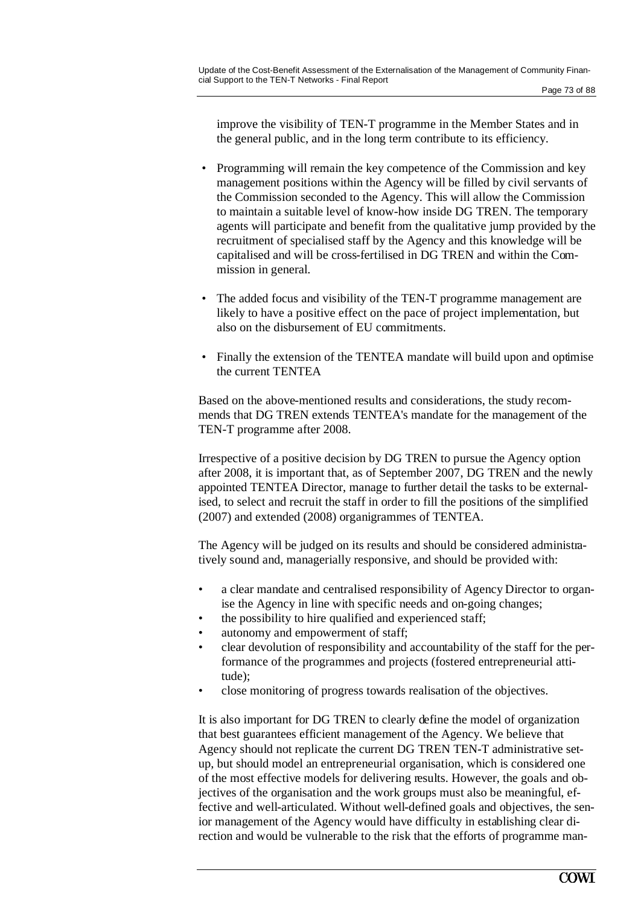improve the visibility of TEN-T programme in the Member States and in the general public, and in the long term contribute to its efficiency.

- Programming will remain the key competence of the Commission and key management positions within the Agency will be filled by civil servants of the Commission seconded to the Agency. This will allow the Commission to maintain a suitable level of know-how inside DG TREN. The temporary agents will participate and benefit from the qualitative jump provided by the recruitment of specialised staff by the Agency and this knowledge will be capitalised and will be cross-fertilised in DG TREN and within the Commission in general.

- The added focus and visibility of the TEN-T programme management are likely to have a positive effect on the pace of project implementation, but also on the disbursement of EU commitments.

- Finally the extension of the TENTEA mandate will build upon and optimise the current TENTEA

Based on the above-mentioned results and considerations, the study recommends that DG TREN extends TENTEA's mandate for the management of the TEN-T programme after 2008.

Irrespective of a positive decision by DG TREN to pursue the Agency option after 2008, it is important that, as of September 2007, DG TREN and the newly appointed TENTEA Director, manage to further detail the tasks to be externalised, to select and recruit the staff in order to fill the positions of the simplified (2007) and extended (2008) organigrammes of TENTEA.

The Agency will be judged on its results and should be considered administratively sound and, managerially responsive, and should be provided with:

- a clear mandate and centralised responsibility of Agency Director to organise the Agency in line with specific needs and on-going changes;
- the possibility to hire qualified and experienced staff;
- autonomy and empowerment of staff;
- clear devolution of responsibility and accountability of the staff for the performance of the programmes and projects (fostered entrepreneurial attitude);
- close monitoring of progress towards realisation of the objectives.

It is also important for DG TREN to clearly define the model of organization that best guarantees efficient management of the Agency. We believe that Agency should not replicate the current DG TREN TEN-T administrative setup, but should model an entrepreneurial organisation, which is considered one of the most effective models for delivering results. However, the goals and objectives of the organisation and the work groups must also be meaningful, effective and well-articulated. Without well-defined goals and objectives, the senior management of the Agency would have difficulty in establishing clear direction and would be vulnerable to the risk that the efforts of programme man-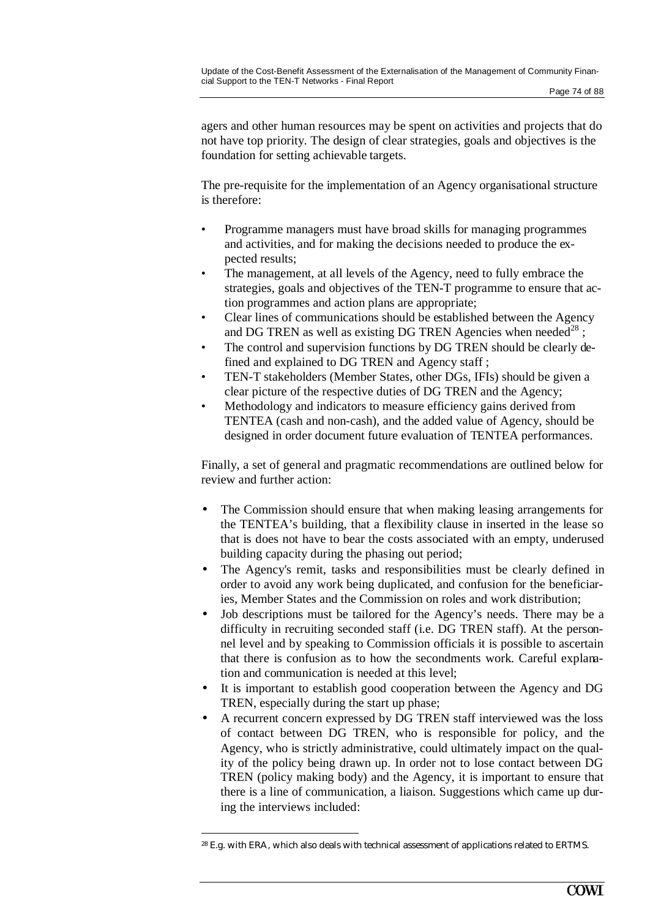agers and other human resources may be spent on activities and projects that do not have top priority. The design of clear strategies, goals and objectives is the foundation for setting achievable targets.

The pre-requisite for the implementation of an Agency organisational structure is therefore:

- Programme managers must have broad skills for managing programmes and activities, and for making the decisions needed to produce the expected results;
- The management, at all levels of the Agency, need to fully embrace the strategies, goals and objectives of the TEN-T programme to ensure that action programmes and action plans are appropriate;
- Clear lines of communications should be established between the Agency and DG TREN as well as existing DG TREN Agencies when needed[28] ;
- The control and supervision functions by DG TREN should be clearly defined and explained to DG TREN and Agency staff ;
- TEN-T stakeholders (Member States, other DGs, IFIs) should be given a clear picture of the respective duties of DG TREN and the Agency;
- Methodology and indicators to measure efficiency gains derived from TENTEA (cash and non-cash), and the added value of Agency, should be designed in order document future evaluation of TENTEA performances.

Finally, a set of general and pragmatic recommendations are outlined below for review and further action:

- The Commission should ensure that when making leasing arrangements for the TENTEA's building, that a flexibility clause in inserted in the lease so that is does not have to bear the costs associated with an empty, underused building capacity during the phasing out period;
- The Agency's remit, tasks and responsibilities must be clearly defined in order to avoid any work being duplicated, and confusion for the beneficiaries, Member States and the Commission on roles and work distribution;
- Job descriptions must be tailored for the Agency's needs. There may be a difficulty in recruiting seconded staff (i.e. DG TREN staff). At the personnel level and by speaking to Commission officials it is possible to ascertain that there is confusion as to how the secondments work. Careful explanation and communication is needed at this level;
- It is important to establish good cooperation between the Agency and DG TREN, especially during the start up phase;
- A recurrent concern expressed by DG TREN staff interviewed was the loss of contact between DG TREN, who is responsible for policy, and the Agency, who is strictly administrative, could ultimately impact on the quality of the policy being drawn up. In order not to lose contact between DG TREN (policy making body) and the Agency, it is important to ensure that there is a line of communication, a liaison. Suggestions which came up during the interviews included:

[28] E.g. with ERA, which also deals with technical assessment of applications related to ERTMS.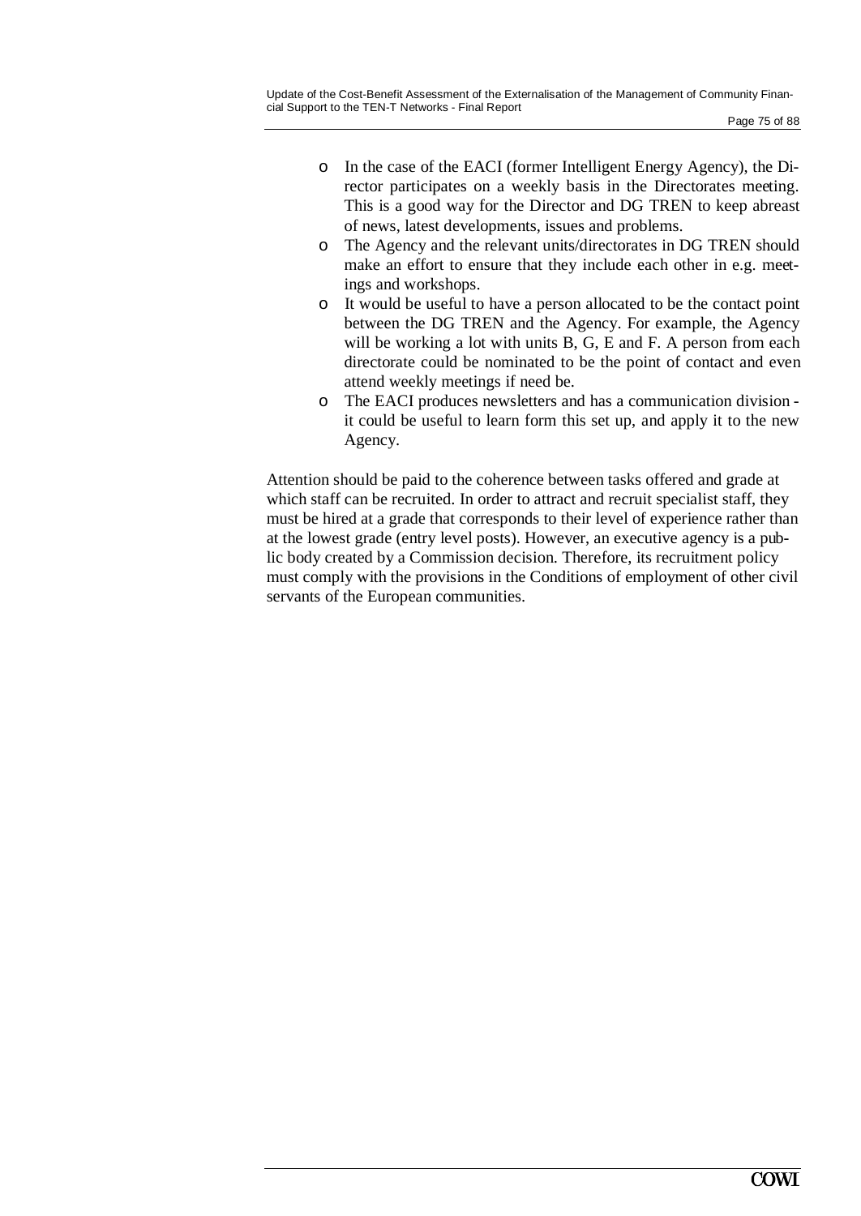- In the case of the EACI (former Intelligent Energy Agency), the Director participates on a weekly basis in the Directorates meeting. This is a good way for the Director and DG TREN to keep abreast of news, latest developments, issues and problems.
- The Agency and the relevant units/directorates in DG TREN should make an effort to ensure that they include each other in e.g. meetings and workshops.
- It would be useful to have a person allocated to be the contact point between the DG TREN and the Agency. For example, the Agency will be working a lot with units B, G, E and F. A person from each directorate could be nominated to be the point of contact and even attend weekly meetings if need be.
- The EACI produces newsletters and has a communication division - it could be useful to learn form this set up, and apply it to the new Agency.

Attention should be paid to the coherence between tasks offered and grade at which staff can be recruited. In order to attract and recruit specialist staff, they must be hired at a grade that corresponds to their level of experience rather than at the lowest grade (entry level posts). However, an executive agency is a public body created by a Commission decision. Therefore, its recruitment policy must comply with the provisions in the Conditions of employment of other civil servants of the European communities.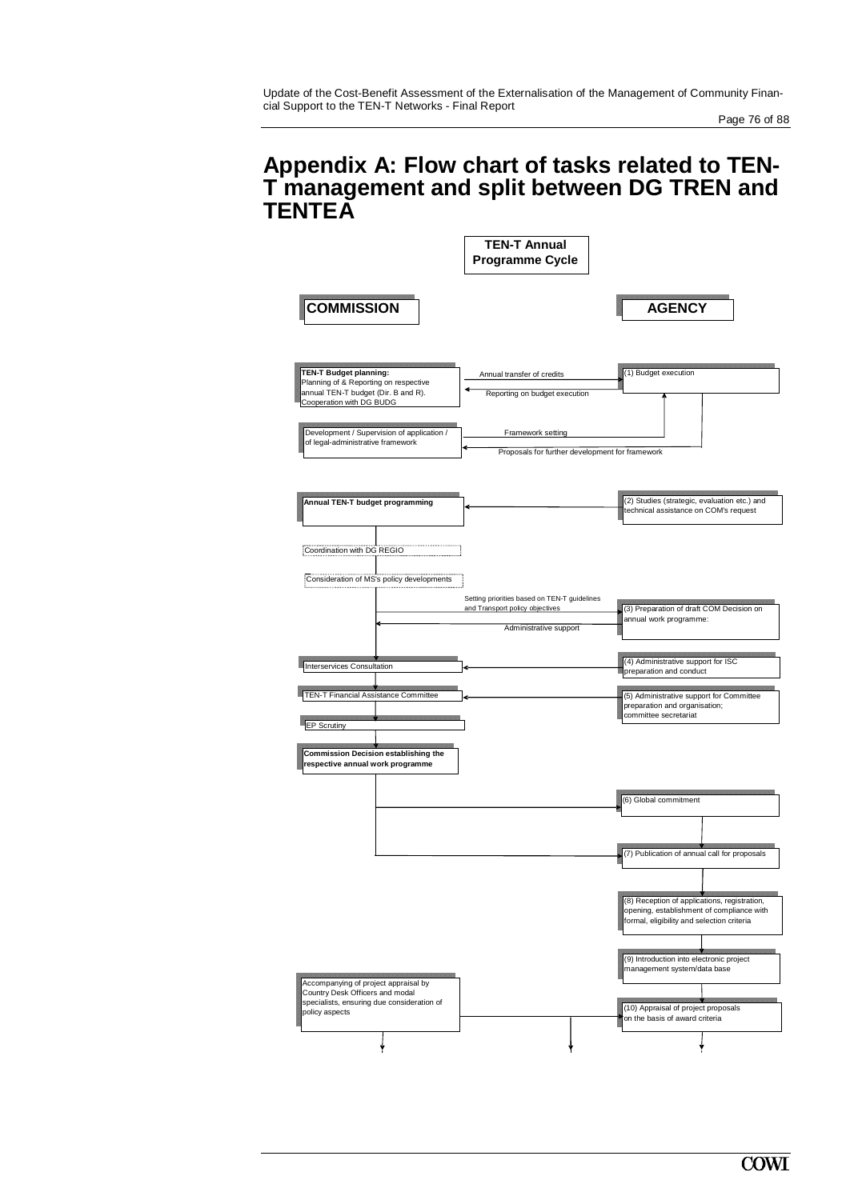# Appendix A: Flow chart of tasks related to TEN-T management and split between DG TREN and TENTEA

**TEN-T Annual Programme Cycle**

| COMMISSION | | AGENCY |
|---|---|---|
| **TEN-T Budget planning:** Planning of & Reporting on respective annual TEN-T budget (Dir. B and R). Cooperation with DG BUDG | Annual transfer of credits → / ← Reporting on budget execution | (1) Budget execution |
| Development / Supervision of application / of legal-administrative framework | Framework setting → / ← Proposals for further development for framework | |
| **Annual TEN-T budget programming** | ← | (2) Studies (strategic, evaluation etc.) and technical assistance on COM's request |
| Coordination with DG REGIO | | |
| Consideration of MS's policy developments | | |
| | Setting priorities based on TEN-T guidelines and Transport policy objectives → / ← Administrative support | (3) Preparation of draft COM Decision on annual work programme: |
| Interservices Consultation | ← | (4) Administrative support for ISC preparation and conduct |
| TEN-T Financial Assistance Committee | ← | (5) Administrative support for Committee preparation and organisation; committee secretariat |
| EP Scrutiny | | |
| **Commission Decision establishing the respective annual work programme** | → | (6) Global commitment |
| | → | (7) Publication of annual call for proposals |
| | | (8) Reception of applications, registration, opening, establishment of compliance with formal, eligibility and selection criteria |
| | | (9) Introduction into electronic project management system/data base |
| Accompanying of project appraisal by Country Desk Officers and modal specialists, ensuring due consideration of policy aspects | → | (10) Appraisal of project proposals on the basis of award criteria |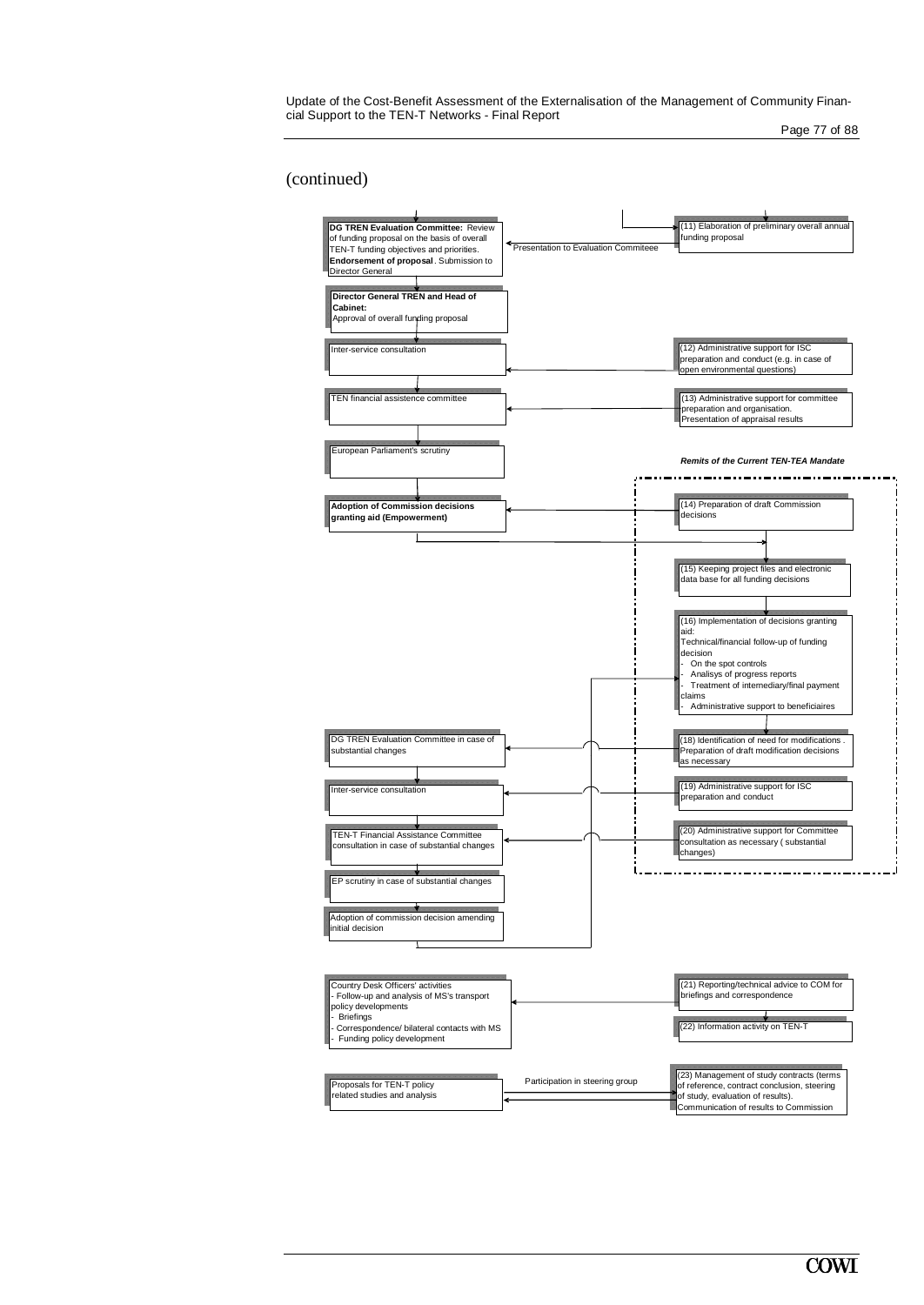(continued)

**DG TREN Evaluation Committee:** Review of funding proposal on the basis of overall TEN-T funding objectives and priorities. **Endorsement of proposal**. Submission to Director General

Presentation to Evaluation Commiteee

(11) Elaboration of preliminary overall annual funding proposal

**Director General TREN and Head of Cabinet:** Approval of overall funding proposal

Inter-service consultation

(12) Administrative support for ISC preparation and conduct (e.g. in case of open environmental questions)

TEN financial assistence committee

(13) Administrative support for committee preparation and organisation. Presentation of appraisal results

European Parliament's scrutiny

***Remits of the Current TEN-TEA Mandate***

**Adoption of Commission decisions granting aid (Empowerment)**

(14) Preparation of draft Commission decisions

(15) Keeping project files and electronic data base for all funding decisions

(16) Implementation of decisions granting aid:
Technical/financial follow-up of funding decision
- On the spot controls
- Analisys of progress reports
- Treatment of internediary/final payment claims
- Administrative support to beneficiaires

DG TREN Evaluation Committee in case of substantial changes

(18) Identification of need for modifications . Preparation of draft modification decisions as necessary

Inter-service consultation

(19) Administrative support for ISC preparation and conduct

TEN-T Financial Assistance Committee consultation in case of substantial changes

(20) Administrative support for Committee consultation as necessary ( substantial changes)

EP scrutiny in case of substantial changes

Adoption of commission decision amending initial decision

Country Desk Officers' activities
- Follow-up and analysis of MS's transport policy developments
- Briefings
- Correspondence/ bilateral contacts with MS
- Funding policy development

(21) Reporting/technical advice to COM for briefings and correspondence

(22) Information activity on TEN-T

Proposals for TEN-T policy related studies and analysis

Participation in steering group

(23) Management of study contracts (terms of reference, contract conclusion, steering of study, evaluation of results). Communication of results to Commission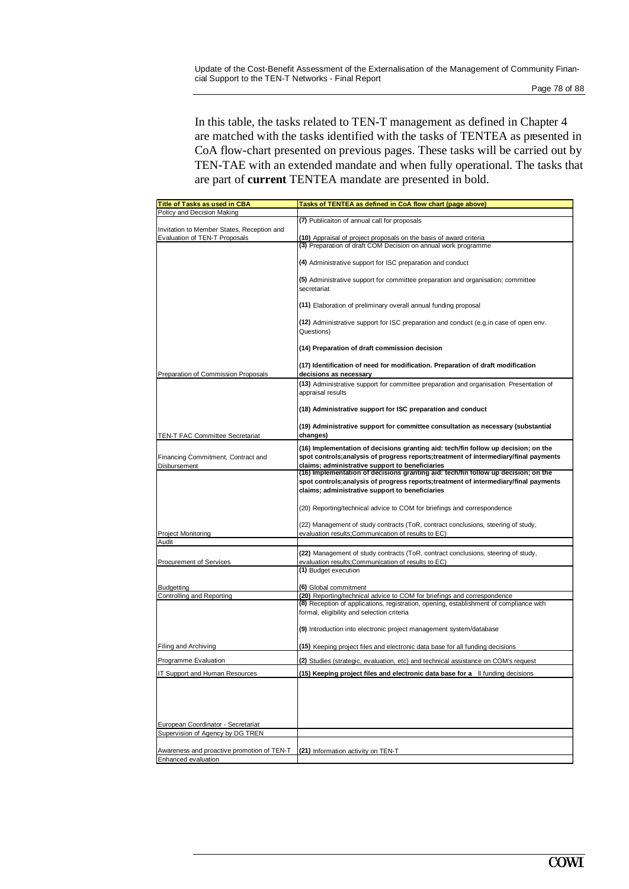In this table, the tasks related to TEN-T management as defined in Chapter 4 are matched with the tasks identified with the tasks of TENTEA as presented in CoA flow-chart presented on previous pages. These tasks will be carried out by TEN-TAE with an extended mandate and when fully operational. The tasks that are part of **current** TENTEA mandate are presented in bold.

| Title of Tasks as used in CBA | Tasks of TENTEA as defined in CoA flow chart (page above) |
|---|---|
| Policy and Decision Making | |
| Invitation to Member States, Reception and Evaluation of TEN-T Proposals | **(7)** Publicaiton of annual call for proposals<br>**(10)** Appraisal of project proposals on the basis of award criteria |
| Preparation of Commission Proposals | **(3)** Preparation of draft COM Decision on annual work programme<br>**(4)** Administrative support for ISC preparation and conduct<br>**(5)** Administrative support for committee preparation and organisation; committee secretariat<br>**(11)** Elaboration of preliminary overall annual funding proposal<br>**(12)** Administrative support for ISC preparation and conduct (e.g.in case of open env. Questions)<br>**(14) Preparation of draft commission decision**<br>**(17) Identification of need for modification. Preparation of draft modification decisions as necessary** |
| TEN-T FAC Committee Secretariat | **(13)** Administrative support for committee preparation and organisation. Presentation of appraisal results<br>**(18) Administrative support for ISC preparation and conduct**<br>**(19) Administrative support for committee consultation as necessary (substantial changes)** |
| Financing Commitment, Contract and Disbursement | **(16) Implementation of decisions granting aid: tech/fin follow up decision; on the spot controls;analysis of progress reports;treatment of intermediary/final payments claims; administrative support to beneficiaries** |
| Project Monitoring | **(16) Implementation of decisions granting aid: tech/fin follow up decision; on the spot controls;analysis of progress reports;treatment of intermediary/final payments claims; administrative support to beneficiaries**<br>(20) Reporting/technical advice to COM for briefings and correspondence<br>(22) Management of study contracts (ToR, contract conclusions, steering of study, evaluation results;Communication of results to EC) |
| Audit | |
| Procurement of Services | **(22)** Management of study contracts (ToR, contract conclusions, steering of study, evaluation results;Communication of results to EC) |
| Budgetting | **(1)** Budget execution<br>**(6)** Global commitment |
| Controlling and Reporting | **(20)** Reporting/technical advice to COM for briefings and correspondence |
| Filing and Archiving | **(8)** Reception of applications, registration, opening, establishment of compliance with formal, eligibility and selection criteria<br>**(9)** Introduction into electronic project management system/database<br>**(15)** Keeping project files and electronic data base for all funding decisions |
| Programme Evaluation | **(2)** Studies (strategic, evaluation, etc) and technical assistance on COM's request |
| IT Support and Human Resources | **(15) Keeping project files and electronic data base for a ll funding decisions** |
| European Coordinator - Secretariat | |
| Supervision of Agency by DG TREN | |
| Awareness and proactive promotion of TEN-T | **(21)** Information activity on TEN-T |
| Enhanced evaluation | |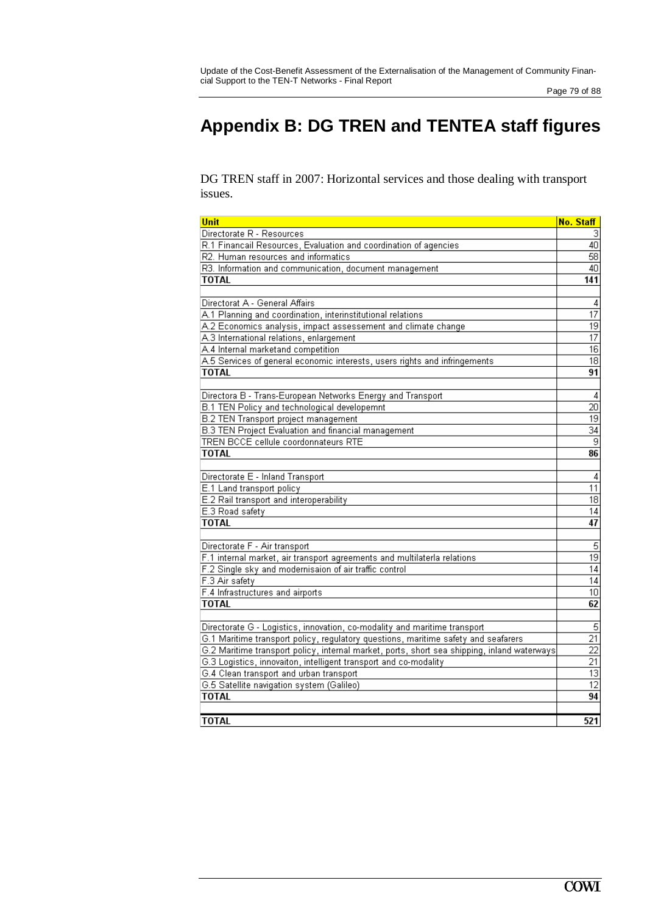# Appendix B: DG TREN and TENTEA staff figures

DG TREN staff in 2007: Horizontal services and those dealing with transport issues.

| Unit | No. Staff |
|---|---|
| Directorate R - Resources | 3 |
| R.1 Financail Resources, Evaluation and coordination of agencies | 40 |
| R2. Human resources and informatics | 58 |
| R3. Information and communication, document management | 40 |
| **TOTAL** | **141** |
| | |
| Directorat A - General Affairs | 4 |
| A.1 Planning and coordination, interinstitutional relations | 17 |
| A.2 Economics analysis, impact assessement and climate change | 19 |
| A.3 International relations, enlargement | 17 |
| A.4 Internal marketand competition | 16 |
| A.5 Services of general economic interests, users rights and infringements | 18 |
| **TOTAL** | **91** |
| | |
| Directora B - Trans-European Networks Energy and Transport | 4 |
| B.1 TEN Policy and technological developemnt | 20 |
| B.2 TEN Transport project management | 19 |
| B.3 TEN Project Evaluation and financial management | 34 |
| TREN BCCE cellule coordonnateurs RTE | 9 |
| **TOTAL** | **86** |
| | |
| Directorate E - Inland Transport | 4 |
| E.1 Land transport policy | 11 |
| E.2 Rail transport and interoperability | 18 |
| E.3 Road safety | 14 |
| **TOTAL** | **47** |
| | |
| Directorate F - Air transport | 5 |
| F.1 internal market, air transport agreements and multilaterla relations | 19 |
| F.2 Single sky and modernisaion of air traffic control | 14 |
| F.3 Air safety | 14 |
| F.4 Infrastructures and airports | 10 |
| **TOTAL** | **62** |
| | |
| Directorate G - Logistics, innovation, co-modality and maritime transport | 5 |
| G.1 Maritime transport policy, regulatory questions, maritime safety and seafarers | 21 |
| G.2 Maritime transport policy, internal market, ports, short sea shipping, inland waterways | 22 |
| G.3 Logistics, innovaiton, intelligent transport and co-modality | 21 |
| G.4 Clean transport and urban transport | 13 |
| G.5 Satellite navigation system (Galileo) | 12 |
| **TOTAL** | **94** |
| | |
| **TOTAL** | **521** |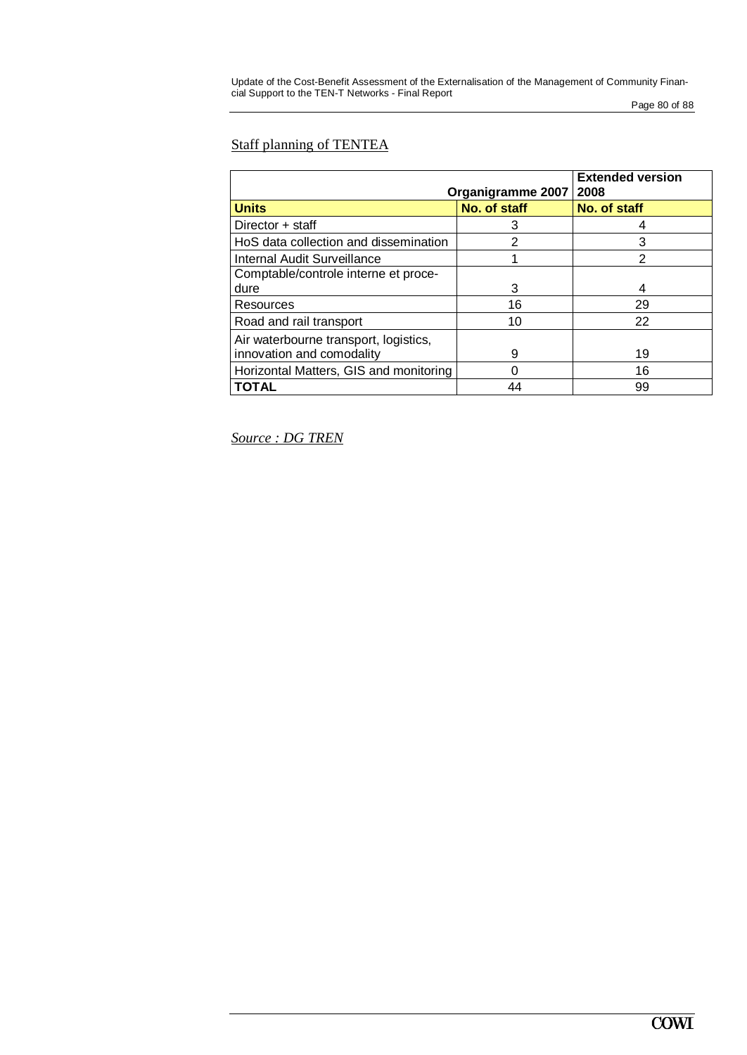Staff planning of TENTEA

| | Organigramme 2007 | Extended version 2008 |
|---|---|---|
| **Units** | **No. of staff** | **No. of staff** |
| Director + staff | 3 | 4 |
| HoS data collection and dissemination | 2 | 3 |
| Internal Audit Surveillance | 1 | 2 |
| Comptable/controle interne et procedure | 3 | 4 |
| Resources | 16 | 29 |
| Road and rail transport | 10 | 22 |
| Air waterbourne transport, logistics, innovation and comodality | 9 | 19 |
| Horizontal Matters, GIS and monitoring | 0 | 16 |
| **TOTAL** | 44 | 99 |

*Source : DG TREN*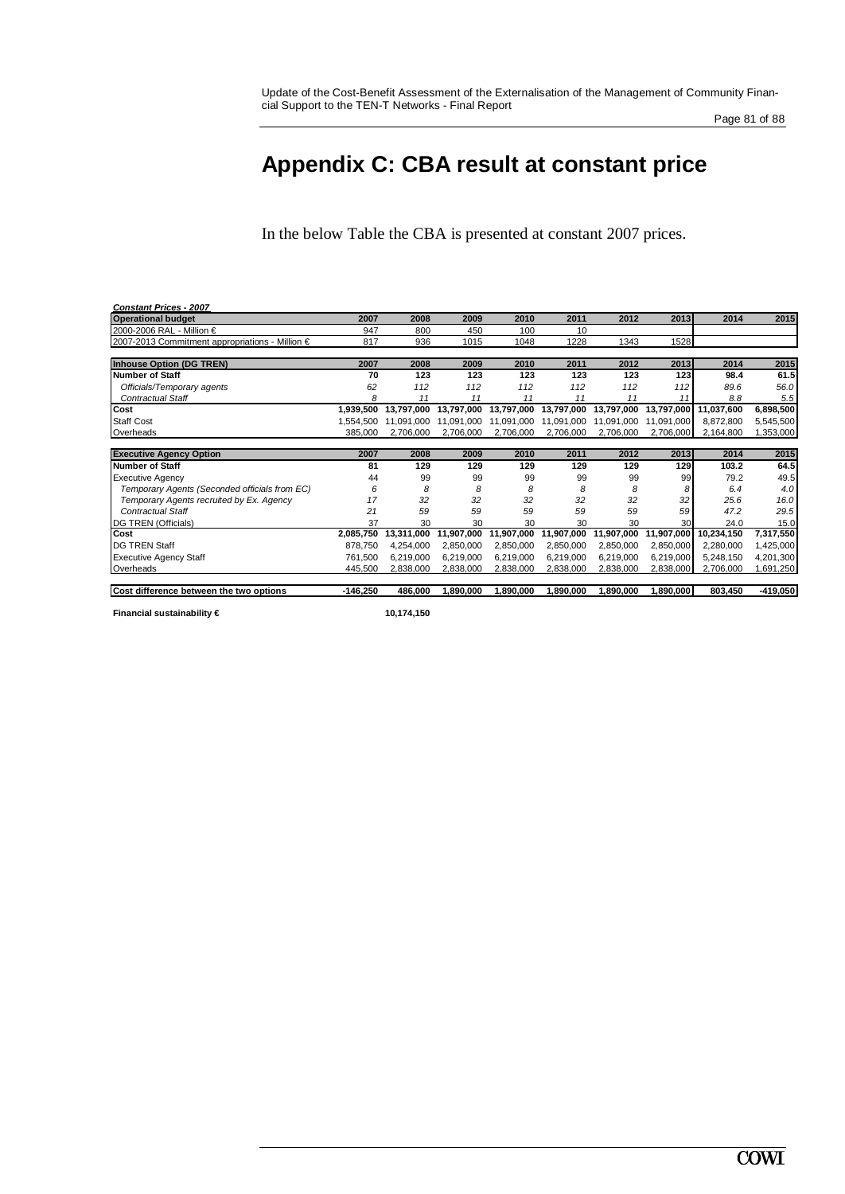# Appendix C: CBA result at constant price

In the below Table the CBA is presented at constant 2007 prices.

***Constant Prices - 2007***

| **Operational budget** | **2007** | **2008** | **2009** | **2010** | **2011** | **2012** | **2013** | **2014** | **2015** |
|---|---|---|---|---|---|---|---|---|---|
| 2000-2006 RAL - Million € | 947 | 800 | 450 | 100 | 10 | | | | |
| 2007-2013 Commitment appropriations - Million € | 817 | 936 | 1015 | 1048 | 1228 | 1343 | 1528 | | |
| | | | | | | | | | |
| **Inhouse Option (DG TREN)** | **2007** | **2008** | **2009** | **2010** | **2011** | **2012** | **2013** | **2014** | **2015** |
| **Number of Staff** | **70** | **123** | **123** | **123** | **123** | **123** | **123** | **98.4** | **61.5** |
| *Officials/Temporary agents* | *62* | *112* | *112* | *112* | *112* | *112* | *112* | *89.6* | *56.0* |
| *Contractual Staff* | *8* | *11* | *11* | *11* | *11* | *11* | *11* | *8.8* | *5.5* |
| **Cost** | **1,939,500** | **13,797,000** | **13,797,000** | **13,797,000** | **13,797,000** | **13,797,000** | **13,797,000** | **11,037,600** | **6,898,500** |
| Staff Cost | 1,554,500 | 11,091,000 | 11,091,000 | 11,091,000 | 11,091,000 | 11,091,000 | 11,091,000 | 8,872,800 | 5,545,500 |
| Overheads | 385,000 | 2,706,000 | 2,706,000 | 2,706,000 | 2,706,000 | 2,706,000 | 2,706,000 | 2,164,800 | 1,353,000 |
| | | | | | | | | | |
| **Executive Agency Option** | **2007** | **2008** | **2009** | **2010** | **2011** | **2012** | **2013** | **2014** | **2015** |
| **Number of Staff** | **81** | **129** | **129** | **129** | **129** | **129** | **129** | **103.2** | **64.5** |
| Executive Agency | 44 | 99 | 99 | 99 | 99 | 99 | 99 | 79.2 | 49.5 |
| *Temporary Agents (Seconded officials from EC)* | *6* | *8* | *8* | *8* | *8* | *8* | *8* | *6.4* | *4.0* |
| *Temporary Agents recruited by Ex. Agency* | *17* | *32* | *32* | *32* | *32* | *32* | *32* | *25.6* | *16.0* |
| *Contractual Staff* | *21* | *59* | *59* | *59* | *59* | *59* | *59* | *47.2* | *29.5* |
| DG TREN (Officials) | 37 | 30 | 30 | 30 | 30 | 30 | 30 | 24.0 | 15.0 |
| **Cost** | **2,085,750** | **13,311,000** | **11,907,000** | **11,907,000** | **11,907,000** | **11,907,000** | **11,907,000** | **10,234,150** | **7,317,550** |
| DG TREN Staff | 878,750 | 4,254,000 | 2,850,000 | 2,850,000 | 2,850,000 | 2,850,000 | 2,850,000 | 2,280,000 | 1,425,000 |
| Executive Agency Staff | 761,500 | 6,219,000 | 6,219,000 | 6,219,000 | 6,219,000 | 6,219,000 | 6,219,000 | 5,248,150 | 4,201,300 |
| Overheads | 445,500 | 2,838,000 | 2,838,000 | 2,838,000 | 2,838,000 | 2,838,000 | 2,838,000 | 2,706,000 | 1,691,250 |
| | | | | | | | | | |
| **Cost difference between the two options** | **-146,250** | **486,000** | **1,890,000** | **1,890,000** | **1,890,000** | **1,890,000** | **1,890,000** | **803,450** | **-419,050** |

**Financial sustainability €** **10,174,150**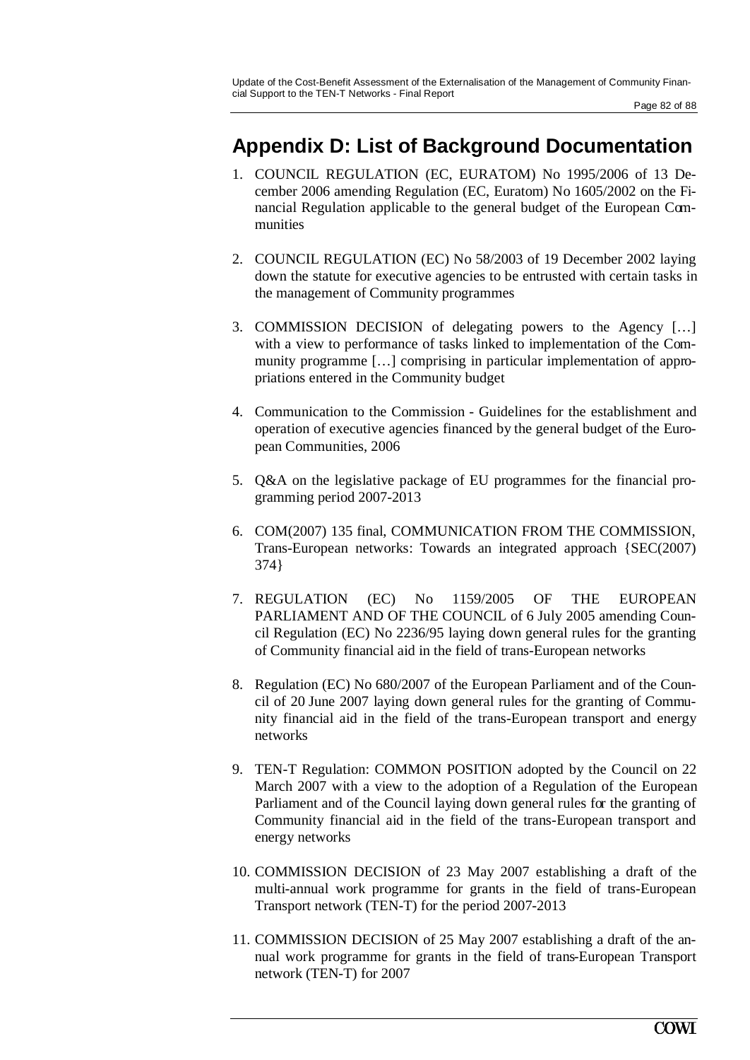# Appendix D: List of Background Documentation

1. COUNCIL REGULATION (EC, EURATOM) No 1995/2006 of 13 December 2006 amending Regulation (EC, Euratom) No 1605/2002 on the Financial Regulation applicable to the general budget of the European Communities

2. COUNCIL REGULATION (EC) No 58/2003 of 19 December 2002 laying down the statute for executive agencies to be entrusted with certain tasks in the management of Community programmes

3. COMMISSION DECISION of delegating powers to the Agency […] with a view to performance of tasks linked to implementation of the Community programme […] comprising in particular implementation of appropriations entered in the Community budget

4. Communication to the Commission - Guidelines for the establishment and operation of executive agencies financed by the general budget of the European Communities, 2006

5. Q&A on the legislative package of EU programmes for the financial programming period 2007-2013

6. COM(2007) 135 final, COMMUNICATION FROM THE COMMISSION, Trans-European networks: Towards an integrated approach {SEC(2007) 374}

7. REGULATION (EC) No 1159/2005 OF THE EUROPEAN PARLIAMENT AND OF THE COUNCIL of 6 July 2005 amending Council Regulation (EC) No 2236/95 laying down general rules for the granting of Community financial aid in the field of trans-European networks

8. Regulation (EC) No 680/2007 of the European Parliament and of the Council of 20 June 2007 laying down general rules for the granting of Community financial aid in the field of the trans-European transport and energy networks

9. TEN-T Regulation: COMMON POSITION adopted by the Council on 22 March 2007 with a view to the adoption of a Regulation of the European Parliament and of the Council laying down general rules for the granting of Community financial aid in the field of the trans-European transport and energy networks

10. COMMISSION DECISION of 23 May 2007 establishing a draft of the multi-annual work programme for grants in the field of trans-European Transport network (TEN-T) for the period 2007-2013

11. COMMISSION DECISION of 25 May 2007 establishing a draft of the annual work programme for grants in the field of trans-European Transport network (TEN-T) for 2007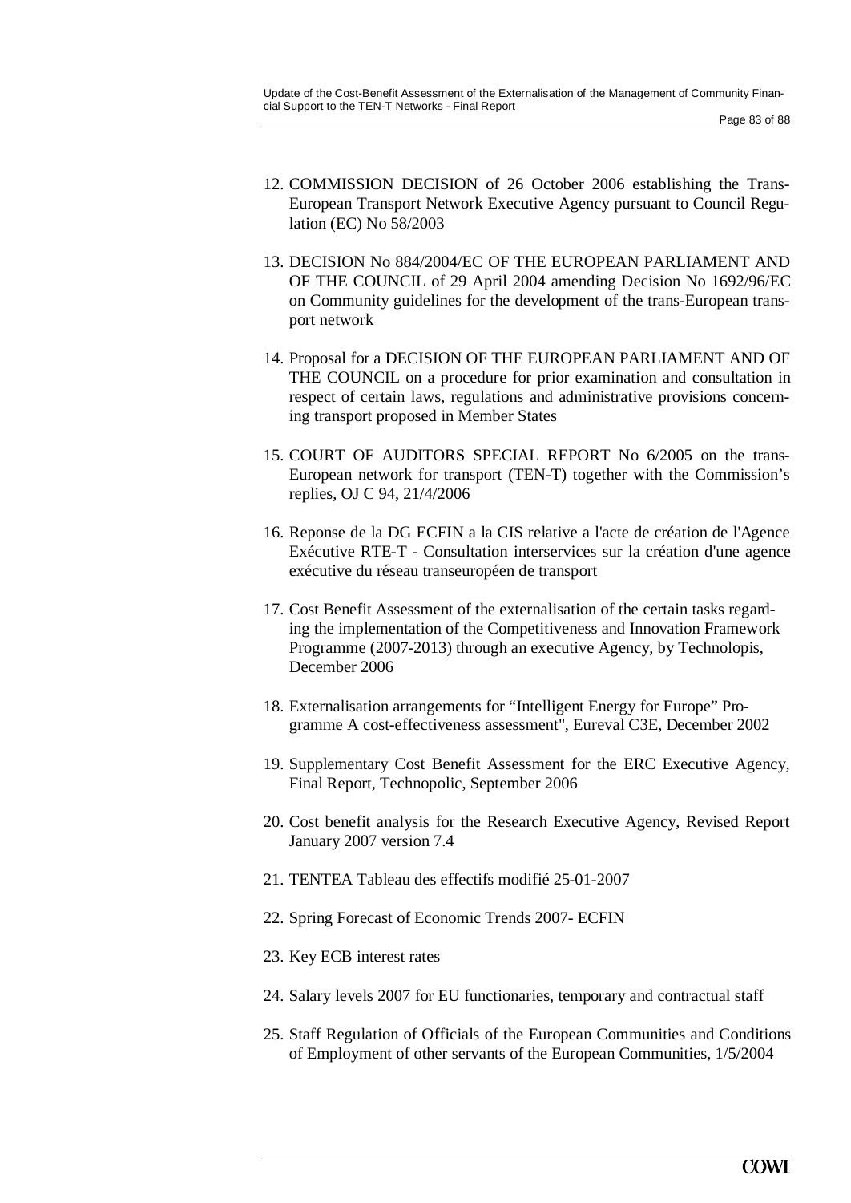12. COMMISSION DECISION of 26 October 2006 establishing the Trans-European Transport Network Executive Agency pursuant to Council Regulation (EC) No 58/2003

13. DECISION No 884/2004/EC OF THE EUROPEAN PARLIAMENT AND OF THE COUNCIL of 29 April 2004 amending Decision No 1692/96/EC on Community guidelines for the development of the trans-European transport network

14. Proposal for a DECISION OF THE EUROPEAN PARLIAMENT AND OF THE COUNCIL on a procedure for prior examination and consultation in respect of certain laws, regulations and administrative provisions concerning transport proposed in Member States

15. COURT OF AUDITORS SPECIAL REPORT No 6/2005 on the trans-European network for transport (TEN-T) together with the Commission's replies, OJ C 94, 21/4/2006

16. Reponse de la DG ECFIN a la CIS relative a l'acte de création de l'Agence Exécutive RTE-T - Consultation interservices sur la création d'une agence exécutive du réseau transeuropéen de transport

17. Cost Benefit Assessment of the externalisation of the certain tasks regarding the implementation of the Competitiveness and Innovation Framework Programme (2007-2013) through an executive Agency, by Technolopis, December 2006

18. Externalisation arrangements for "Intelligent Energy for Europe" Programme A cost-effectiveness assessment", Eureval C3E, December 2002

19. Supplementary Cost Benefit Assessment for the ERC Executive Agency, Final Report, Technopolic, September 2006

20. Cost benefit analysis for the Research Executive Agency, Revised Report January 2007 version 7.4

21. TENTEA Tableau des effectifs modifié 25-01-2007

22. Spring Forecast of Economic Trends 2007- ECFIN

23. Key ECB interest rates

24. Salary levels 2007 for EU functionaries, temporary and contractual staff

25. Staff Regulation of Officials of the European Communities and Conditions of Employment of other servants of the European Communities, 1/5/2004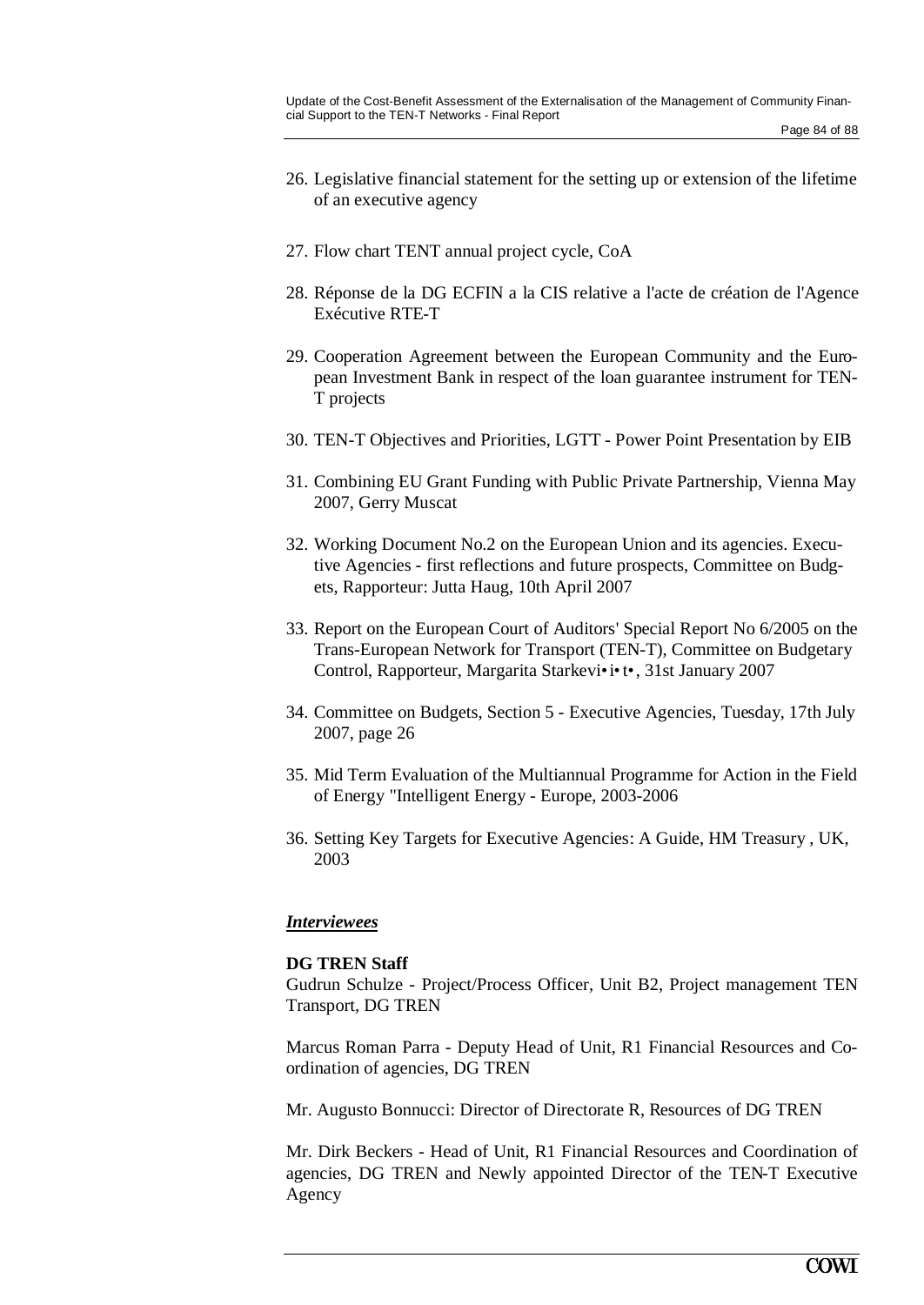26. Legislative financial statement for the setting up or extension of the lifetime of an executive agency

27. Flow chart TENT annual project cycle, CoA

28. Réponse de la DG ECFIN a la CIS relative a l'acte de création de l'Agence Exécutive RTE-T

29. Cooperation Agreement between the European Community and the European Investment Bank in respect of the loan guarantee instrument for TEN-T projects

30. TEN-T Objectives and Priorities, LGTT - Power Point Presentation by EIB

31. Combining EU Grant Funding with Public Private Partnership, Vienna May 2007, Gerry Muscat

32. Working Document No.2 on the European Union and its agencies. Executive Agencies - first reflections and future prospects, Committee on Budgets, Rapporteur: Jutta Haug, 10th April 2007

33. Report on the European Court of Auditors' Special Report No 6/2005 on the Trans-European Network for Transport (TEN-T), Committee on Budgetary Control, Rapporteur, Margarita Starkevi•i•t•, 31st January 2007

34. Committee on Budgets, Section 5 - Executive Agencies, Tuesday, 17th July 2007, page 26

35. Mid Term Evaluation of the Multiannual Programme for Action in the Field of Energy "Intelligent Energy - Europe, 2003-2006

36. Setting Key Targets for Executive Agencies: A Guide, HM Treasury , UK, 2003

***Interviewees***

**DG TREN Staff**

Gudrun Schulze - Project/Process Officer, Unit B2, Project management TEN Transport, DG TREN

Marcus Roman Parra - Deputy Head of Unit, R1 Financial Resources and Coordination of agencies, DG TREN

Mr. Augusto Bonnucci: Director of Directorate R, Resources of DG TREN

Mr. Dirk Beckers - Head of Unit, R1 Financial Resources and Coordination of agencies, DG TREN and Newly appointed Director of the TEN-T Executive Agency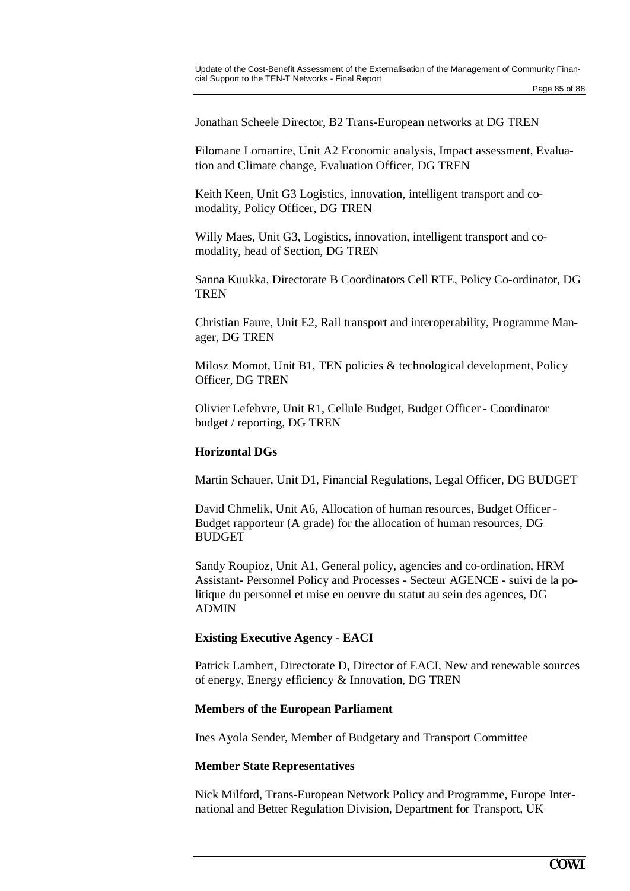Jonathan Scheele Director, B2 Trans-European networks at DG TREN

Filomane Lomartire, Unit A2 Economic analysis, Impact assessment, Evaluation and Climate change, Evaluation Officer, DG TREN

Keith Keen, Unit G3 Logistics, innovation, intelligent transport and co-modality, Policy Officer, DG TREN

Willy Maes, Unit G3, Logistics, innovation, intelligent transport and co-modality, head of Section, DG TREN

Sanna Kuukka, Directorate B Coordinators Cell RTE, Policy Co-ordinator, DG TREN

Christian Faure, Unit E2, Rail transport and interoperability, Programme Manager, DG TREN

Milosz Momot, Unit B1, TEN policies & technological development, Policy Officer, DG TREN

Olivier Lefebvre, Unit R1, Cellule Budget, Budget Officer - Coordinator budget / reporting, DG TREN

**Horizontal DGs**

Martin Schauer, Unit D1, Financial Regulations, Legal Officer, DG BUDGET

David Chmelik, Unit A6, Allocation of human resources, Budget Officer - Budget rapporteur (A grade) for the allocation of human resources, DG BUDGET

Sandy Roupioz, Unit A1, General policy, agencies and co-ordination, HRM Assistant- Personnel Policy and Processes - Secteur AGENCE - suivi de la politique du personnel et mise en oeuvre du statut au sein des agences, DG ADMIN

**Existing Executive Agency - EACI**

Patrick Lambert, Directorate D, Director of EACI, New and renewable sources of energy, Energy efficiency & Innovation, DG TREN

**Members of the European Parliament**

Ines Ayola Sender, Member of Budgetary and Transport Committee

**Member State Representatives**

Nick Milford, Trans-European Network Policy and Programme, Europe International and Better Regulation Division, Department for Transport, UK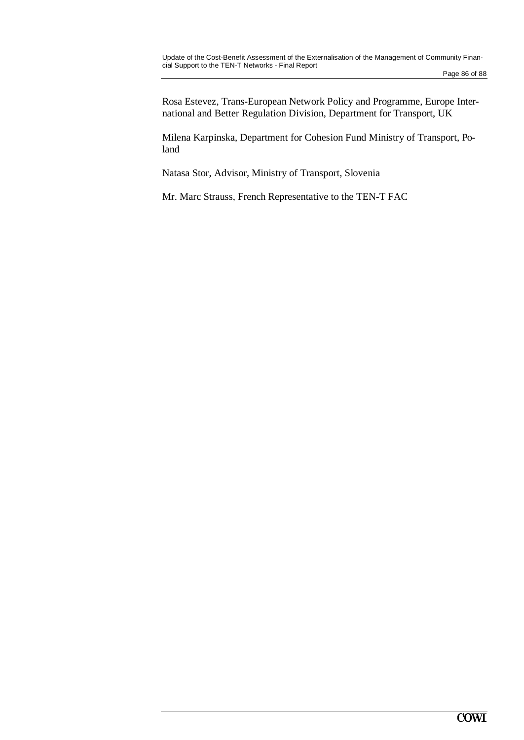Rosa Estevez, Trans-European Network Policy and Programme, Europe International and Better Regulation Division, Department for Transport, UK

Milena Karpinska, Department for Cohesion Fund Ministry of Transport, Poland

Natasa Stor, Advisor, Ministry of Transport, Slovenia

Mr. Marc Strauss, French Representative to the TEN-T FAC